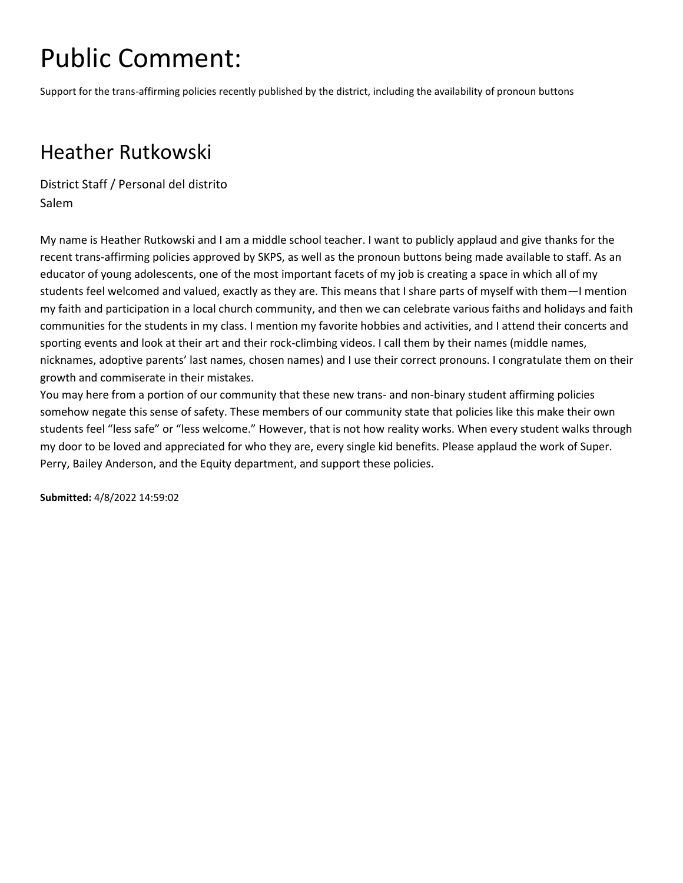# Public Comment:

Support for the trans-affirming policies recently published by the district, including the availability of pronoun buttons

## Heather Rutkowski

District Staff / Personal del distrito
Salem

My name is Heather Rutkowski and I am a middle school teacher. I want to publicly applaud and give thanks for the recent trans-affirming policies approved by SKPS, as well as the pronoun buttons being made available to staff. As an educator of young adolescents, one of the most important facets of my job is creating a space in which all of my students feel welcomed and valued, exactly as they are. This means that I share parts of myself with them—I mention my faith and participation in a local church community, and then we can celebrate various faiths and holidays and faith communities for the students in my class. I mention my favorite hobbies and activities, and I attend their concerts and sporting events and look at their art and their rock-climbing videos. I call them by their names (middle names, nicknames, adoptive parents' last names, chosen names) and I use their correct pronouns. I congratulate them on their growth and commiserate in their mistakes.
You may here from a portion of our community that these new trans- and non-binary student affirming policies somehow negate this sense of safety. These members of our community state that policies like this make their own students feel "less safe" or "less welcome." However, that is not how reality works. When every student walks through my door to be loved and appreciated for who they are, every single kid benefits. Please applaud the work of Super. Perry, Bailey Anderson, and the Equity department, and support these policies.

**Submitted:** 4/8/2022 14:59:02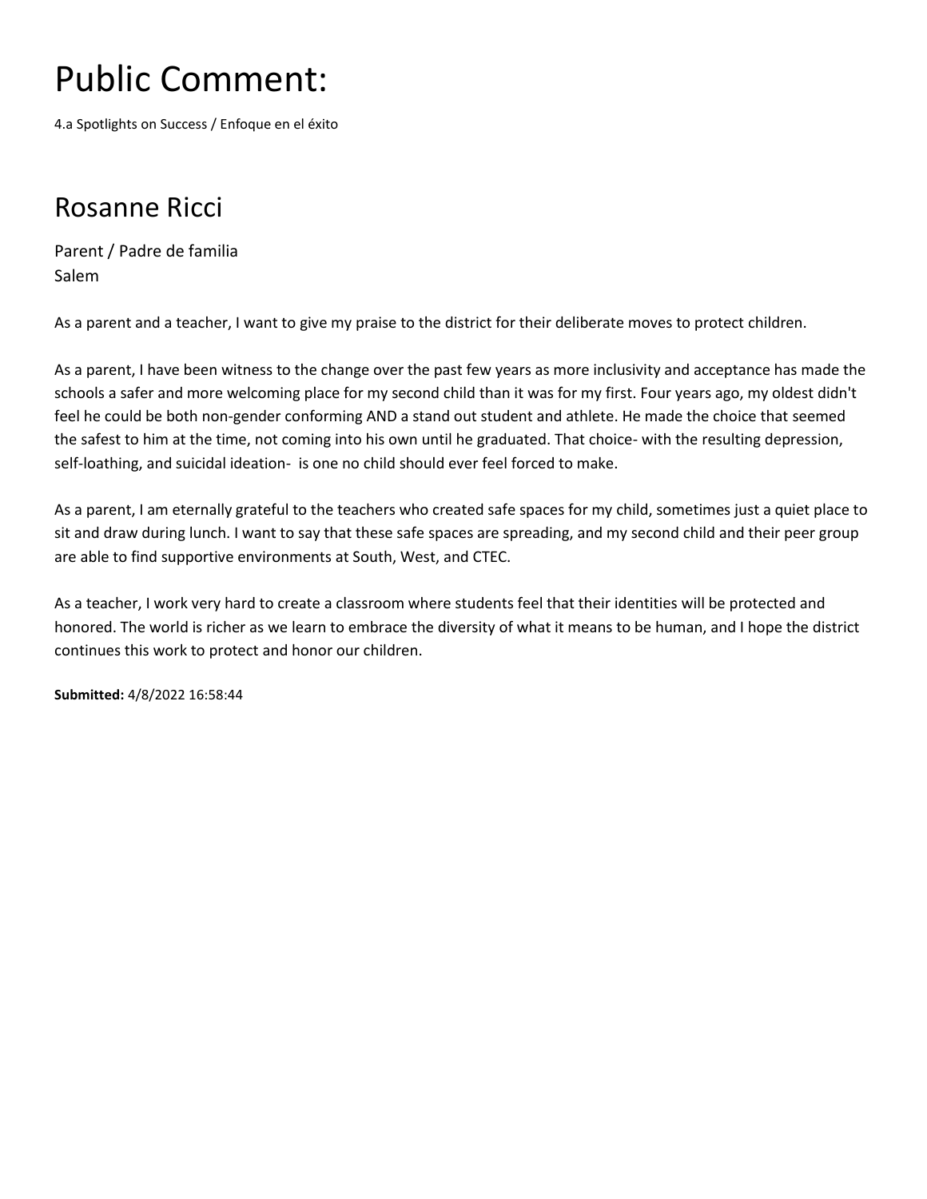# Public Comment:

4.a Spotlights on Success / Enfoque en el éxito

## Rosanne Ricci

Parent / Padre de familia
Salem

As a parent and a teacher, I want to give my praise to the district for their deliberate moves to protect children.

As a parent, I have been witness to the change over the past few years as more inclusivity and acceptance has made the schools a safer and more welcoming place for my second child than it was for my first. Four years ago, my oldest didn't feel he could be both non-gender conforming AND a stand out student and athlete. He made the choice that seemed the safest to him at the time, not coming into his own until he graduated. That choice- with the resulting depression, self-loathing, and suicidal ideation- is one no child should ever feel forced to make.

As a parent, I am eternally grateful to the teachers who created safe spaces for my child, sometimes just a quiet place to sit and draw during lunch. I want to say that these safe spaces are spreading, and my second child and their peer group are able to find supportive environments at South, West, and CTEC.

As a teacher, I work very hard to create a classroom where students feel that their identities will be protected and honored. The world is richer as we learn to embrace the diversity of what it means to be human, and I hope the district continues this work to protect and honor our children.

**Submitted:** 4/8/2022 16:58:44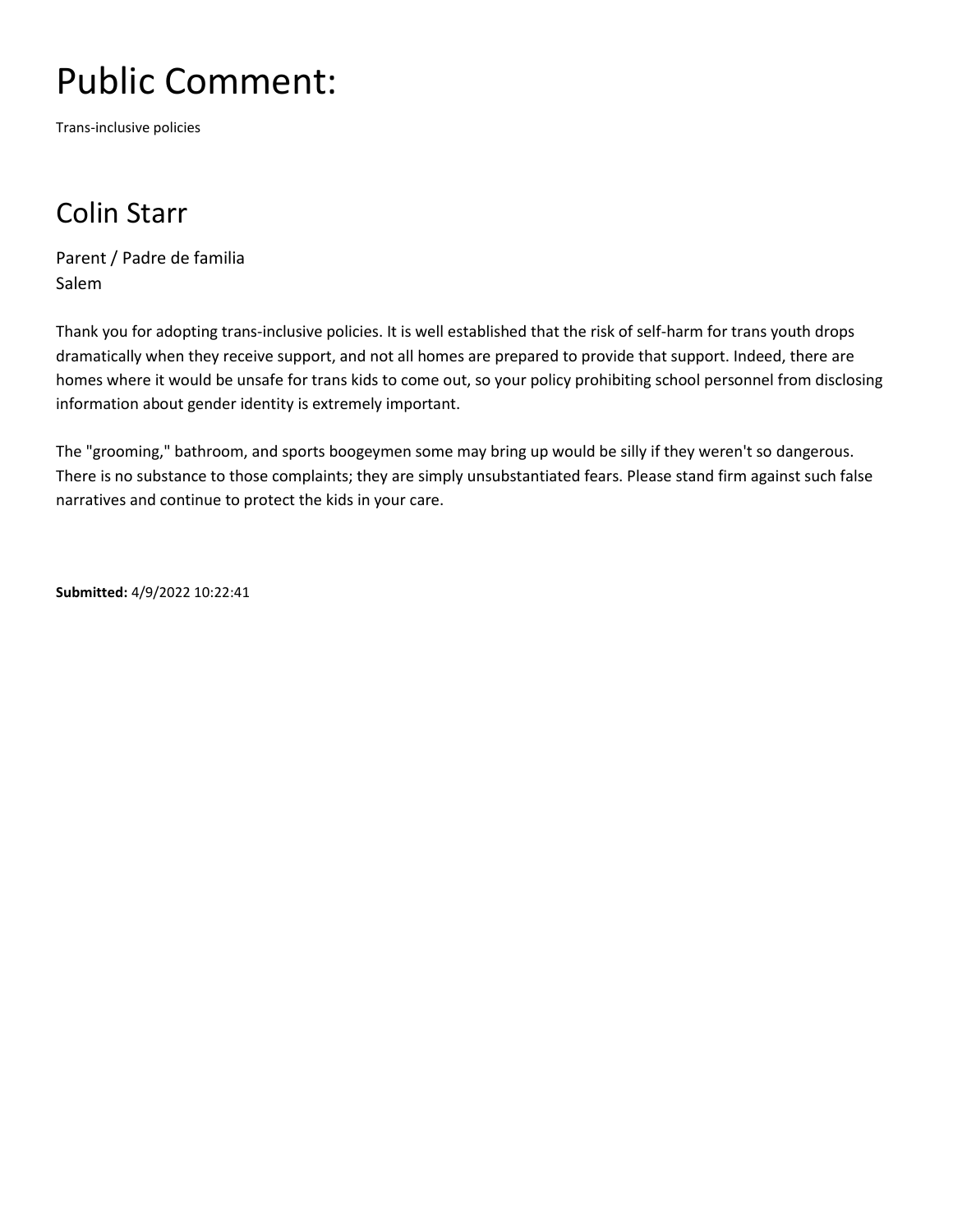# Public Comment:

Trans-inclusive policies

## Colin Starr

Parent / Padre de familia
Salem

Thank you for adopting trans-inclusive policies. It is well established that the risk of self-harm for trans youth drops dramatically when they receive support, and not all homes are prepared to provide that support. Indeed, there are homes where it would be unsafe for trans kids to come out, so your policy prohibiting school personnel from disclosing information about gender identity is extremely important.

The "grooming," bathroom, and sports boogeymen some may bring up would be silly if they weren't so dangerous. There is no substance to those complaints; they are simply unsubstantiated fears. Please stand firm against such false narratives and continue to protect the kids in your care.

**Submitted:** 4/9/2022 10:22:41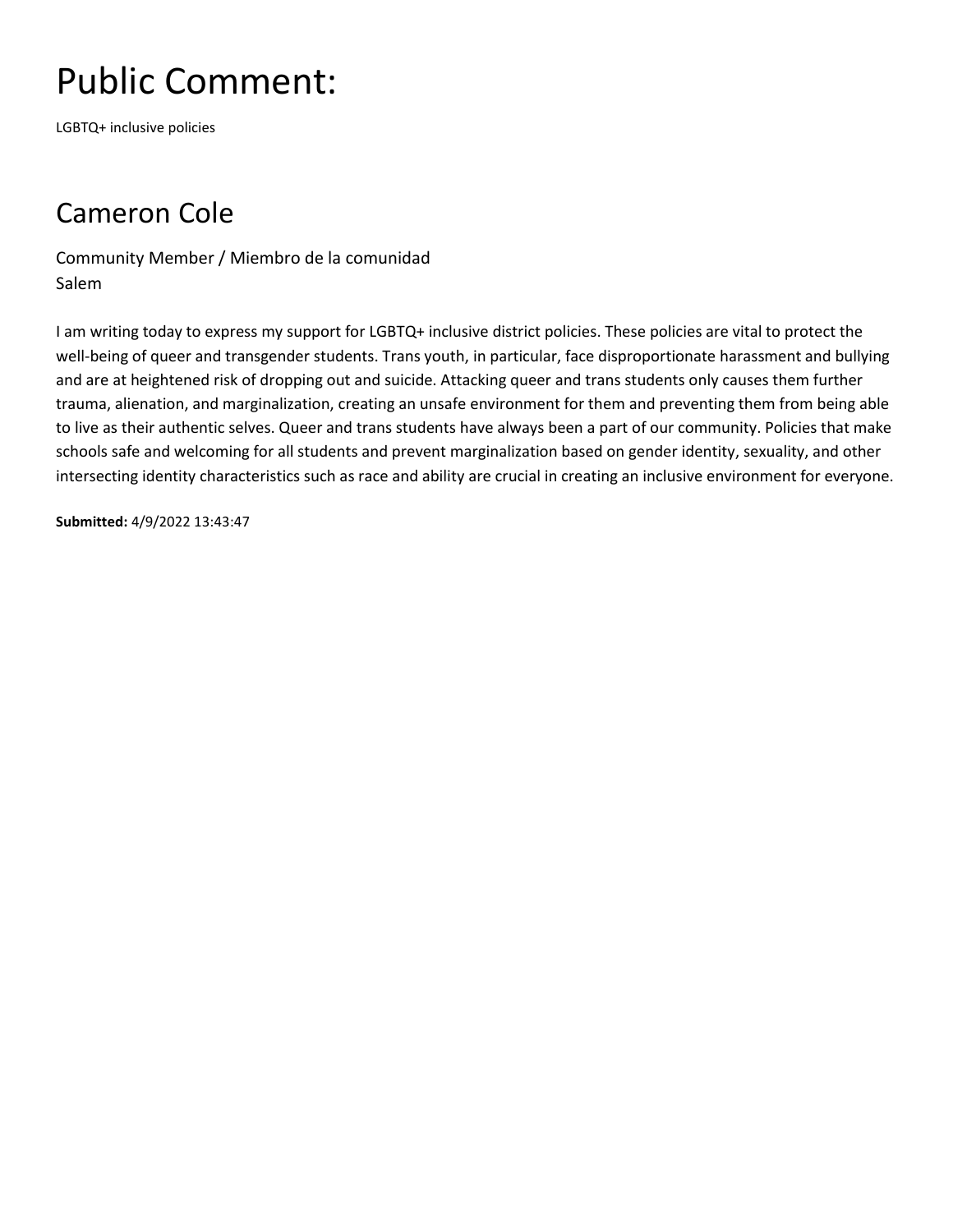# Public Comment:

LGBTQ+ inclusive policies

## Cameron Cole

Community Member / Miembro de la comunidad
Salem

I am writing today to express my support for LGBTQ+ inclusive district policies. These policies are vital to protect the well-being of queer and transgender students. Trans youth, in particular, face disproportionate harassment and bullying and are at heightened risk of dropping out and suicide. Attacking queer and trans students only causes them further trauma, alienation, and marginalization, creating an unsafe environment for them and preventing them from being able to live as their authentic selves. Queer and trans students have always been a part of our community. Policies that make schools safe and welcoming for all students and prevent marginalization based on gender identity, sexuality, and other intersecting identity characteristics such as race and ability are crucial in creating an inclusive environment for everyone.

**Submitted:** 4/9/2022 13:43:47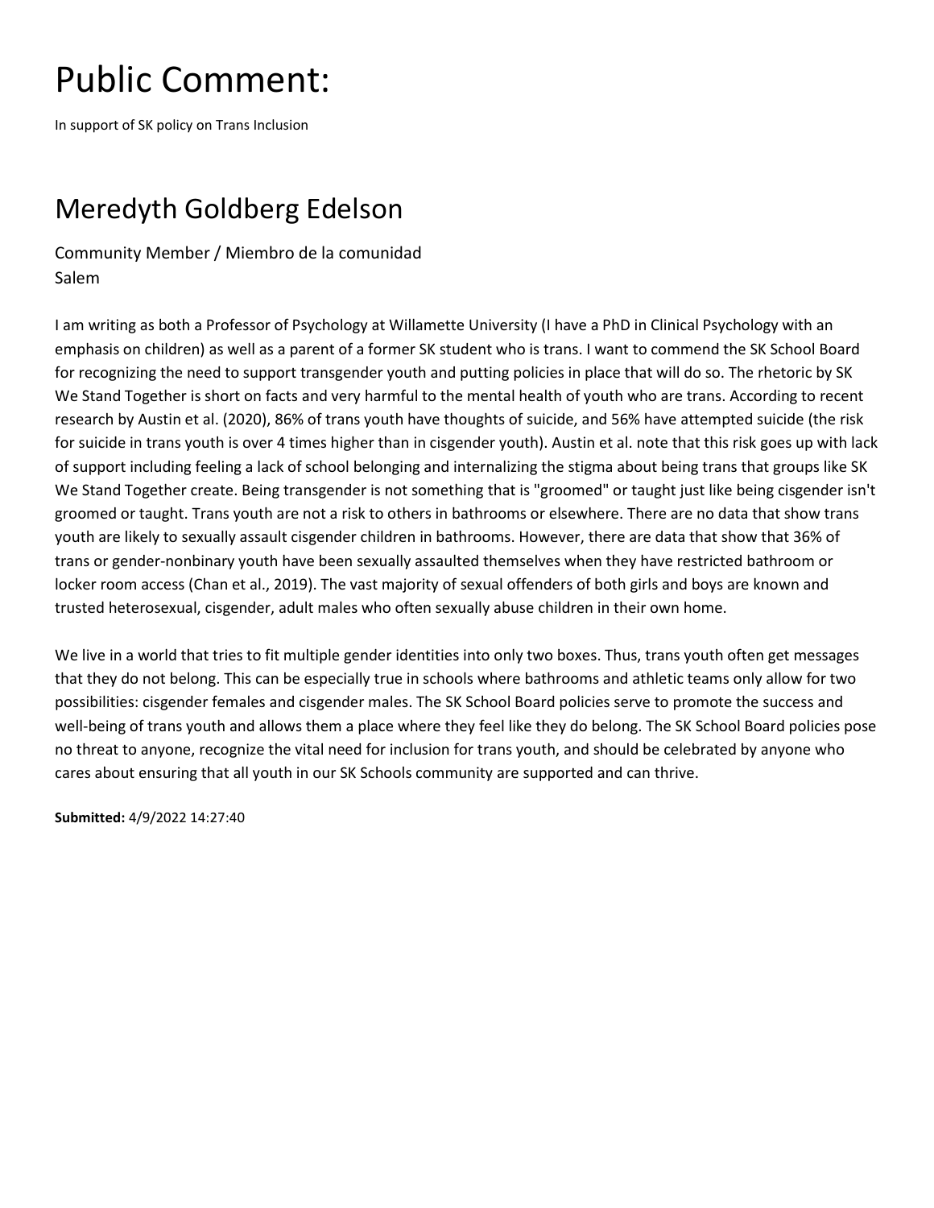# Public Comment:

In support of SK policy on Trans Inclusion

## Meredyth Goldberg Edelson

Community Member / Miembro de la comunidad
Salem

I am writing as both a Professor of Psychology at Willamette University (I have a PhD in Clinical Psychology with an emphasis on children) as well as a parent of a former SK student who is trans. I want to commend the SK School Board for recognizing the need to support transgender youth and putting policies in place that will do so. The rhetoric by SK We Stand Together is short on facts and very harmful to the mental health of youth who are trans. According to recent research by Austin et al. (2020), 86% of trans youth have thoughts of suicide, and 56% have attempted suicide (the risk for suicide in trans youth is over 4 times higher than in cisgender youth). Austin et al. note that this risk goes up with lack of support including feeling a lack of school belonging and internalizing the stigma about being trans that groups like SK We Stand Together create. Being transgender is not something that is "groomed" or taught just like being cisgender isn't groomed or taught. Trans youth are not a risk to others in bathrooms or elsewhere. There are no data that show trans youth are likely to sexually assault cisgender children in bathrooms. However, there are data that show that 36% of trans or gender-nonbinary youth have been sexually assaulted themselves when they have restricted bathroom or locker room access (Chan et al., 2019). The vast majority of sexual offenders of both girls and boys are known and trusted heterosexual, cisgender, adult males who often sexually abuse children in their own home.

We live in a world that tries to fit multiple gender identities into only two boxes. Thus, trans youth often get messages that they do not belong. This can be especially true in schools where bathrooms and athletic teams only allow for two possibilities: cisgender females and cisgender males. The SK School Board policies serve to promote the success and well-being of trans youth and allows them a place where they feel like they do belong. The SK School Board policies pose no threat to anyone, recognize the vital need for inclusion for trans youth, and should be celebrated by anyone who cares about ensuring that all youth in our SK Schools community are supported and can thrive.

**Submitted:** 4/9/2022 14:27:40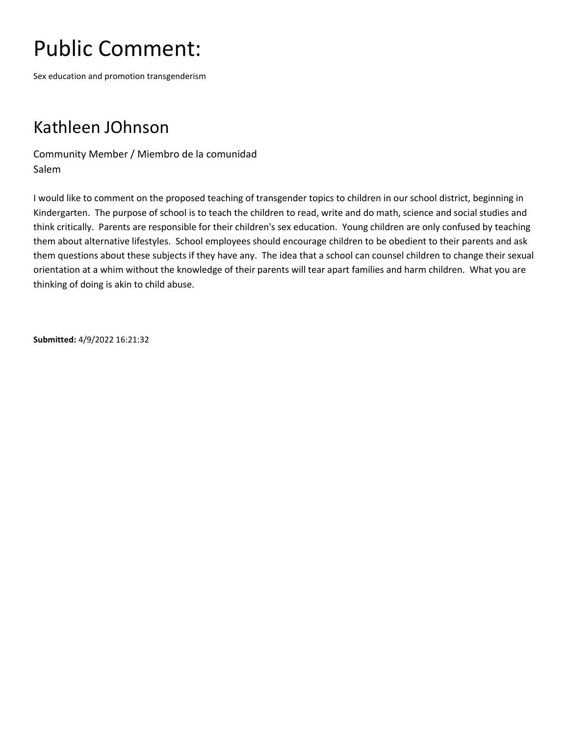# Public Comment:

Sex education and promotion transgenderism

## Kathleen JOhnson

Community Member / Miembro de la comunidad
Salem

I would like to comment on the proposed teaching of transgender topics to children in our school district, beginning in Kindergarten. The purpose of school is to teach the children to read, write and do math, science and social studies and think critically. Parents are responsible for their children's sex education. Young children are only confused by teaching them about alternative lifestyles. School employees should encourage children to be obedient to their parents and ask them questions about these subjects if they have any. The idea that a school can counsel children to change their sexual orientation at a whim without the knowledge of their parents will tear apart families and harm children. What you are thinking of doing is akin to child abuse.

**Submitted:** 4/9/2022 16:21:32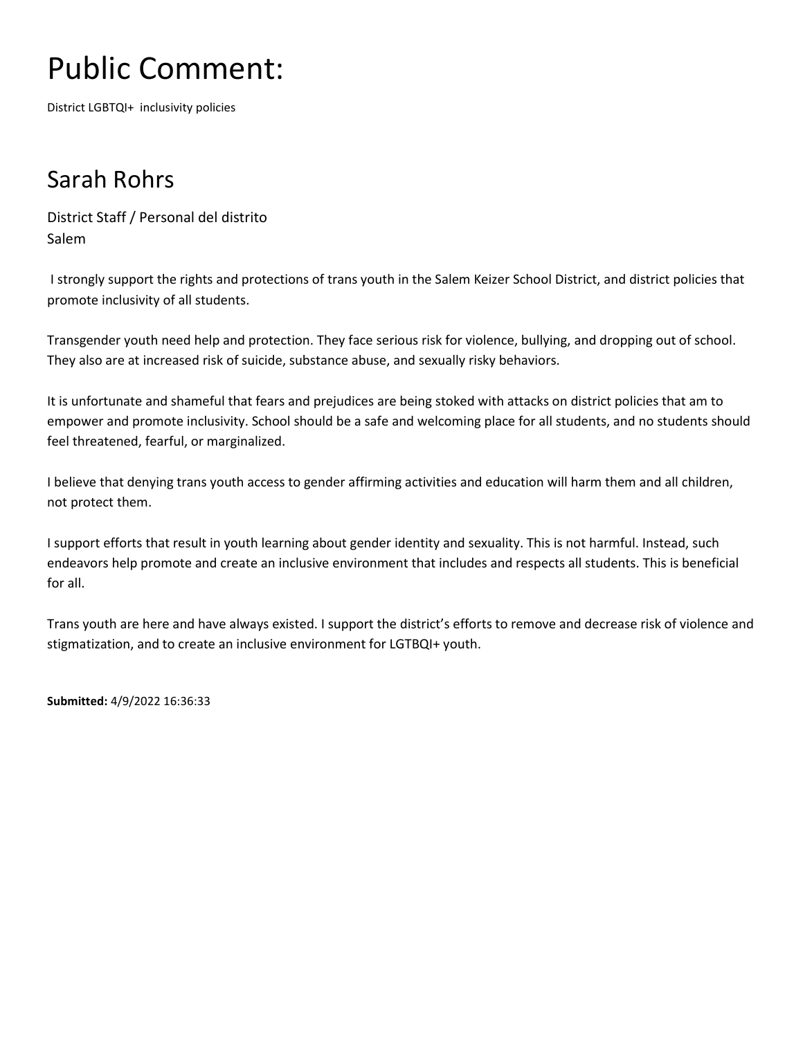# Public Comment:

District LGBTQI+ inclusivity policies

## Sarah Rohrs

District Staff / Personal del distrito
Salem

I strongly support the rights and protections of trans youth in the Salem Keizer School District, and district policies that promote inclusivity of all students.

Transgender youth need help and protection. They face serious risk for violence, bullying, and dropping out of school. They also are at increased risk of suicide, substance abuse, and sexually risky behaviors.

It is unfortunate and shameful that fears and prejudices are being stoked with attacks on district policies that am to empower and promote inclusivity. School should be a safe and welcoming place for all students, and no students should feel threatened, fearful, or marginalized.

I believe that denying trans youth access to gender affirming activities and education will harm them and all children, not protect them.

I support efforts that result in youth learning about gender identity and sexuality. This is not harmful. Instead, such endeavors help promote and create an inclusive environment that includes and respects all students. This is beneficial for all.

Trans youth are here and have always existed. I support the district's efforts to remove and decrease risk of violence and stigmatization, and to create an inclusive environment for LGTBQI+ youth.

**Submitted:** 4/9/2022 16:36:33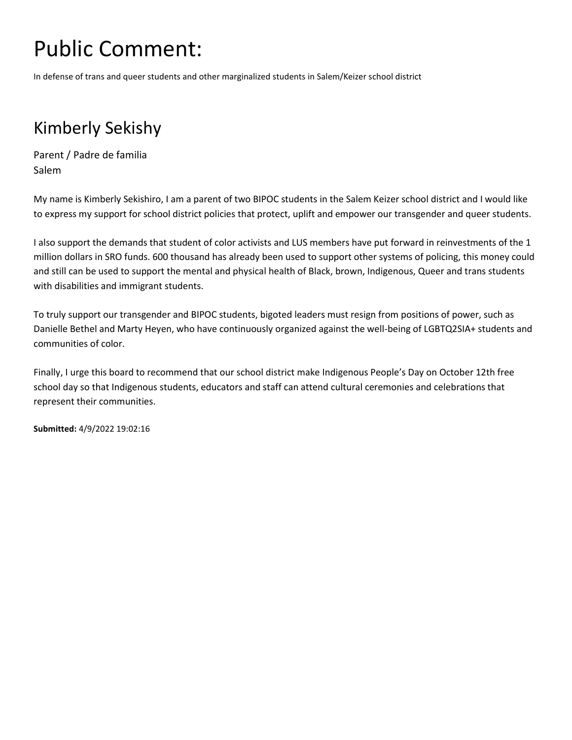# Public Comment:

In defense of trans and queer students and other marginalized students in Salem/Keizer school district

## Kimberly Sekishy

Parent / Padre de familia
Salem

My name is Kimberly Sekishiro, I am a parent of two BIPOC students in the Salem Keizer school district and I would like to express my support for school district policies that protect, uplift and empower our transgender and queer students.

I also support the demands that student of color activists and LUS members have put forward in reinvestments of the 1 million dollars in SRO funds. 600 thousand has already been used to support other systems of policing, this money could and still can be used to support the mental and physical health of Black, brown, Indigenous, Queer and trans students with disabilities and immigrant students.

To truly support our transgender and BIPOC students, bigoted leaders must resign from positions of power, such as Danielle Bethel and Marty Heyen, who have continuously organized against the well-being of LGBTQ2SIA+ students and communities of color.

Finally, I urge this board to recommend that our school district make Indigenous People's Day on October 12th free school day so that Indigenous students, educators and staff can attend cultural ceremonies and celebrations that represent their communities.

**Submitted:** 4/9/2022 19:02:16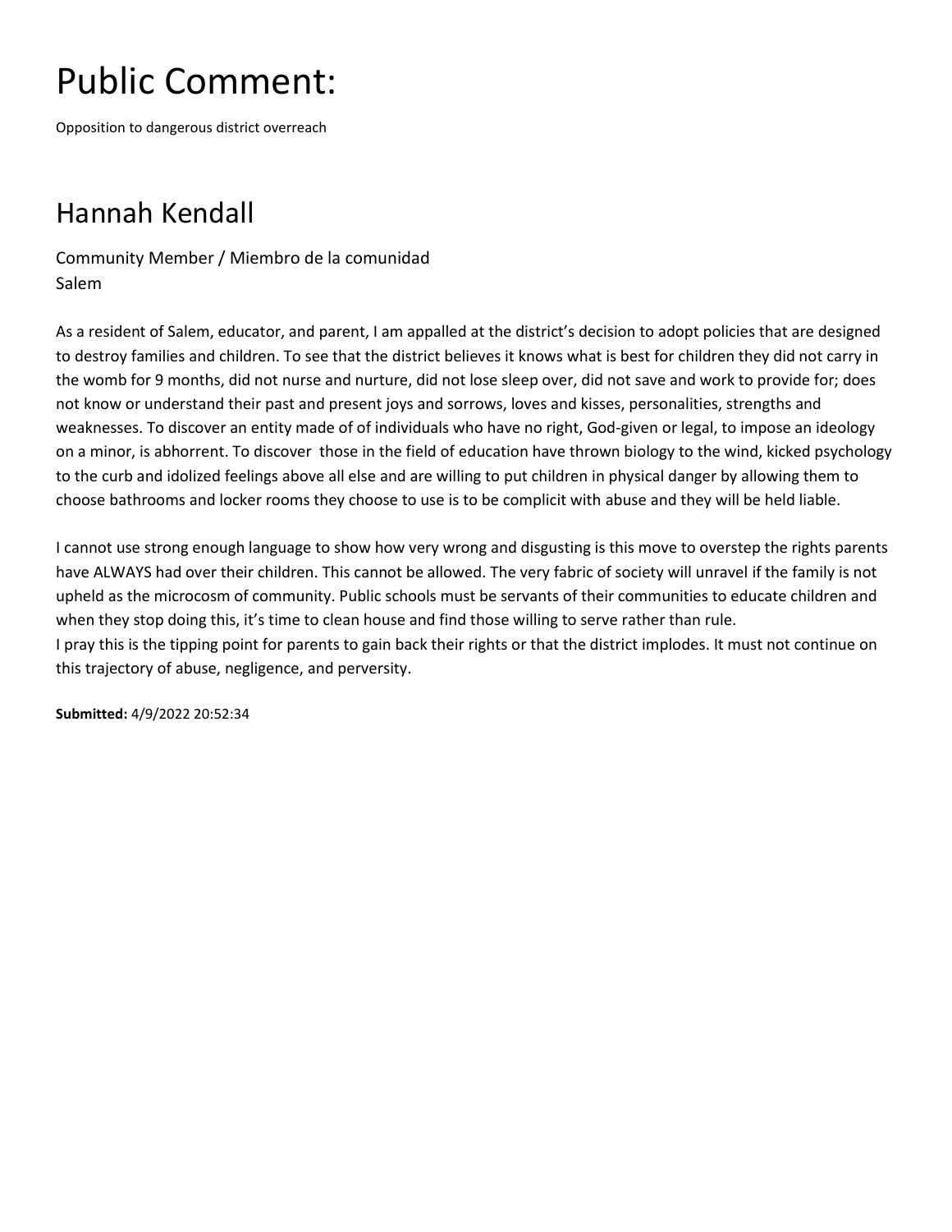# Public Comment:

Opposition to dangerous district overreach

## Hannah Kendall

Community Member / Miembro de la comunidad
Salem

As a resident of Salem, educator, and parent, I am appalled at the district's decision to adopt policies that are designed to destroy families and children. To see that the district believes it knows what is best for children they did not carry in the womb for 9 months, did not nurse and nurture, did not lose sleep over, did not save and work to provide for; does not know or understand their past and present joys and sorrows, loves and kisses, personalities, strengths and weaknesses. To discover an entity made of of individuals who have no right, God-given or legal, to impose an ideology on a minor, is abhorrent. To discover those in the field of education have thrown biology to the wind, kicked psychology to the curb and idolized feelings above all else and are willing to put children in physical danger by allowing them to choose bathrooms and locker rooms they choose to use is to be complicit with abuse and they will be held liable.

I cannot use strong enough language to show how very wrong and disgusting is this move to overstep the rights parents have ALWAYS had over their children. This cannot be allowed. The very fabric of society will unravel if the family is not upheld as the microcosm of community. Public schools must be servants of their communities to educate children and when they stop doing this, it's time to clean house and find those willing to serve rather than rule.
I pray this is the tipping point for parents to gain back their rights or that the district implodes. It must not continue on this trajectory of abuse, negligence, and perversity.

**Submitted:** 4/9/2022 20:52:34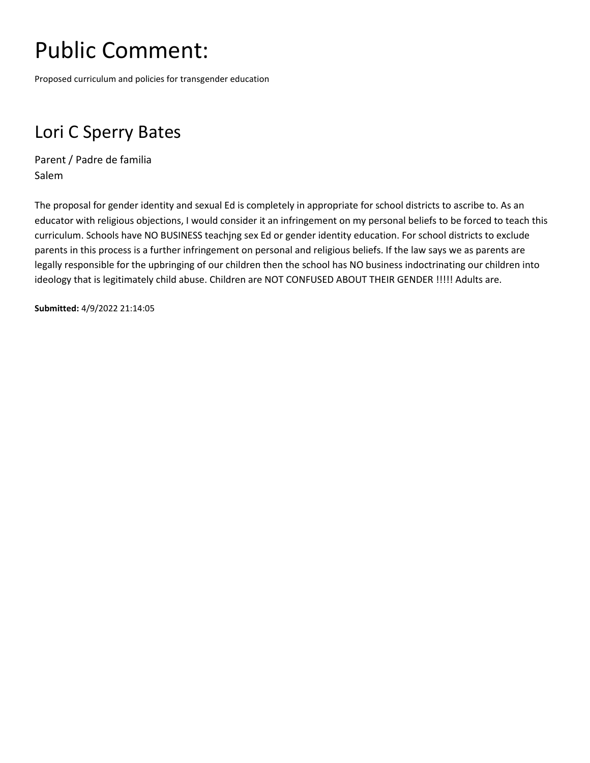# Public Comment:

Proposed curriculum and policies for transgender education

## Lori C Sperry Bates

Parent / Padre de familia
Salem

The proposal for gender identity and sexual Ed is completely in appropriate for school districts to ascribe to. As an educator with religious objections, I would consider it an infringement on my personal beliefs to be forced to teach this curriculum. Schools have NO BUSINESS teachjng sex Ed or gender identity education. For school districts to exclude parents in this process is a further infringement on personal and religious beliefs. If the law says we as parents are legally responsible for the upbringing of our children then the school has NO business indoctrinating our children into ideology that is legitimately child abuse. Children are NOT CONFUSED ABOUT THEIR GENDER !!!!! Adults are.

**Submitted:** 4/9/2022 21:14:05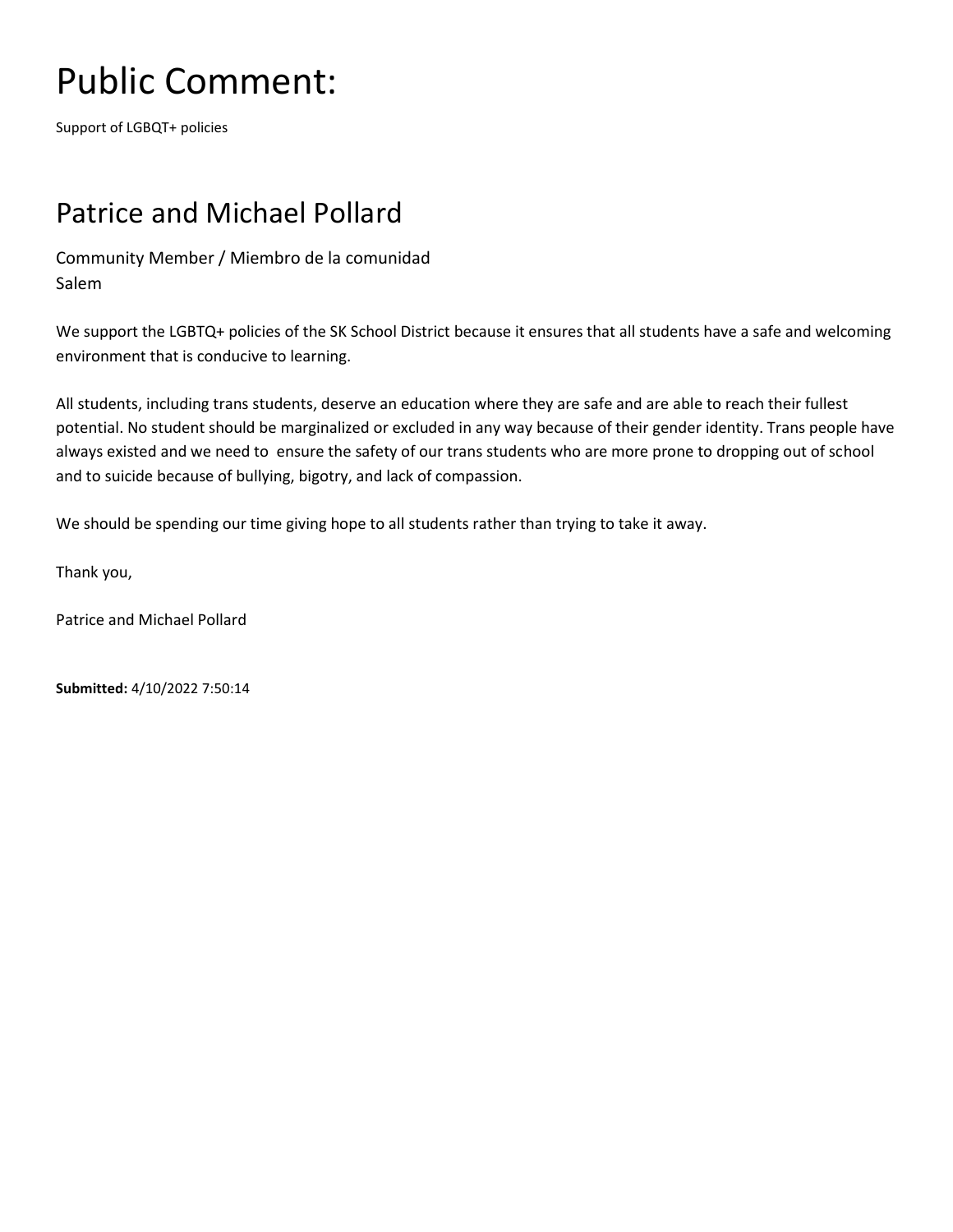# Public Comment:

Support of LGBQT+ policies

## Patrice and Michael Pollard

Community Member / Miembro de la comunidad
Salem

We support the LGBTQ+ policies of the SK School District because it ensures that all students have a safe and welcoming environment that is conducive to learning.

All students, including trans students, deserve an education where they are safe and are able to reach their fullest potential. No student should be marginalized or excluded in any way because of their gender identity. Trans people have always existed and we need to ensure the safety of our trans students who are more prone to dropping out of school and to suicide because of bullying, bigotry, and lack of compassion.

We should be spending our time giving hope to all students rather than trying to take it away.

Thank you,

Patrice and Michael Pollard

**Submitted:** 4/10/2022 7:50:14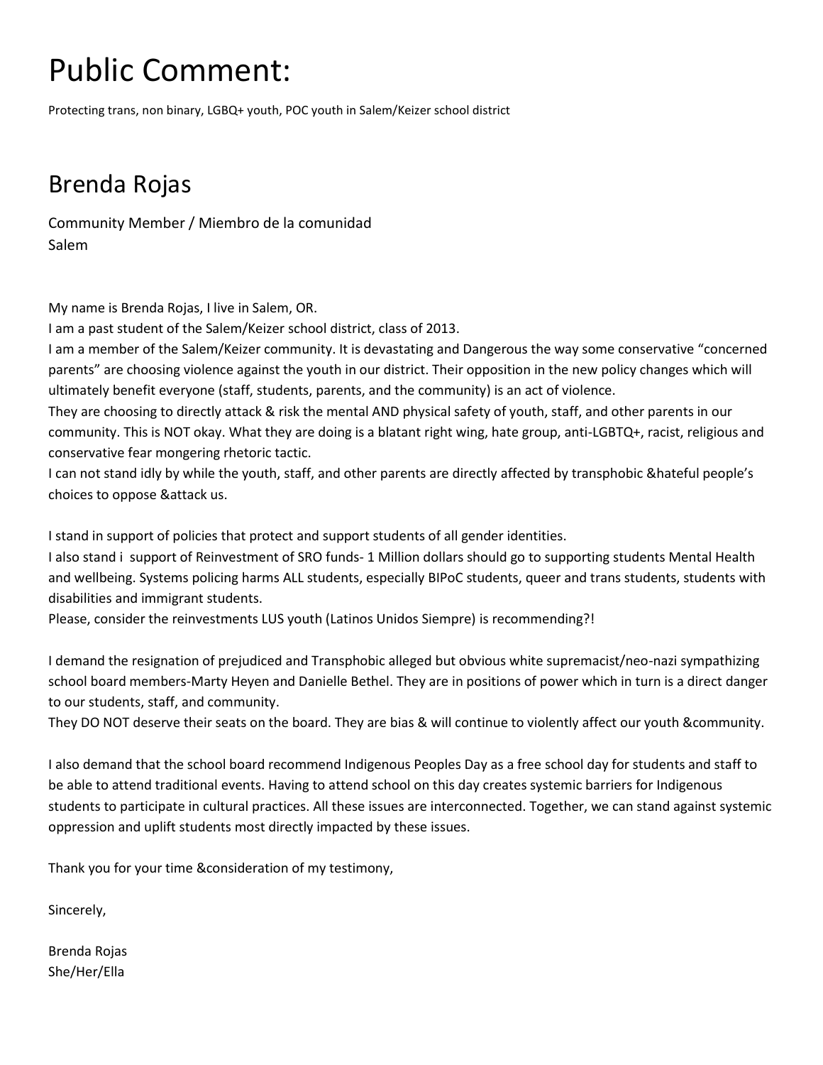# Public Comment:

Protecting trans, non binary, LGBQ+ youth, POC youth in Salem/Keizer school district

## Brenda Rojas

Community Member / Miembro de la comunidad
Salem

My name is Brenda Rojas, I live in Salem, OR.
I am a past student of the Salem/Keizer school district, class of 2013.
I am a member of the Salem/Keizer community. It is devastating and Dangerous the way some conservative "concerned parents" are choosing violence against the youth in our district. Their opposition in the new policy changes which will ultimately benefit everyone (staff, students, parents, and the community) is an act of violence.
They are choosing to directly attack & risk the mental AND physical safety of youth, staff, and other parents in our community. This is NOT okay. What they are doing is a blatant right wing, hate group, anti-LGBTQ+, racist, religious and conservative fear mongering rhetoric tactic.
I can not stand idly by while the youth, staff, and other parents are directly affected by transphobic &hateful people's choices to oppose &attack us.

I stand in support of policies that protect and support students of all gender identities.
I also stand i support of Reinvestment of SRO funds- 1 Million dollars should go to supporting students Mental Health and wellbeing. Systems policing harms ALL students, especially BIPoC students, queer and trans students, students with disabilities and immigrant students.
Please, consider the reinvestments LUS youth (Latinos Unidos Siempre) is recommending?!

I demand the resignation of prejudiced and Transphobic alleged but obvious white supremacist/neo-nazi sympathizing school board members-Marty Heyen and Danielle Bethel. They are in positions of power which in turn is a direct danger to our students, staff, and community.
They DO NOT deserve their seats on the board. They are bias & will continue to violently affect our youth &community.

I also demand that the school board recommend Indigenous Peoples Day as a free school day for students and staff to be able to attend traditional events. Having to attend school on this day creates systemic barriers for Indigenous students to participate in cultural practices. All these issues are interconnected. Together, we can stand against systemic oppression and uplift students most directly impacted by these issues.

Thank you for your time &consideration of my testimony,

Sincerely,

Brenda Rojas
She/Her/Ella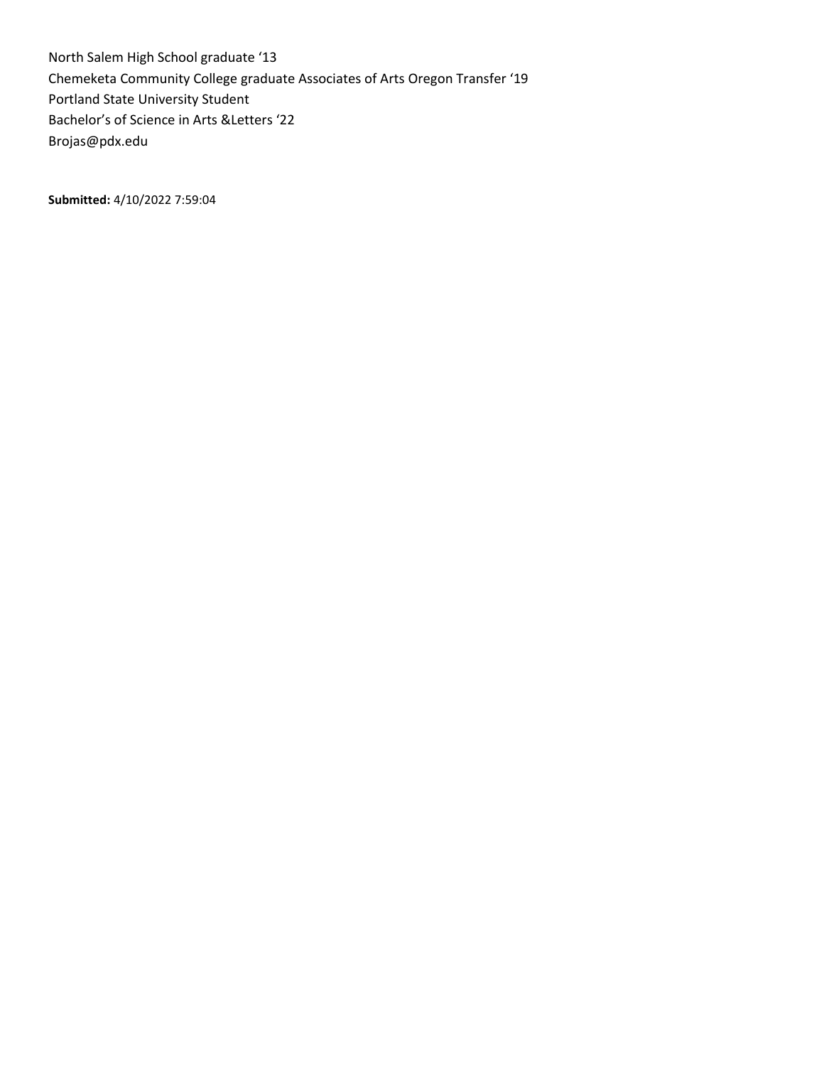North Salem High School graduate ‘13
Chemeketa Community College graduate Associates of Arts Oregon Transfer ‘19
Portland State University Student
Bachelor’s of Science in Arts &Letters ‘22
Brojas@pdx.edu

**Submitted:** 4/10/2022 7:59:04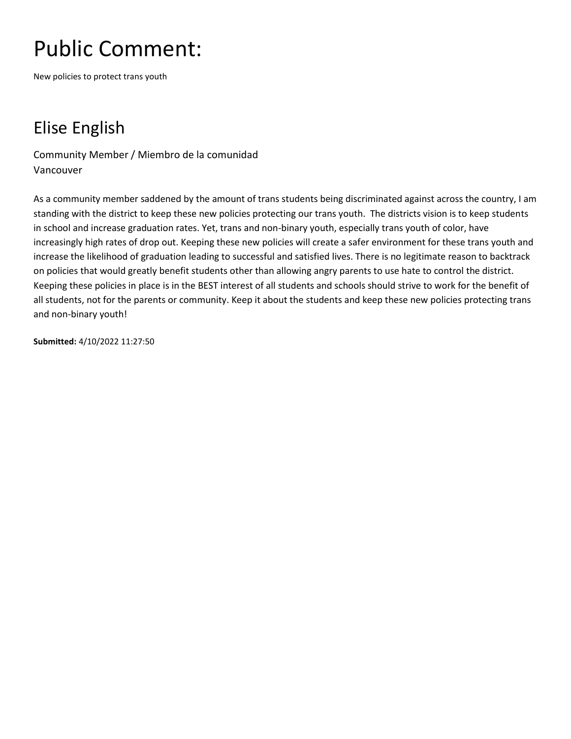# Public Comment:

New policies to protect trans youth

## Elise English

Community Member / Miembro de la comunidad
Vancouver

As a community member saddened by the amount of trans students being discriminated against across the country, I am standing with the district to keep these new policies protecting our trans youth.  The districts vision is to keep students in school and increase graduation rates. Yet, trans and non-binary youth, especially trans youth of color, have increasingly high rates of drop out. Keeping these new policies will create a safer environment for these trans youth and increase the likelihood of graduation leading to successful and satisfied lives. There is no legitimate reason to backtrack on policies that would greatly benefit students other than allowing angry parents to use hate to control the district. Keeping these policies in place is in the BEST interest of all students and schools should strive to work for the benefit of all students, not for the parents or community. Keep it about the students and keep these new policies protecting trans and non-binary youth!

**Submitted:** 4/10/2022 11:27:50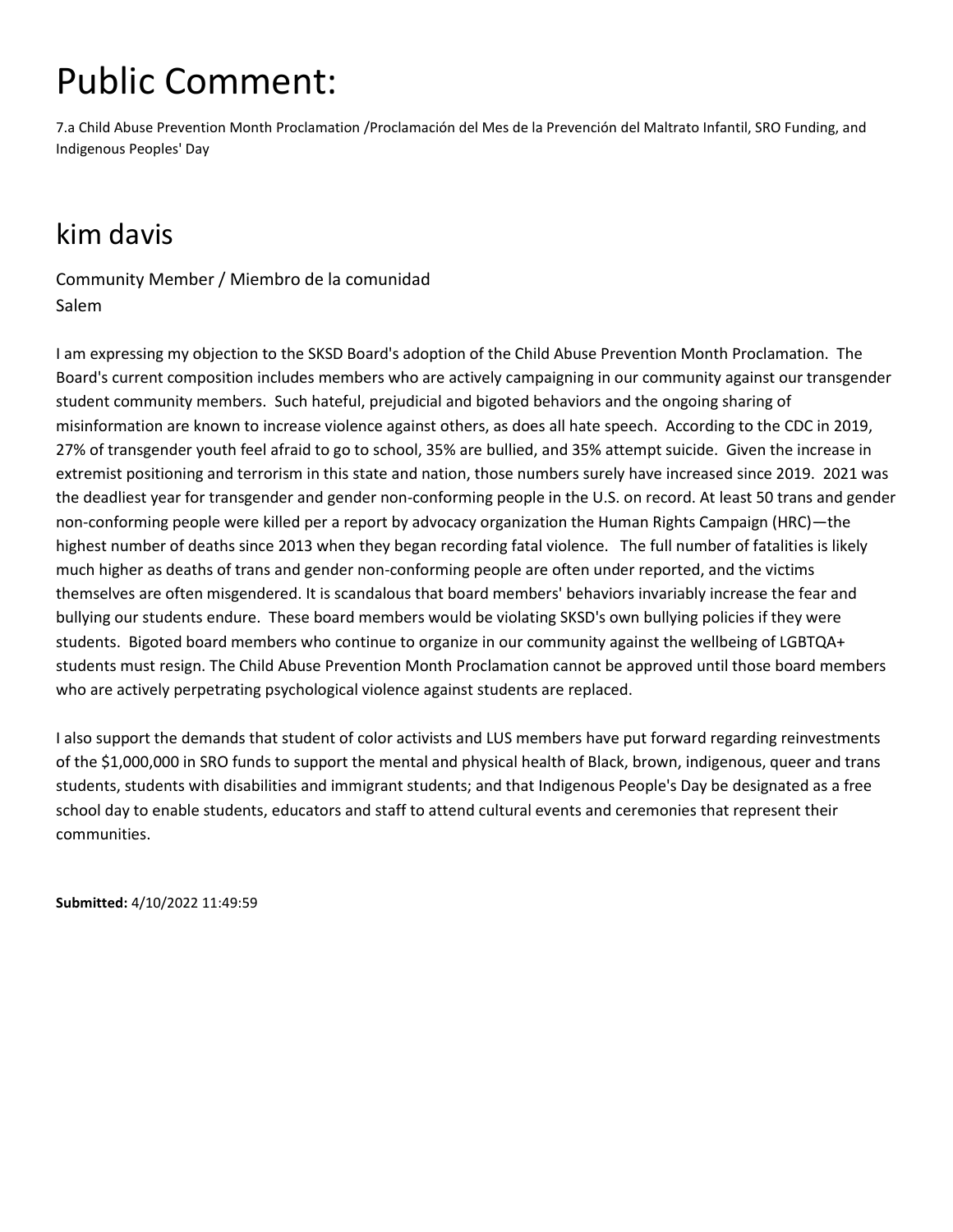# Public Comment:

7.a Child Abuse Prevention Month Proclamation /Proclamación del Mes de la Prevención del Maltrato Infantil, SRO Funding, and Indigenous Peoples' Day

## kim davis

Community Member / Miembro de la comunidad
Salem

I am expressing my objection to the SKSD Board's adoption of the Child Abuse Prevention Month Proclamation. The Board's current composition includes members who are actively campaigning in our community against our transgender student community members. Such hateful, prejudicial and bigoted behaviors and the ongoing sharing of misinformation are known to increase violence against others, as does all hate speech. According to the CDC in 2019, 27% of transgender youth feel afraid to go to school, 35% are bullied, and 35% attempt suicide. Given the increase in extremist positioning and terrorism in this state and nation, those numbers surely have increased since 2019. 2021 was the deadliest year for transgender and gender non-conforming people in the U.S. on record. At least 50 trans and gender non-conforming people were killed per a report by advocacy organization the Human Rights Campaign (HRC)—the highest number of deaths since 2013 when they began recording fatal violence. The full number of fatalities is likely much higher as deaths of trans and gender non-conforming people are often under reported, and the victims themselves are often misgendered. It is scandalous that board members' behaviors invariably increase the fear and bullying our students endure. These board members would be violating SKSD's own bullying policies if they were students. Bigoted board members who continue to organize in our community against the wellbeing of LGBTQA+ students must resign. The Child Abuse Prevention Month Proclamation cannot be approved until those board members who are actively perpetrating psychological violence against students are replaced.

I also support the demands that student of color activists and LUS members have put forward regarding reinvestments of the $1,000,000 in SRO funds to support the mental and physical health of Black, brown, indigenous, queer and trans students, students with disabilities and immigrant students; and that Indigenous People's Day be designated as a free school day to enable students, educators and staff to attend cultural events and ceremonies that represent their communities.

**Submitted:** 4/10/2022 11:49:59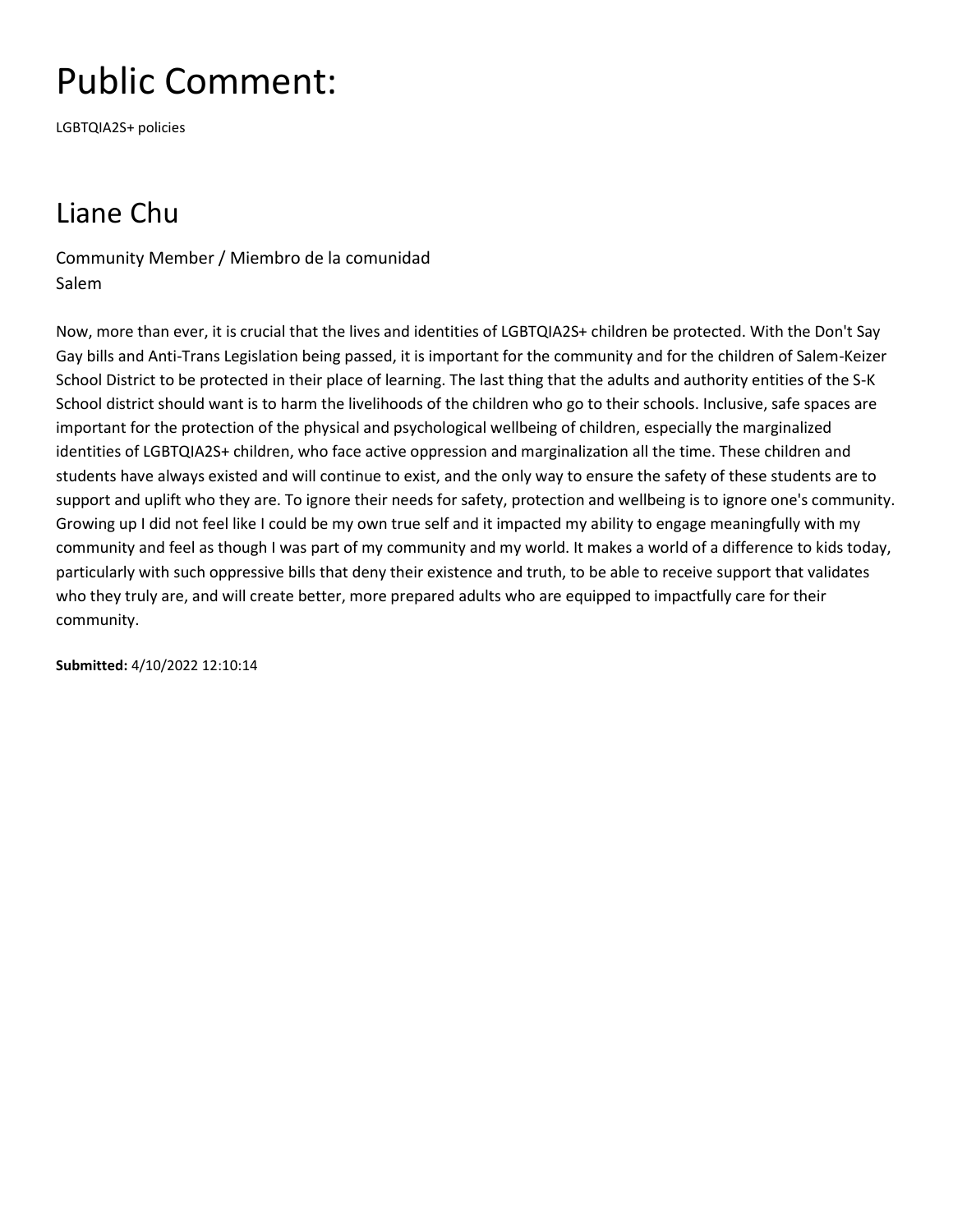# Public Comment:

LGBTQIA2S+ policies

## Liane Chu

Community Member / Miembro de la comunidad
Salem

Now, more than ever, it is crucial that the lives and identities of LGBTQIA2S+ children be protected. With the Don't Say Gay bills and Anti-Trans Legislation being passed, it is important for the community and for the children of Salem-Keizer School District to be protected in their place of learning. The last thing that the adults and authority entities of the S-K School district should want is to harm the livelihoods of the children who go to their schools. Inclusive, safe spaces are important for the protection of the physical and psychological wellbeing of children, especially the marginalized identities of LGBTQIA2S+ children, who face active oppression and marginalization all the time. These children and students have always existed and will continue to exist, and the only way to ensure the safety of these students are to support and uplift who they are. To ignore their needs for safety, protection and wellbeing is to ignore one's community. Growing up I did not feel like I could be my own true self and it impacted my ability to engage meaningfully with my community and feel as though I was part of my community and my world. It makes a world of a difference to kids today, particularly with such oppressive bills that deny their existence and truth, to be able to receive support that validates who they truly are, and will create better, more prepared adults who are equipped to impactfully care for their community.

**Submitted:** 4/10/2022 12:10:14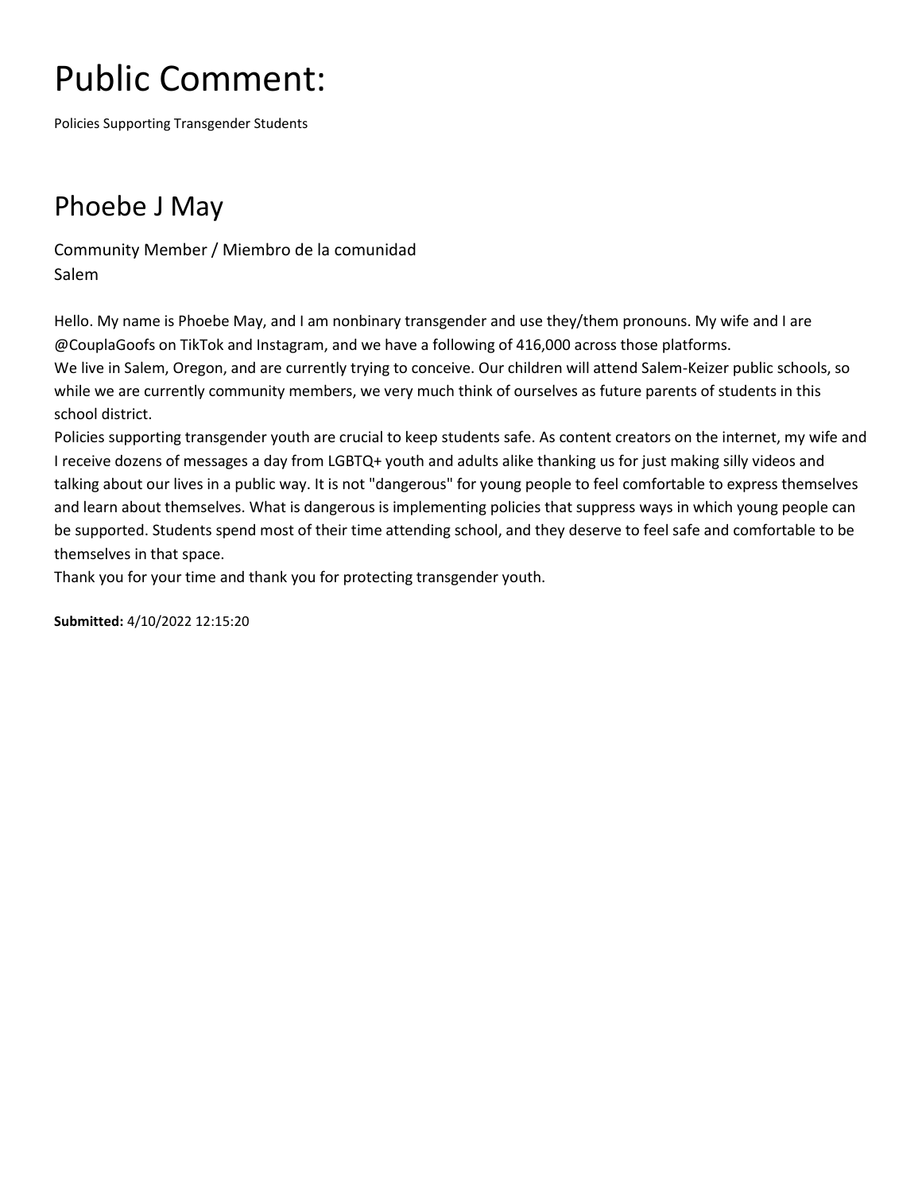# Public Comment:

Policies Supporting Transgender Students

## Phoebe J May

Community Member / Miembro de la comunidad
Salem

Hello. My name is Phoebe May, and I am nonbinary transgender and use they/them pronouns. My wife and I are @CouplaGoofs on TikTok and Instagram, and we have a following of 416,000 across those platforms.
We live in Salem, Oregon, and are currently trying to conceive. Our children will attend Salem-Keizer public schools, so while we are currently community members, we very much think of ourselves as future parents of students in this school district.
Policies supporting transgender youth are crucial to keep students safe. As content creators on the internet, my wife and I receive dozens of messages a day from LGBTQ+ youth and adults alike thanking us for just making silly videos and talking about our lives in a public way. It is not "dangerous" for young people to feel comfortable to express themselves and learn about themselves. What is dangerous is implementing policies that suppress ways in which young people can be supported. Students spend most of their time attending school, and they deserve to feel safe and comfortable to be themselves in that space.
Thank you for your time and thank you for protecting transgender youth.

**Submitted:** 4/10/2022 12:15:20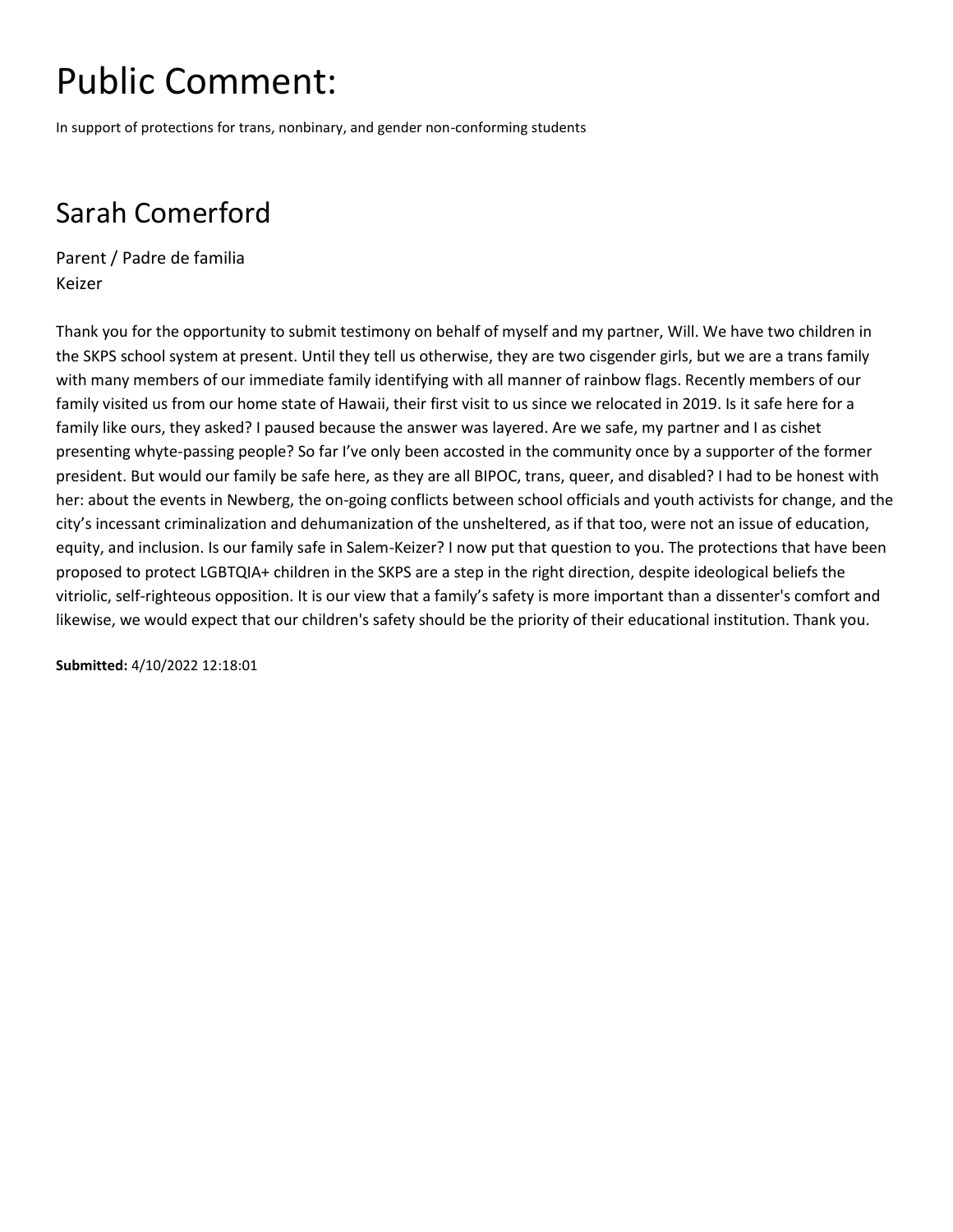# Public Comment:

In support of protections for trans, nonbinary, and gender non-conforming students

## Sarah Comerford

Parent / Padre de familia
Keizer

Thank you for the opportunity to submit testimony on behalf of myself and my partner, Will. We have two children in the SKPS school system at present. Until they tell us otherwise, they are two cisgender girls, but we are a trans family with many members of our immediate family identifying with all manner of rainbow flags. Recently members of our family visited us from our home state of Hawaii, their first visit to us since we relocated in 2019. Is it safe here for a family like ours, they asked? I paused because the answer was layered. Are we safe, my partner and I as cishet presenting whyte-passing people? So far I've only been accosted in the community once by a supporter of the former president. But would our family be safe here, as they are all BIPOC, trans, queer, and disabled? I had to be honest with her: about the events in Newberg, the on-going conflicts between school officials and youth activists for change, and the city's incessant criminalization and dehumanization of the unsheltered, as if that too, were not an issue of education, equity, and inclusion. Is our family safe in Salem-Keizer? I now put that question to you. The protections that have been proposed to protect LGBTQIA+ children in the SKPS are a step in the right direction, despite ideological beliefs the vitriolic, self-righteous opposition. It is our view that a family's safety is more important than a dissenter's comfort and likewise, we would expect that our children's safety should be the priority of their educational institution. Thank you.

**Submitted:** 4/10/2022 12:18:01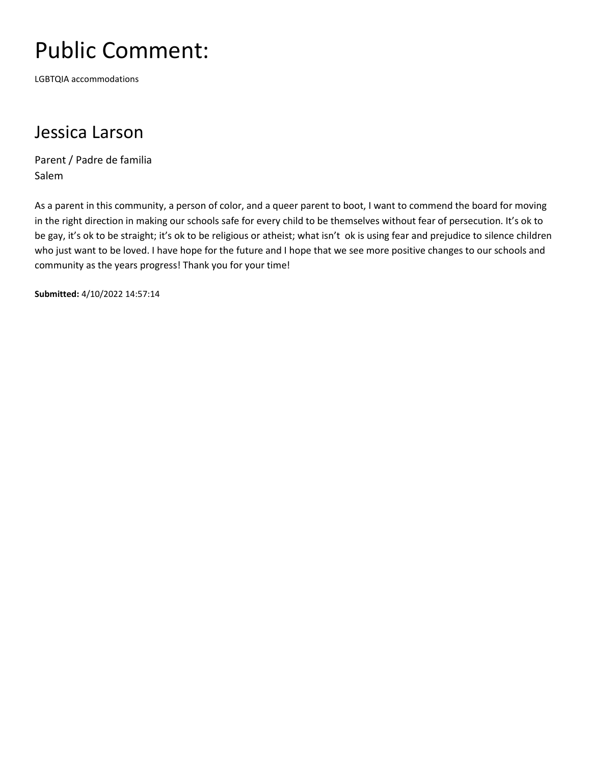# Public Comment:

LGBTQIA accommodations

## Jessica Larson

Parent / Padre de familia
Salem

As a parent in this community, a person of color, and a queer parent to boot, I want to commend the board for moving in the right direction in making our schools safe for every child to be themselves without fear of persecution. It's ok to be gay, it's ok to be straight; it's ok to be religious or atheist; what isn't ok is using fear and prejudice to silence children who just want to be loved. I have hope for the future and I hope that we see more positive changes to our schools and community as the years progress! Thank you for your time!

**Submitted:** 4/10/2022 14:57:14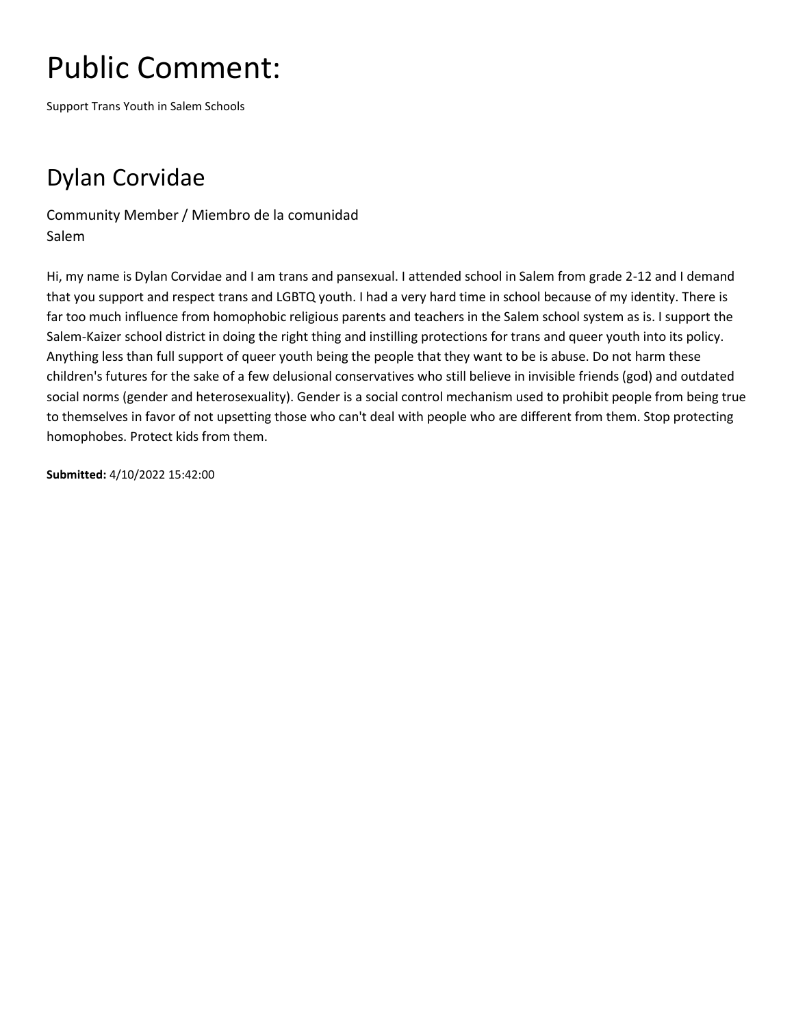# Public Comment:

Support Trans Youth in Salem Schools

## Dylan Corvidae

Community Member / Miembro de la comunidad
Salem

Hi, my name is Dylan Corvidae and I am trans and pansexual. I attended school in Salem from grade 2-12 and I demand that you support and respect trans and LGBTQ youth. I had a very hard time in school because of my identity. There is far too much influence from homophobic religious parents and teachers in the Salem school system as is. I support the Salem-Kaizer school district in doing the right thing and instilling protections for trans and queer youth into its policy. Anything less than full support of queer youth being the people that they want to be is abuse. Do not harm these children's futures for the sake of a few delusional conservatives who still believe in invisible friends (god) and outdated social norms (gender and heterosexuality). Gender is a social control mechanism used to prohibit people from being true to themselves in favor of not upsetting those who can't deal with people who are different from them. Stop protecting homophobes. Protect kids from them.

**Submitted:** 4/10/2022 15:42:00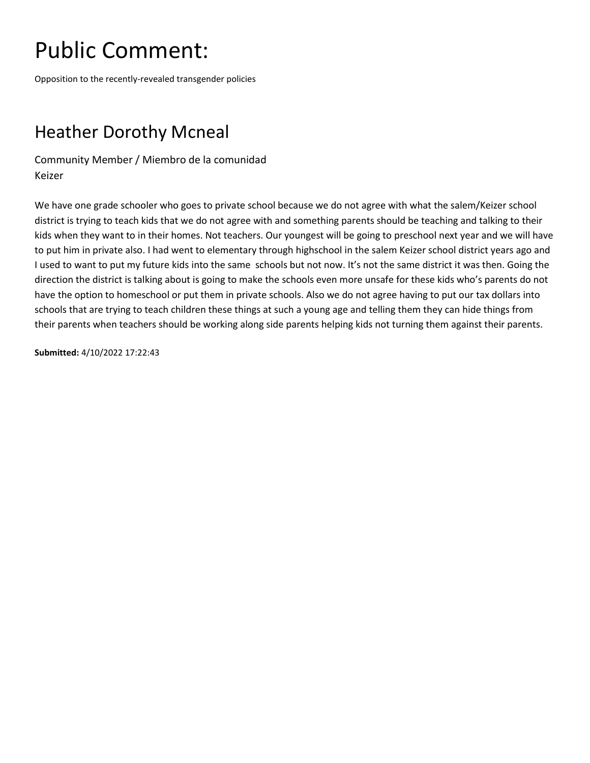# Public Comment:

Opposition to the recently-revealed transgender policies

## Heather Dorothy Mcneal

Community Member / Miembro de la comunidad
Keizer

We have one grade schooler who goes to private school because we do not agree with what the salem/Keizer school district is trying to teach kids that we do not agree with and something parents should be teaching and talking to their kids when they want to in their homes. Not teachers. Our youngest will be going to preschool next year and we will have to put him in private also. I had went to elementary through highschool in the salem Keizer school district years ago and I used to want to put my future kids into the same  schools but not now. It's not the same district it was then. Going the direction the district is talking about is going to make the schools even more unsafe for these kids who's parents do not have the option to homeschool or put them in private schools. Also we do not agree having to put our tax dollars into schools that are trying to teach children these things at such a young age and telling them they can hide things from their parents when teachers should be working along side parents helping kids not turning them against their parents.

**Submitted:** 4/10/2022 17:22:43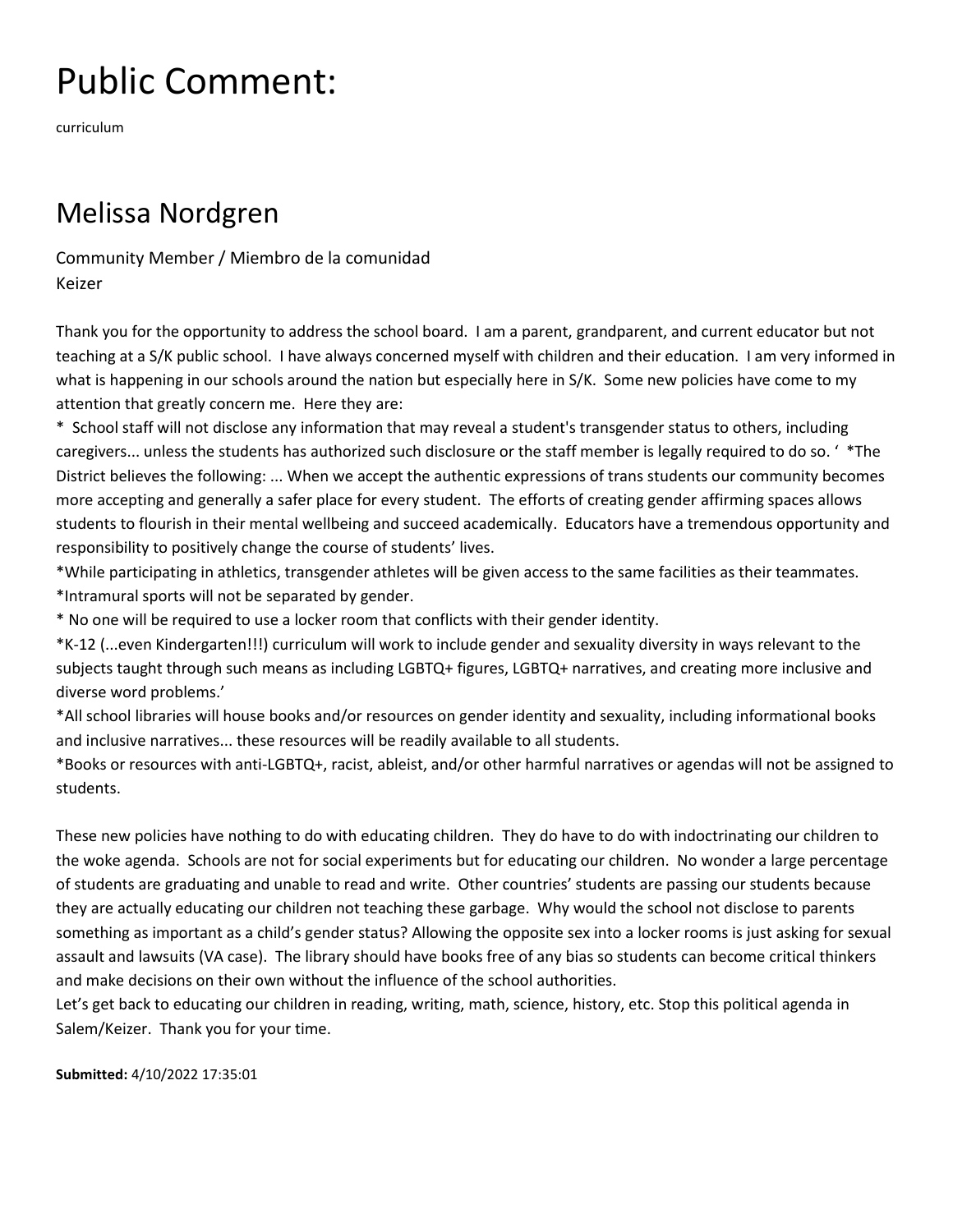# Public Comment:

curriculum

## Melissa Nordgren

Community Member / Miembro de la comunidad
Keizer

Thank you for the opportunity to address the school board. I am a parent, grandparent, and current educator but not teaching at a S/K public school. I have always concerned myself with children and their education. I am very informed in what is happening in our schools around the nation but especially here in S/K. Some new policies have come to my attention that greatly concern me. Here they are:

* School staff will not disclose any information that may reveal a student's transgender status to others, including caregivers... unless the students has authorized such disclosure or the staff member is legally required to do so. ' *The District believes the following: ... When we accept the authentic expressions of trans students our community becomes more accepting and generally a safer place for every student. The efforts of creating gender affirming spaces allows students to flourish in their mental wellbeing and succeed academically. Educators have a tremendous opportunity and responsibility to positively change the course of students' lives.
*While participating in athletics, transgender athletes will be given access to the same facilities as their teammates.
*Intramural sports will not be separated by gender.
* No one will be required to use a locker room that conflicts with their gender identity.
*K-12 (...even Kindergarten!!!) curriculum will work to include gender and sexuality diversity in ways relevant to the subjects taught through such means as including LGBTQ+ figures, LGBTQ+ narratives, and creating more inclusive and diverse word problems.'
*All school libraries will house books and/or resources on gender identity and sexuality, including informational books and inclusive narratives... these resources will be readily available to all students.
*Books or resources with anti-LGBTQ+, racist, ableist, and/or other harmful narratives or agendas will not be assigned to students.

These new policies have nothing to do with educating children. They do have to do with indoctrinating our children to the woke agenda. Schools are not for social experiments but for educating our children. No wonder a large percentage of students are graduating and unable to read and write. Other countries' students are passing our students because they are actually educating our children not teaching these garbage. Why would the school not disclose to parents something as important as a child's gender status? Allowing the opposite sex into a locker rooms is just asking for sexual assault and lawsuits (VA case). The library should have books free of any bias so students can become critical thinkers and make decisions on their own without the influence of the school authorities.
Let's get back to educating our children in reading, writing, math, science, history, etc. Stop this political agenda in Salem/Keizer. Thank you for your time.

**Submitted:** 4/10/2022 17:35:01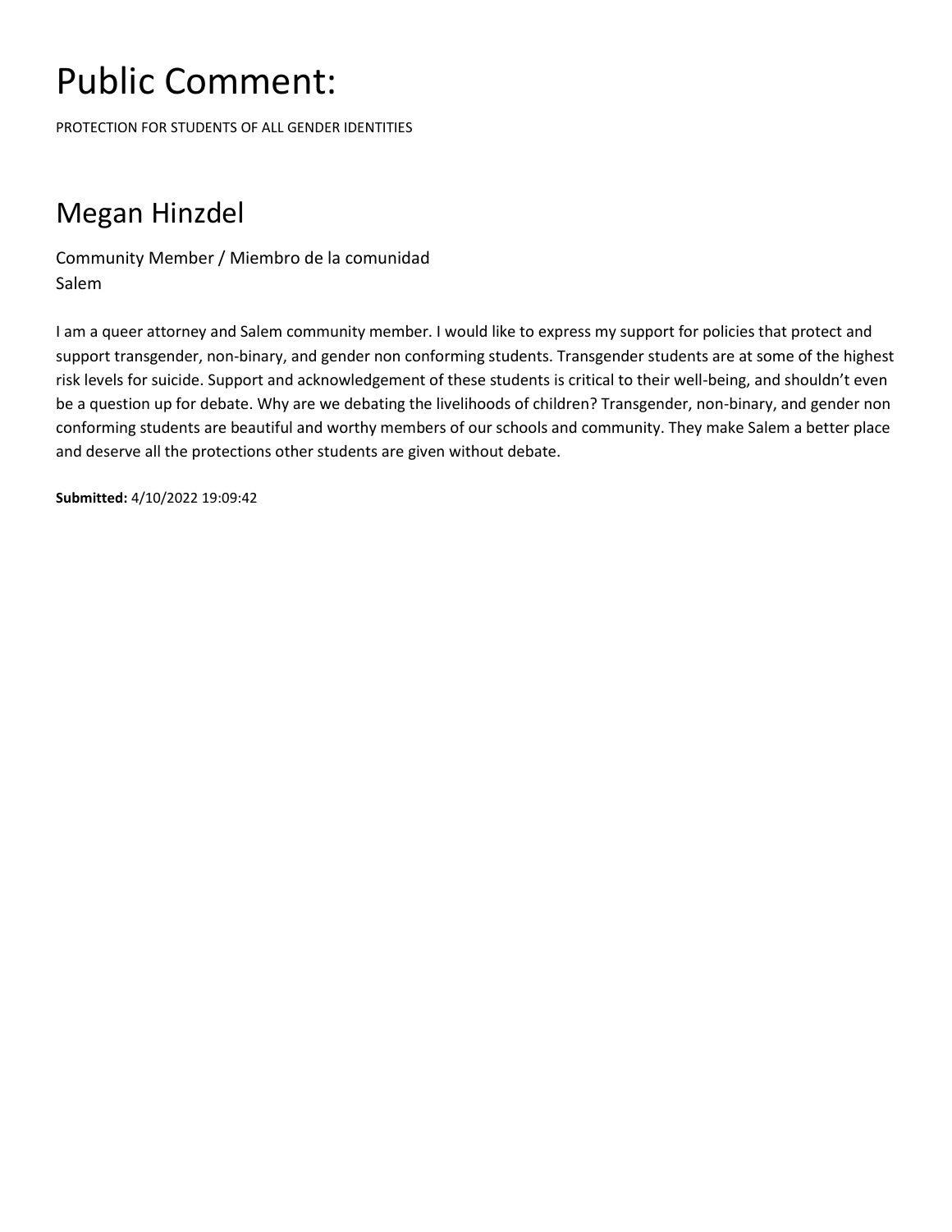# Public Comment:

PROTECTION FOR STUDENTS OF ALL GENDER IDENTITIES

## Megan Hinzdel

Community Member / Miembro de la comunidad
Salem

I am a queer attorney and Salem community member. I would like to express my support for policies that protect and support transgender, non-binary, and gender non conforming students. Transgender students are at some of the highest risk levels for suicide. Support and acknowledgement of these students is critical to their well-being, and shouldn't even be a question up for debate. Why are we debating the livelihoods of children? Transgender, non-binary, and gender non conforming students are beautiful and worthy members of our schools and community. They make Salem a better place and deserve all the protections other students are given without debate.

**Submitted:** 4/10/2022 19:09:42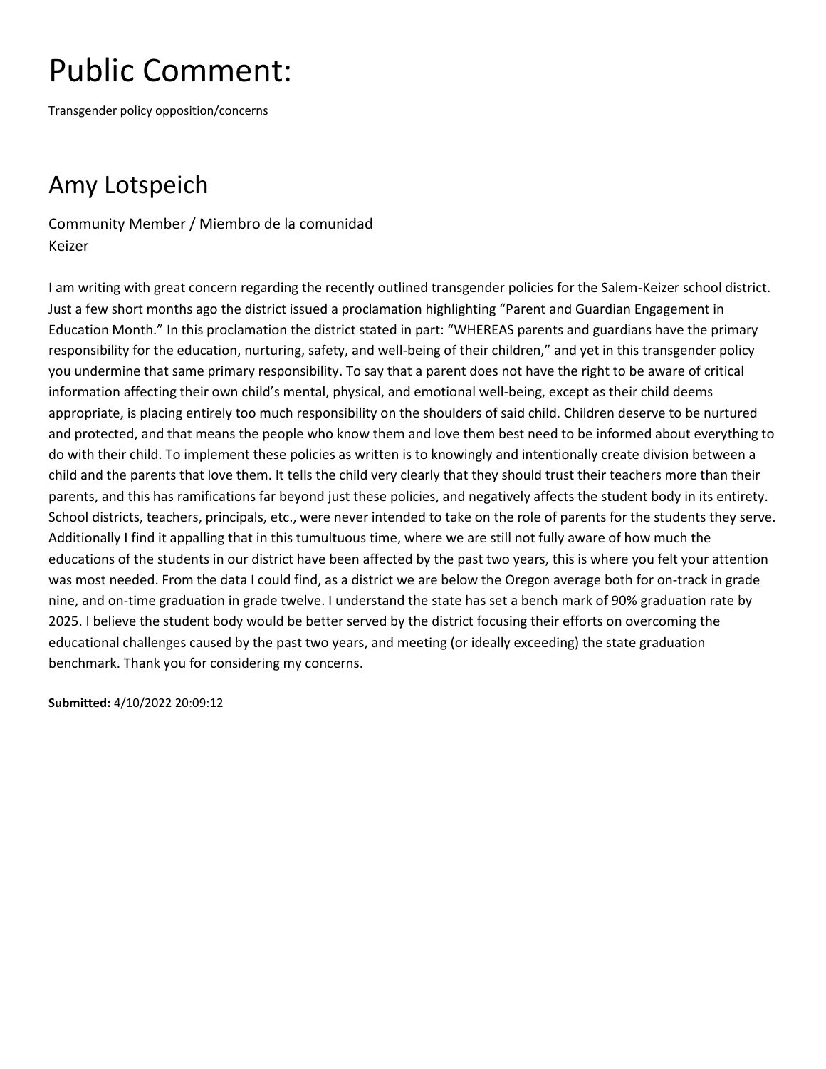# Public Comment:

Transgender policy opposition/concerns

## Amy Lotspeich

Community Member / Miembro de la comunidad
Keizer

I am writing with great concern regarding the recently outlined transgender policies for the Salem-Keizer school district. Just a few short months ago the district issued a proclamation highlighting "Parent and Guardian Engagement in Education Month." In this proclamation the district stated in part: "WHEREAS parents and guardians have the primary responsibility for the education, nurturing, safety, and well-being of their children," and yet in this transgender policy you undermine that same primary responsibility. To say that a parent does not have the right to be aware of critical information affecting their own child's mental, physical, and emotional well-being, except as their child deems appropriate, is placing entirely too much responsibility on the shoulders of said child. Children deserve to be nurtured and protected, and that means the people who know them and love them best need to be informed about everything to do with their child. To implement these policies as written is to knowingly and intentionally create division between a child and the parents that love them. It tells the child very clearly that they should trust their teachers more than their parents, and this has ramifications far beyond just these policies, and negatively affects the student body in its entirety. School districts, teachers, principals, etc., were never intended to take on the role of parents for the students they serve. Additionally I find it appalling that in this tumultuous time, where we are still not fully aware of how much the educations of the students in our district have been affected by the past two years, this is where you felt your attention was most needed. From the data I could find, as a district we are below the Oregon average both for on-track in grade nine, and on-time graduation in grade twelve. I understand the state has set a bench mark of 90% graduation rate by 2025. I believe the student body would be better served by the district focusing their efforts on overcoming the educational challenges caused by the past two years, and meeting (or ideally exceeding) the state graduation benchmark. Thank you for considering my concerns.

**Submitted:** 4/10/2022 20:09:12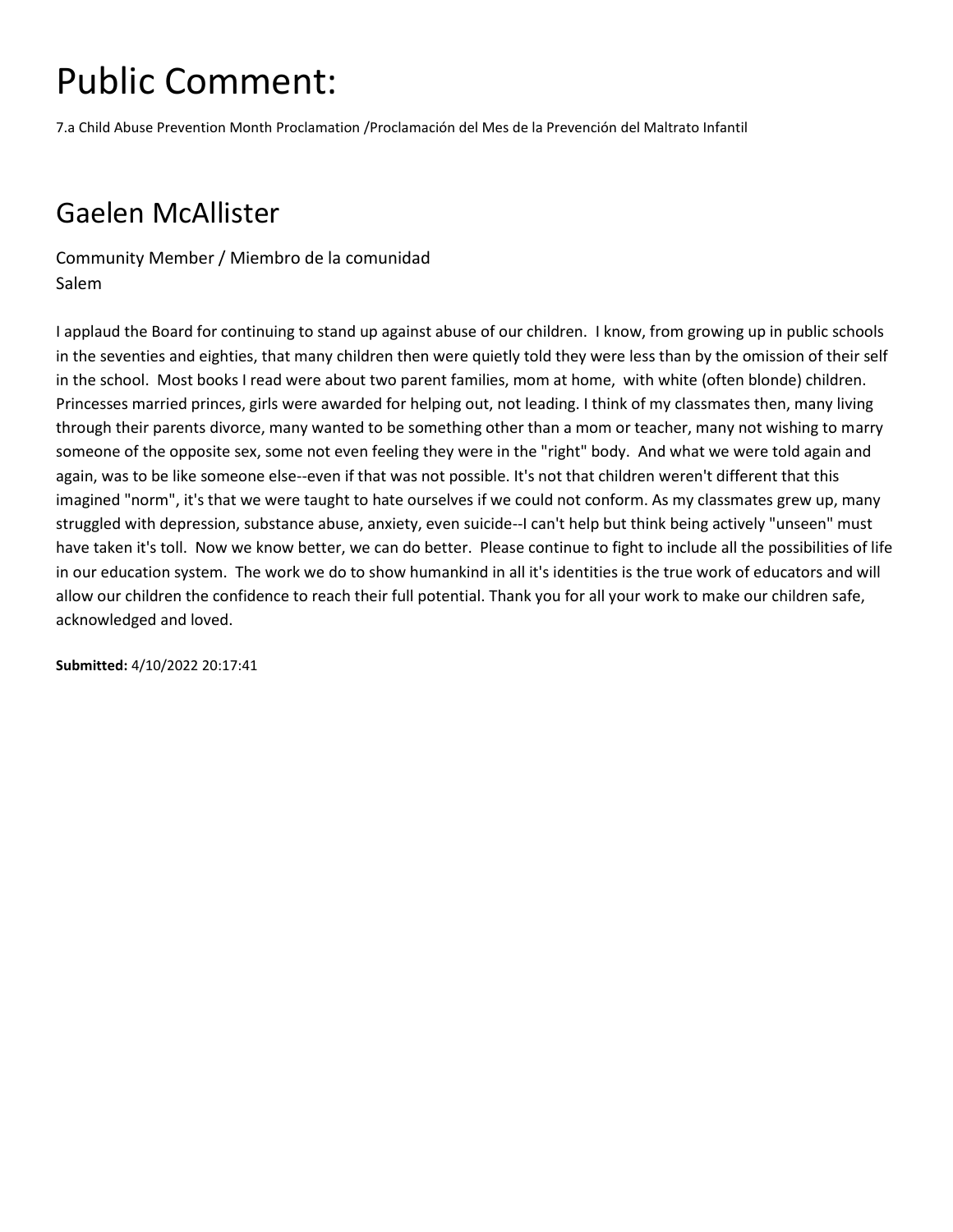# Public Comment:

7.a Child Abuse Prevention Month Proclamation /Proclamación del Mes de la Prevención del Maltrato Infantil

## Gaelen McAllister

Community Member / Miembro de la comunidad
Salem

I applaud the Board for continuing to stand up against abuse of our children. I know, from growing up in public schools in the seventies and eighties, that many children then were quietly told they were less than by the omission of their self in the school. Most books I read were about two parent families, mom at home, with white (often blonde) children. Princesses married princes, girls were awarded for helping out, not leading. I think of my classmates then, many living through their parents divorce, many wanted to be something other than a mom or teacher, many not wishing to marry someone of the opposite sex, some not even feeling they were in the "right" body. And what we were told again and again, was to be like someone else--even if that was not possible. It's not that children weren't different that this imagined "norm", it's that we were taught to hate ourselves if we could not conform. As my classmates grew up, many struggled with depression, substance abuse, anxiety, even suicide--I can't help but think being actively "unseen" must have taken it's toll. Now we know better, we can do better. Please continue to fight to include all the possibilities of life in our education system. The work we do to show humankind in all it's identities is the true work of educators and will allow our children the confidence to reach their full potential. Thank you for all your work to make our children safe, acknowledged and loved.

**Submitted:** 4/10/2022 20:17:41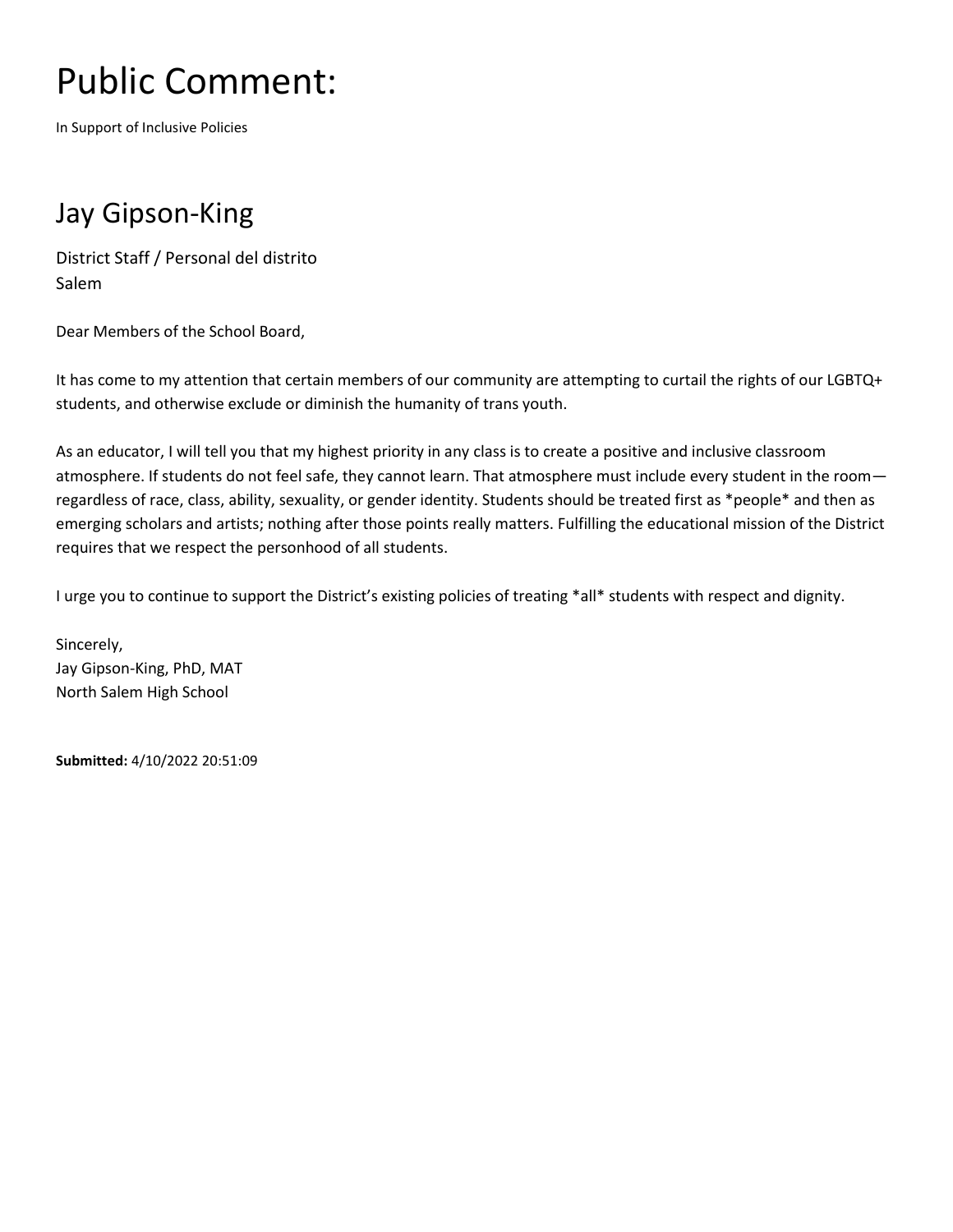# Public Comment:

In Support of Inclusive Policies

## Jay Gipson-King

District Staff / Personal del distrito
Salem

Dear Members of the School Board,

It has come to my attention that certain members of our community are attempting to curtail the rights of our LGBTQ+ students, and otherwise exclude or diminish the humanity of trans youth.

As an educator, I will tell you that my highest priority in any class is to create a positive and inclusive classroom atmosphere. If students do not feel safe, they cannot learn. That atmosphere must include every student in the room—regardless of race, class, ability, sexuality, or gender identity. Students should be treated first as *people* and then as emerging scholars and artists; nothing after those points really matters. Fulfilling the educational mission of the District requires that we respect the personhood of all students.

I urge you to continue to support the District's existing policies of treating *all* students with respect and dignity.

Sincerely,
Jay Gipson-King, PhD, MAT
North Salem High School

**Submitted:** 4/10/2022 20:51:09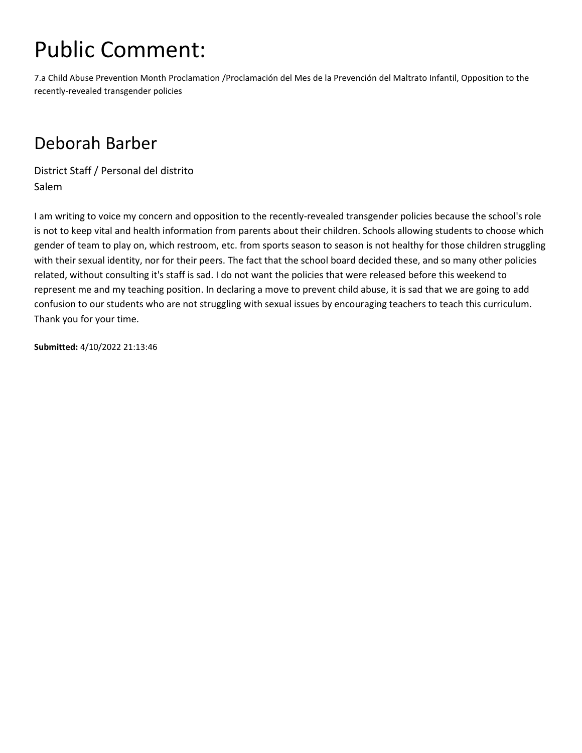# Public Comment:

7.a Child Abuse Prevention Month Proclamation /Proclamación del Mes de la Prevención del Maltrato Infantil, Opposition to the recently-revealed transgender policies

## Deborah Barber

District Staff / Personal del distrito
Salem

I am writing to voice my concern and opposition to the recently-revealed transgender policies because the school's role is not to keep vital and health information from parents about their children. Schools allowing students to choose which gender of team to play on, which restroom, etc. from sports season to season is not healthy for those children struggling with their sexual identity, nor for their peers. The fact that the school board decided these, and so many other policies related, without consulting it's staff is sad. I do not want the policies that were released before this weekend to represent me and my teaching position. In declaring a move to prevent child abuse, it is sad that we are going to add confusion to our students who are not struggling with sexual issues by encouraging teachers to teach this curriculum. Thank you for your time.

**Submitted:** 4/10/2022 21:13:46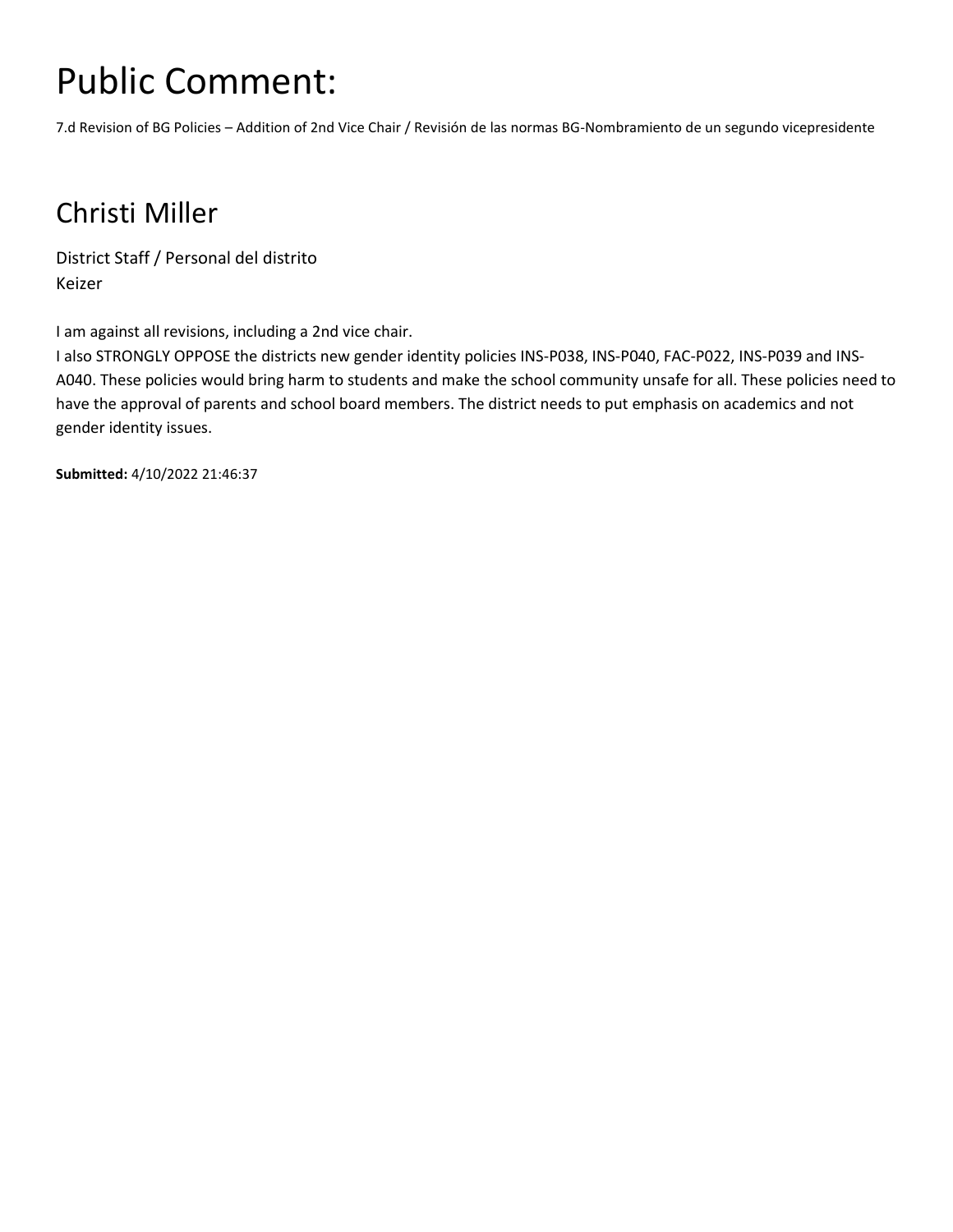# Public Comment:

7.d Revision of BG Policies – Addition of 2nd Vice Chair / Revisión de las normas BG-Nombramiento de un segundo vicepresidente

## Christi Miller

District Staff / Personal del distrito
Keizer

I am against all revisions, including a 2nd vice chair.
I also STRONGLY OPPOSE the districts new gender identity policies INS-P038, INS-P040, FAC-P022, INS-P039 and INS-A040. These policies would bring harm to students and make the school community unsafe for all. These policies need to have the approval of parents and school board members. The district needs to put emphasis on academics and not gender identity issues.

**Submitted:** 4/10/2022 21:46:37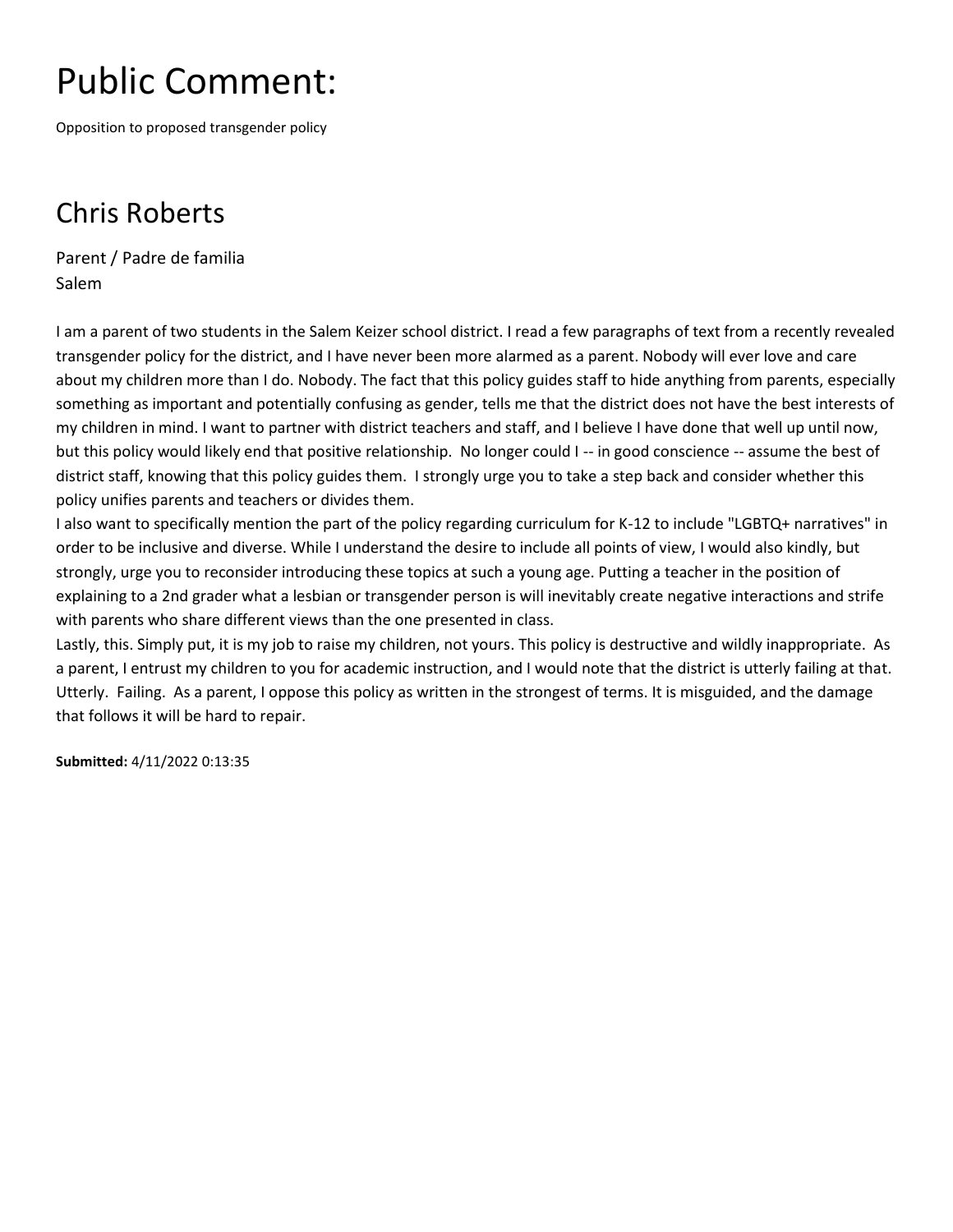# Public Comment:

Opposition to proposed transgender policy

## Chris Roberts

Parent / Padre de familia
Salem

I am a parent of two students in the Salem Keizer school district. I read a few paragraphs of text from a recently revealed transgender policy for the district, and I have never been more alarmed as a parent. Nobody will ever love and care about my children more than I do. Nobody. The fact that this policy guides staff to hide anything from parents, especially something as important and potentially confusing as gender, tells me that the district does not have the best interests of my children in mind. I want to partner with district teachers and staff, and I believe I have done that well up until now, but this policy would likely end that positive relationship. No longer could I -- in good conscience -- assume the best of district staff, knowing that this policy guides them. I strongly urge you to take a step back and consider whether this policy unifies parents and teachers or divides them.

I also want to specifically mention the part of the policy regarding curriculum for K-12 to include "LGBTQ+ narratives" in order to be inclusive and diverse. While I understand the desire to include all points of view, I would also kindly, but strongly, urge you to reconsider introducing these topics at such a young age. Putting a teacher in the position of explaining to a 2nd grader what a lesbian or transgender person is will inevitably create negative interactions and strife with parents who share different views than the one presented in class.

Lastly, this. Simply put, it is my job to raise my children, not yours. This policy is destructive and wildly inappropriate. As a parent, I entrust my children to you for academic instruction, and I would note that the district is utterly failing at that. Utterly. Failing. As a parent, I oppose this policy as written in the strongest of terms. It is misguided, and the damage that follows it will be hard to repair.

**Submitted:** 4/11/2022 0:13:35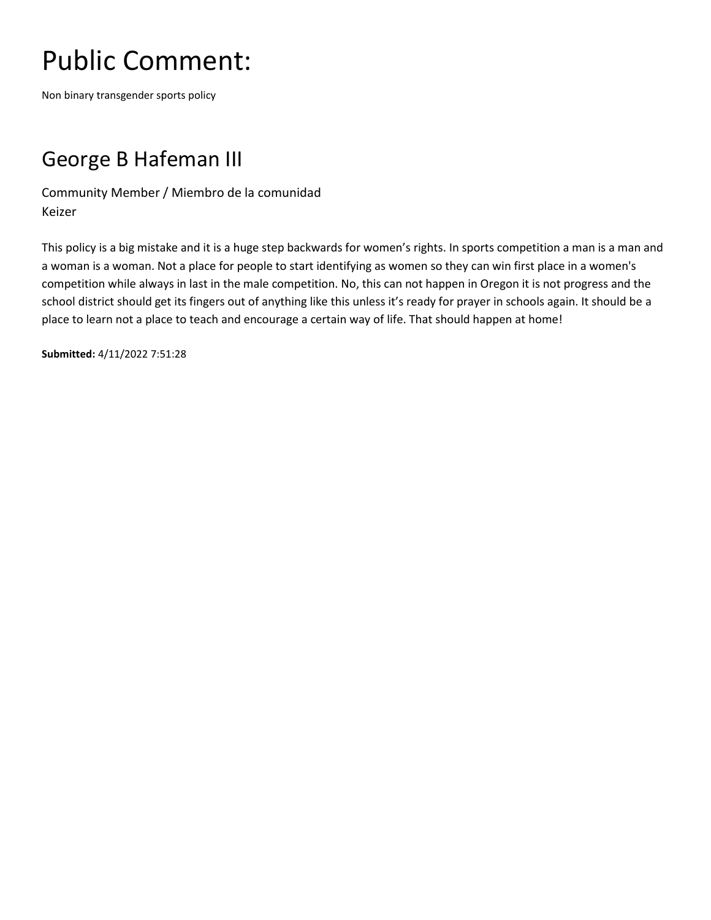# Public Comment:

Non binary transgender sports policy

## George B Hafeman III

Community Member / Miembro de la comunidad
Keizer

This policy is a big mistake and it is a huge step backwards for women's rights. In sports competition a man is a man and a woman is a woman. Not a place for people to start identifying as women so they can win first place in a women's competition while always in last in the male competition. No, this can not happen in Oregon it is not progress and the school district should get its fingers out of anything like this unless it's ready for prayer in schools again. It should be a place to learn not a place to teach and encourage a certain way of life. That should happen at home!

**Submitted:** 4/11/2022 7:51:28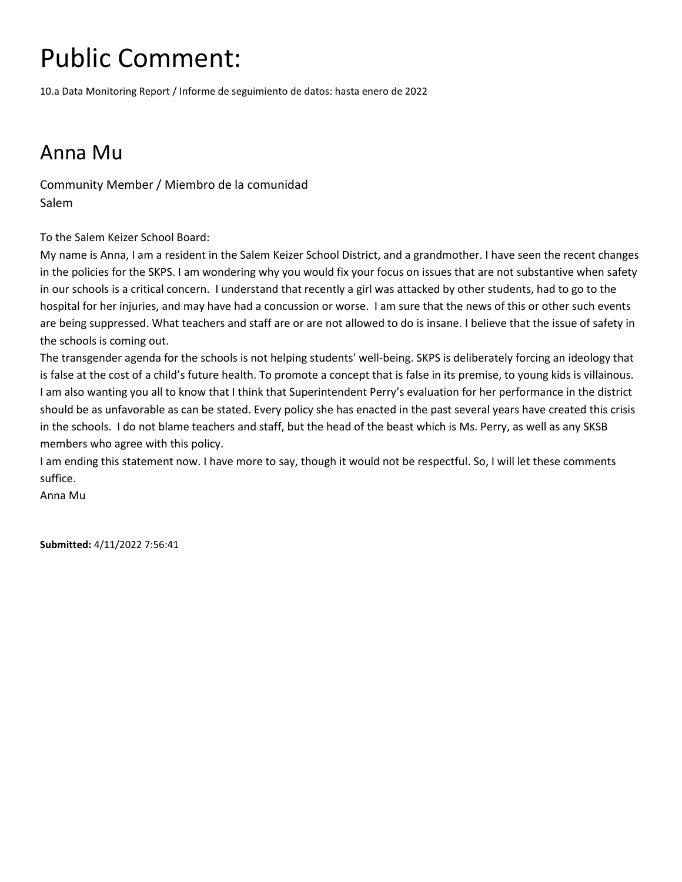# Public Comment:

10.a Data Monitoring Report / Informe de seguimiento de datos: hasta enero de 2022

## Anna Mu

Community Member / Miembro de la comunidad
Salem

To the Salem Keizer School Board:
My name is Anna, I am a resident in the Salem Keizer School District, and a grandmother. I have seen the recent changes in the policies for the SKPS. I am wondering why you would fix your focus on issues that are not substantive when safety in our schools is a critical concern. I understand that recently a girl was attacked by other students, had to go to the hospital for her injuries, and may have had a concussion or worse. I am sure that the news of this or other such events are being suppressed. What teachers and staff are or are not allowed to do is insane. I believe that the issue of safety in the schools is coming out.
The transgender agenda for the schools is not helping students' well-being. SKPS is deliberately forcing an ideology that is false at the cost of a child's future health. To promote a concept that is false in its premise, to young kids is villainous.
I am also wanting you all to know that I think that Superintendent Perry's evaluation for her performance in the district should be as unfavorable as can be stated. Every policy she has enacted in the past several years have created this crisis in the schools. I do not blame teachers and staff, but the head of the beast which is Ms. Perry, as well as any SKSB members who agree with this policy.
I am ending this statement now. I have more to say, though it would not be respectful. So, I will let these comments suffice.
Anna Mu

**Submitted:** 4/11/2022 7:56:41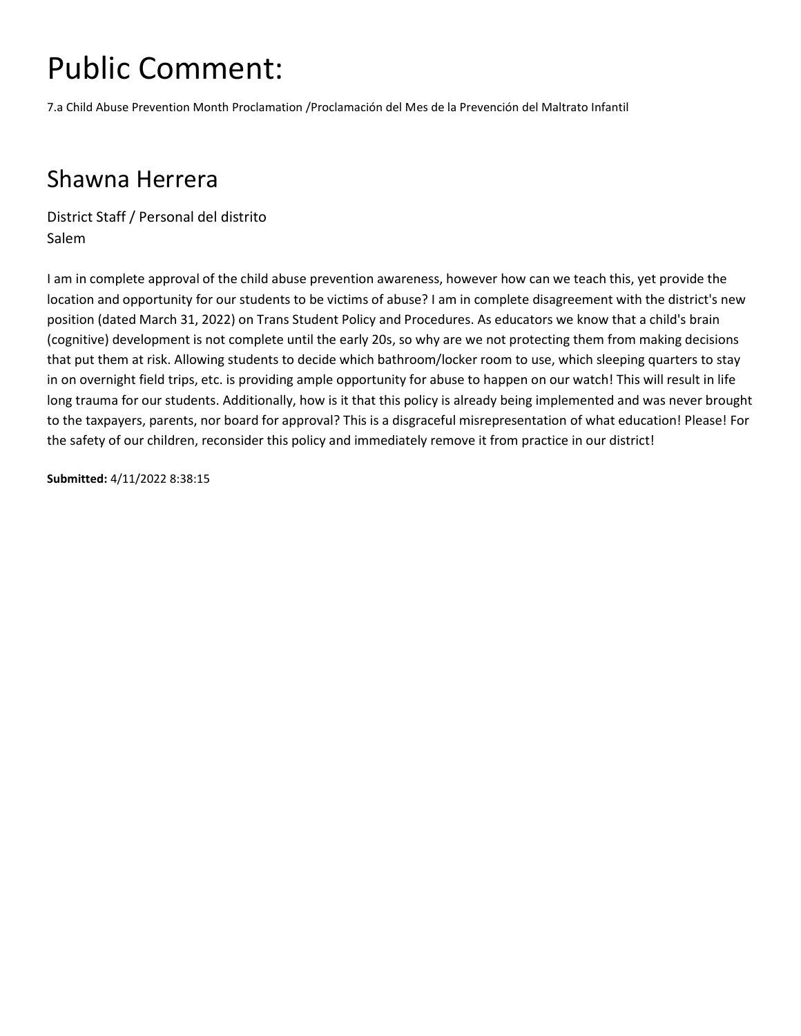# Public Comment:

7.a Child Abuse Prevention Month Proclamation /Proclamación del Mes de la Prevención del Maltrato Infantil

## Shawna Herrera

District Staff / Personal del distrito
Salem

I am in complete approval of the child abuse prevention awareness, however how can we teach this, yet provide the location and opportunity for our students to be victims of abuse? I am in complete disagreement with the district's new position (dated March 31, 2022) on Trans Student Policy and Procedures. As educators we know that a child's brain (cognitive) development is not complete until the early 20s, so why are we not protecting them from making decisions that put them at risk. Allowing students to decide which bathroom/locker room to use, which sleeping quarters to stay in on overnight field trips, etc. is providing ample opportunity for abuse to happen on our watch! This will result in life long trauma for our students. Additionally, how is it that this policy is already being implemented and was never brought to the taxpayers, parents, nor board for approval? This is a disgraceful misrepresentation of what education! Please! For the safety of our children, reconsider this policy and immediately remove it from practice in our district!

**Submitted:** 4/11/2022 8:38:15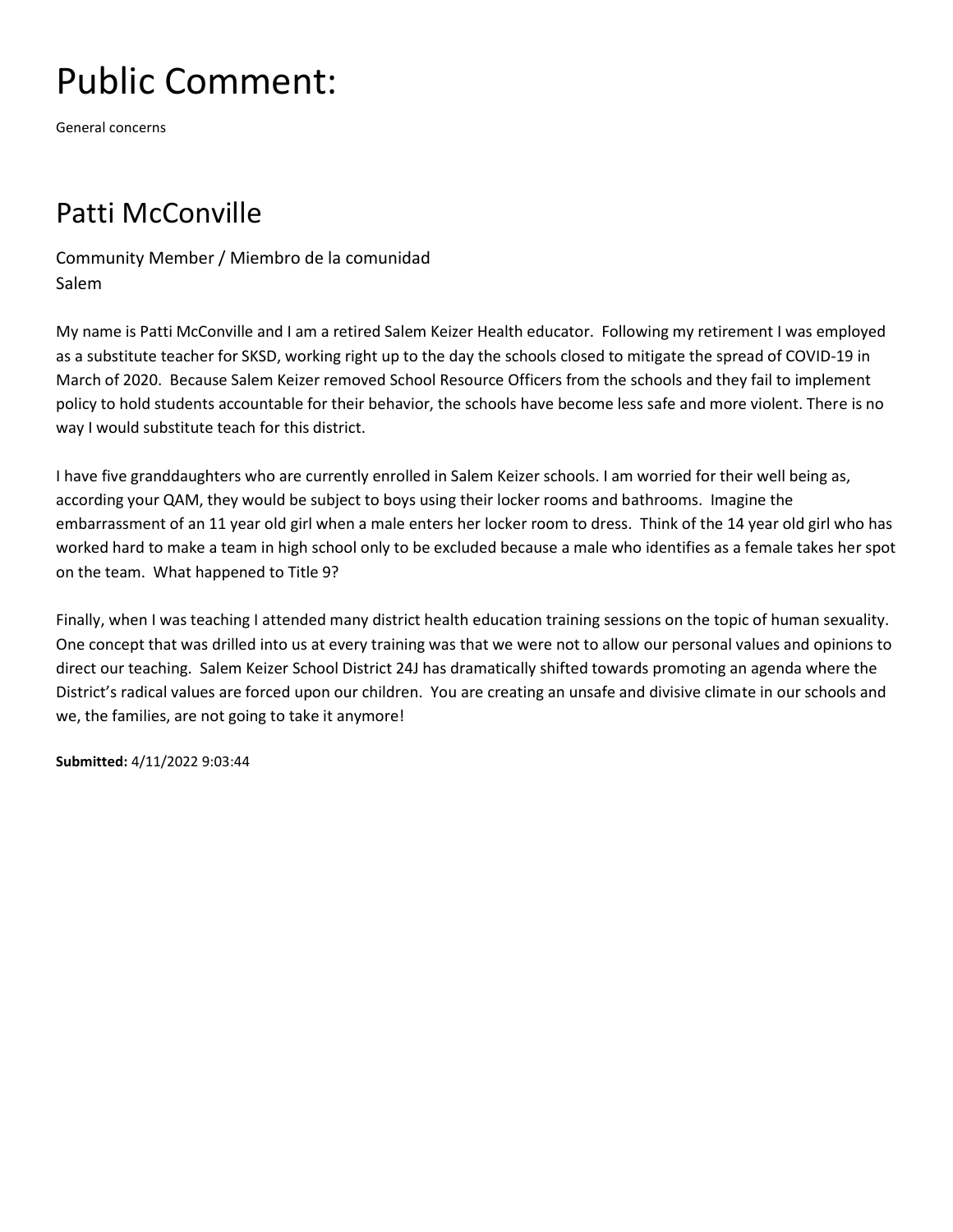# Public Comment:

General concerns

## Patti McConville

Community Member / Miembro de la comunidad
Salem

My name is Patti McConville and I am a retired Salem Keizer Health educator. Following my retirement I was employed as a substitute teacher for SKSD, working right up to the day the schools closed to mitigate the spread of COVID-19 in March of 2020. Because Salem Keizer removed School Resource Officers from the schools and they fail to implement policy to hold students accountable for their behavior, the schools have become less safe and more violent. There is no way I would substitute teach for this district.

I have five granddaughters who are currently enrolled in Salem Keizer schools. I am worried for their well being as, according your QAM, they would be subject to boys using their locker rooms and bathrooms. Imagine the embarrassment of an 11 year old girl when a male enters her locker room to dress. Think of the 14 year old girl who has worked hard to make a team in high school only to be excluded because a male who identifies as a female takes her spot on the team. What happened to Title 9?

Finally, when I was teaching I attended many district health education training sessions on the topic of human sexuality. One concept that was drilled into us at every training was that we were not to allow our personal values and opinions to direct our teaching. Salem Keizer School District 24J has dramatically shifted towards promoting an agenda where the District's radical values are forced upon our children. You are creating an unsafe and divisive climate in our schools and we, the families, are not going to take it anymore!

**Submitted:** 4/11/2022 9:03:44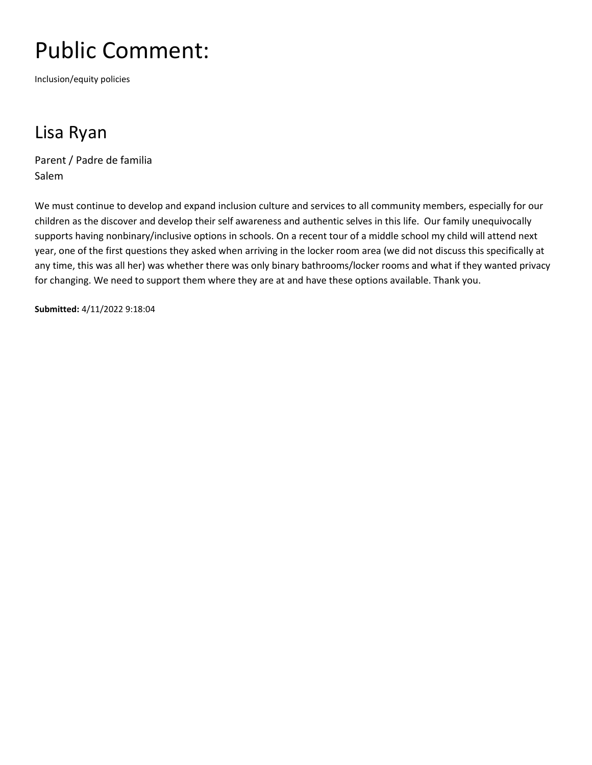# Public Comment:

Inclusion/equity policies

## Lisa Ryan

Parent / Padre de familia
Salem

We must continue to develop and expand inclusion culture and services to all community members, especially for our children as the discover and develop their self awareness and authentic selves in this life.  Our family unequivocally supports having nonbinary/inclusive options in schools. On a recent tour of a middle school my child will attend next year, one of the first questions they asked when arriving in the locker room area (we did not discuss this specifically at any time, this was all her) was whether there was only binary bathrooms/locker rooms and what if they wanted privacy for changing. We need to support them where they are at and have these options available. Thank you.

**Submitted:** 4/11/2022 9:18:04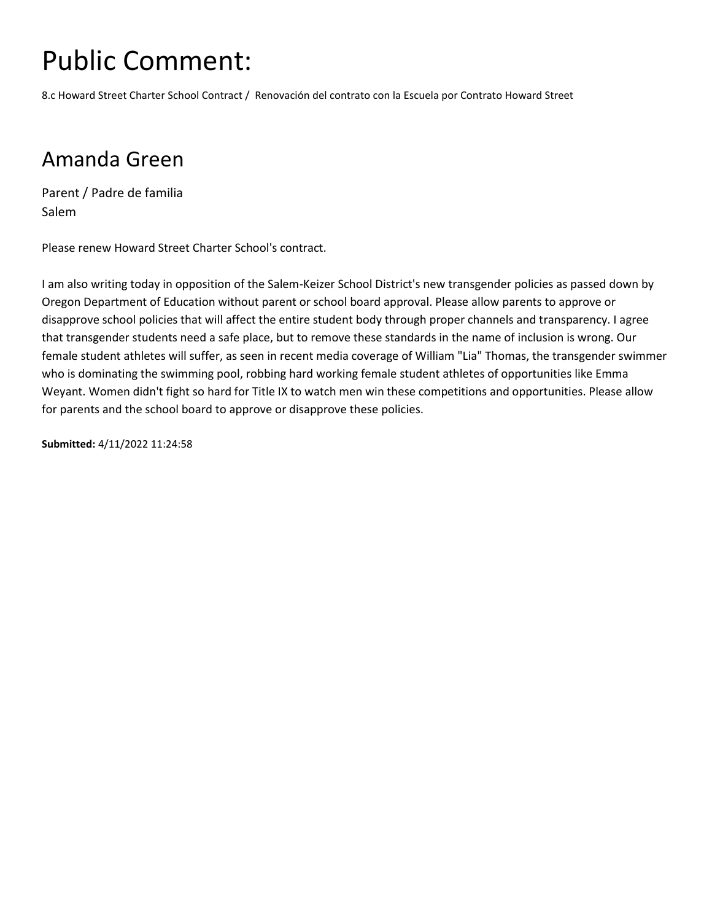# Public Comment:

8.c Howard Street Charter School Contract / Renovación del contrato con la Escuela por Contrato Howard Street

## Amanda Green

Parent / Padre de familia
Salem

Please renew Howard Street Charter School's contract.

I am also writing today in opposition of the Salem-Keizer School District's new transgender policies as passed down by Oregon Department of Education without parent or school board approval. Please allow parents to approve or disapprove school policies that will affect the entire student body through proper channels and transparency. I agree that transgender students need a safe place, but to remove these standards in the name of inclusion is wrong. Our female student athletes will suffer, as seen in recent media coverage of William "Lia" Thomas, the transgender swimmer who is dominating the swimming pool, robbing hard working female student athletes of opportunities like Emma Weyant. Women didn't fight so hard for Title IX to watch men win these competitions and opportunities. Please allow for parents and the school board to approve or disapprove these policies.

**Submitted:** 4/11/2022 11:24:58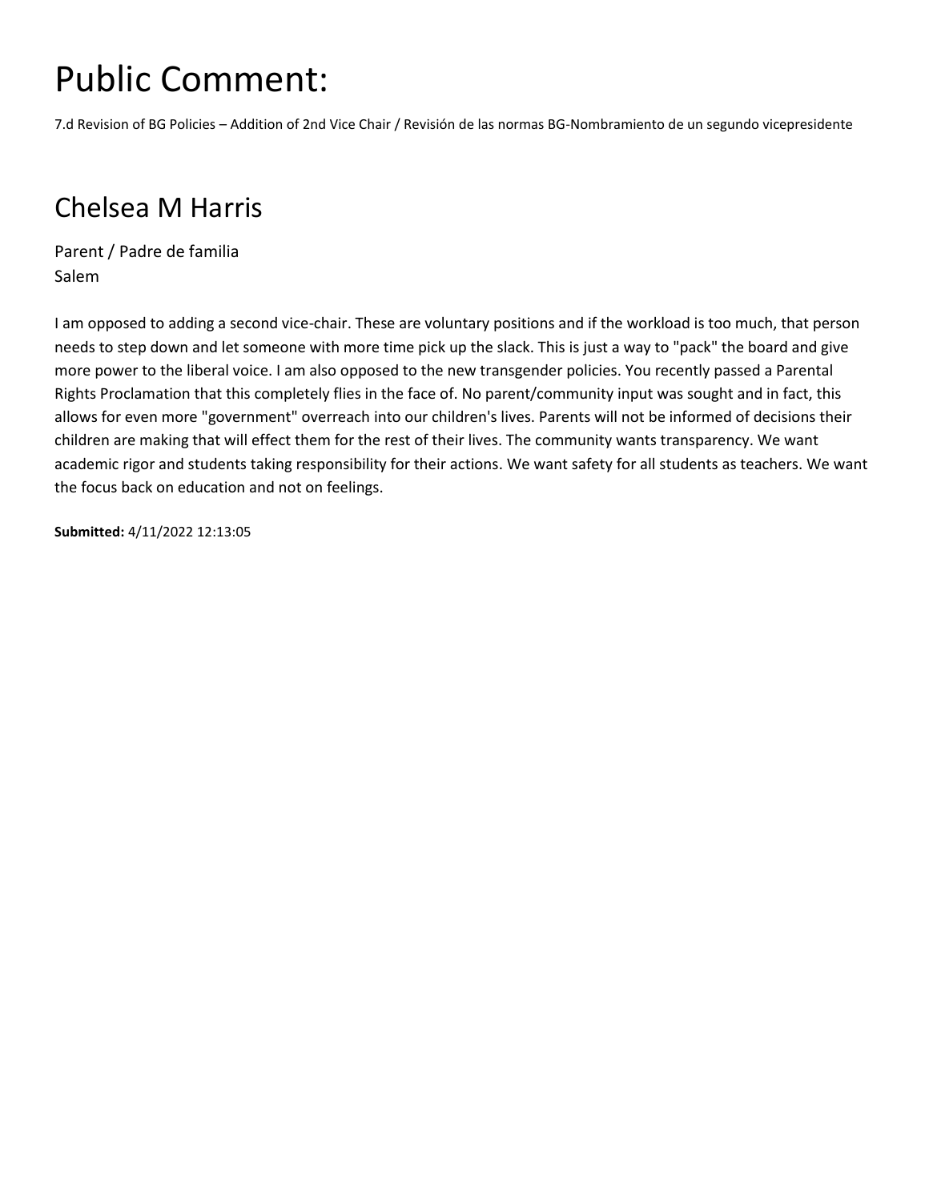# Public Comment:

7.d Revision of BG Policies – Addition of 2nd Vice Chair / Revisión de las normas BG-Nombramiento de un segundo vicepresidente

## Chelsea M Harris

Parent / Padre de familia
Salem

I am opposed to adding a second vice-chair. These are voluntary positions and if the workload is too much, that person needs to step down and let someone with more time pick up the slack. This is just a way to "pack" the board and give more power to the liberal voice. I am also opposed to the new transgender policies. You recently passed a Parental Rights Proclamation that this completely flies in the face of. No parent/community input was sought and in fact, this allows for even more "government" overreach into our children's lives. Parents will not be informed of decisions their children are making that will effect them for the rest of their lives. The community wants transparency. We want academic rigor and students taking responsibility for their actions. We want safety for all students as teachers. We want the focus back on education and not on feelings.

**Submitted:** 4/11/2022 12:13:05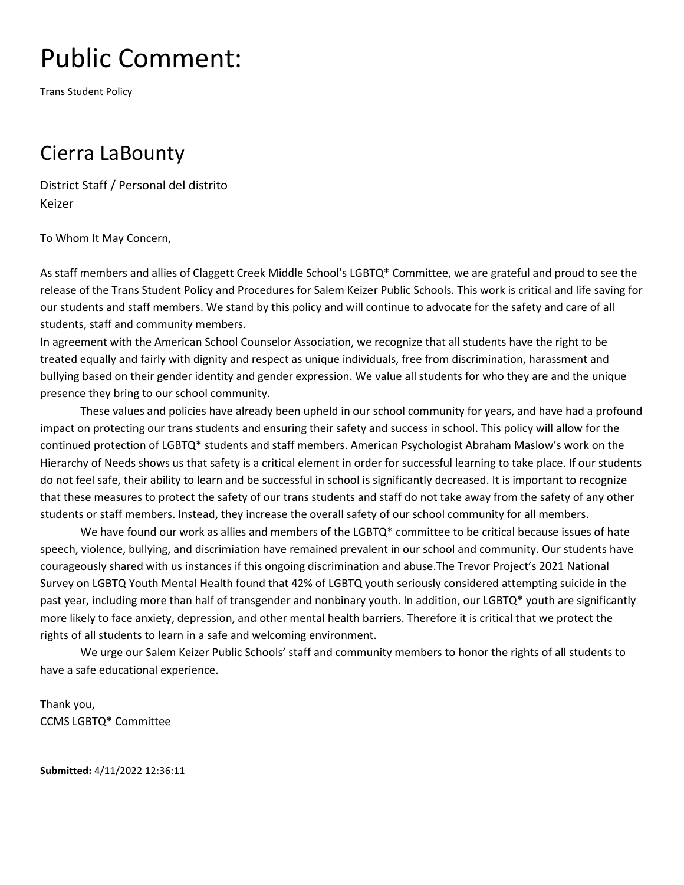# Public Comment:

Trans Student Policy

## Cierra LaBounty

District Staff / Personal del distrito
Keizer

To Whom It May Concern,

As staff members and allies of Claggett Creek Middle School's LGBTQ* Committee, we are grateful and proud to see the release of the Trans Student Policy and Procedures for Salem Keizer Public Schools. This work is critical and life saving for our students and staff members. We stand by this policy and will continue to advocate for the safety and care of all students, staff and community members.
In agreement with the American School Counselor Association, we recognize that all students have the right to be treated equally and fairly with dignity and respect as unique individuals, free from discrimination, harassment and bullying based on their gender identity and gender expression. We value all students for who they are and the unique presence they bring to our school community.

These values and policies have already been upheld in our school community for years, and have had a profound impact on protecting our trans students and ensuring their safety and success in school. This policy will allow for the continued protection of LGBTQ* students and staff members. American Psychologist Abraham Maslow's work on the Hierarchy of Needs shows us that safety is a critical element in order for successful learning to take place. If our students do not feel safe, their ability to learn and be successful in school is significantly decreased. It is important to recognize that these measures to protect the safety of our trans students and staff do not take away from the safety of any other students or staff members. Instead, they increase the overall safety of our school community for all members.

We have found our work as allies and members of the LGBTQ* committee to be critical because issues of hate speech, violence, bullying, and discrimiation have remained prevalent in our school and community. Our students have courageously shared with us instances if this ongoing discrimination and abuse.The Trevor Project's 2021 National Survey on LGBTQ Youth Mental Health found that 42% of LGBTQ youth seriously considered attempting suicide in the past year, including more than half of transgender and nonbinary youth. In addition, our LGBTQ* youth are significantly more likely to face anxiety, depression, and other mental health barriers. Therefore it is critical that we protect the rights of all students to learn in a safe and welcoming environment.

We urge our Salem Keizer Public Schools' staff and community members to honor the rights of all students to have a safe educational experience.

Thank you,
CCMS LGBTQ* Committee

**Submitted:** 4/11/2022 12:36:11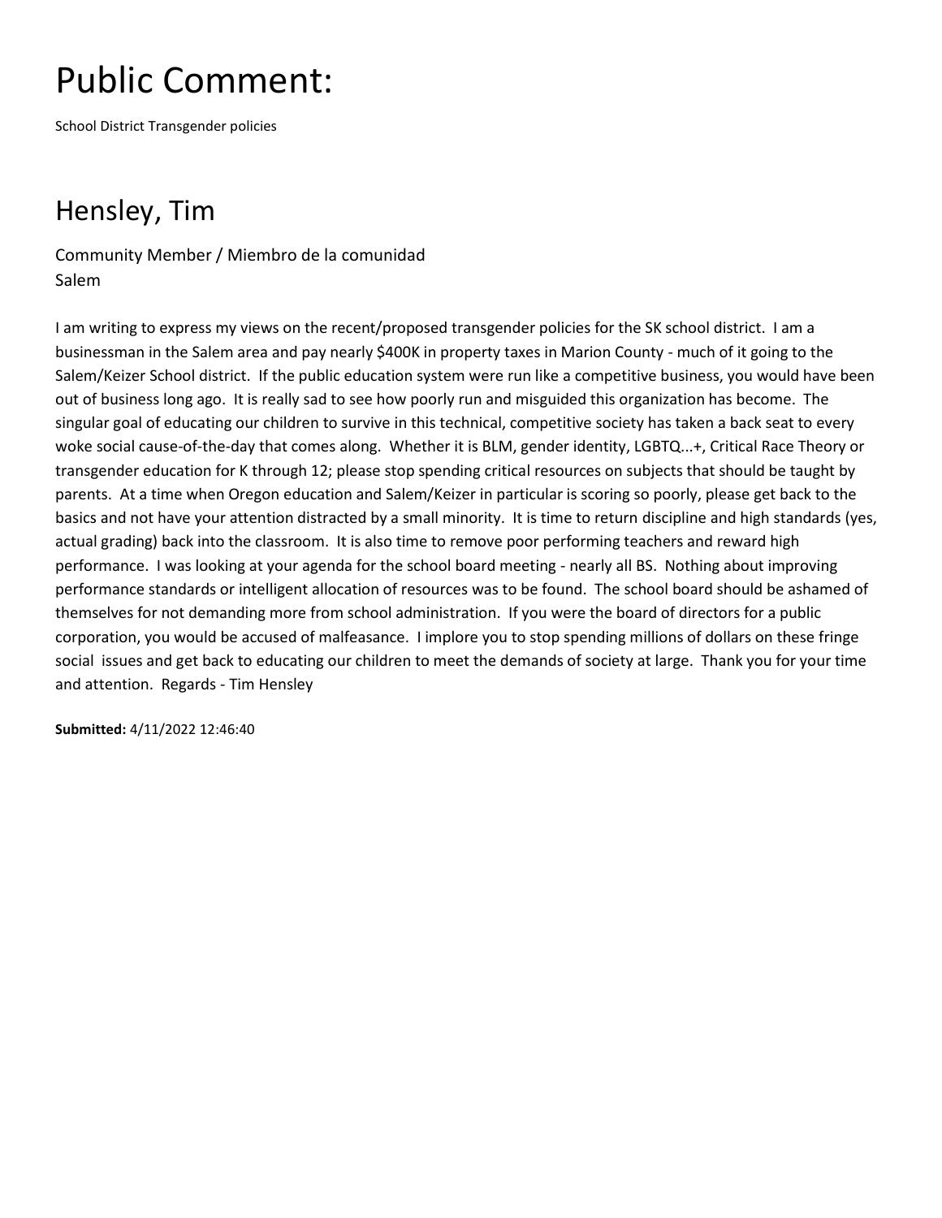# Public Comment:

School District Transgender policies

## Hensley, Tim

Community Member / Miembro de la comunidad
Salem

I am writing to express my views on the recent/proposed transgender policies for the SK school district. I am a businessman in the Salem area and pay nearly $400K in property taxes in Marion County - much of it going to the Salem/Keizer School district. If the public education system were run like a competitive business, you would have been out of business long ago. It is really sad to see how poorly run and misguided this organization has become. The singular goal of educating our children to survive in this technical, competitive society has taken a back seat to every woke social cause-of-the-day that comes along. Whether it is BLM, gender identity, LGBTQ...+, Critical Race Theory or transgender education for K through 12; please stop spending critical resources on subjects that should be taught by parents. At a time when Oregon education and Salem/Keizer in particular is scoring so poorly, please get back to the basics and not have your attention distracted by a small minority. It is time to return discipline and high standards (yes, actual grading) back into the classroom. It is also time to remove poor performing teachers and reward high performance. I was looking at your agenda for the school board meeting - nearly all BS. Nothing about improving performance standards or intelligent allocation of resources was to be found. The school board should be ashamed of themselves for not demanding more from school administration. If you were the board of directors for a public corporation, you would be accused of malfeasance. I implore you to stop spending millions of dollars on these fringe social issues and get back to educating our children to meet the demands of society at large. Thank you for your time and attention. Regards - Tim Hensley

**Submitted:** 4/11/2022 12:46:40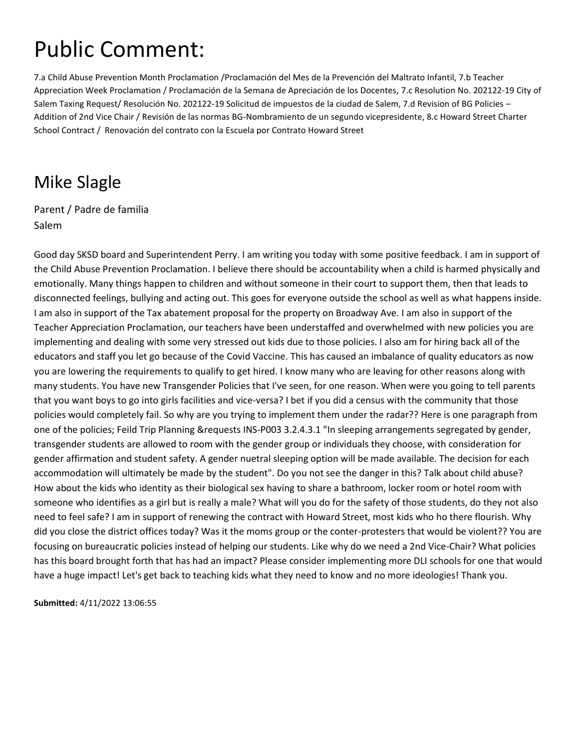# Public Comment:

7.a Child Abuse Prevention Month Proclamation /Proclamación del Mes de la Prevención del Maltrato Infantil, 7.b Teacher Appreciation Week Proclamation / Proclamación de la Semana de Apreciación de los Docentes, 7.c Resolution No. 202122-19 City of Salem Taxing Request/ Resolución No. 202122-19 Solicitud de impuestos de la ciudad de Salem, 7.d Revision of BG Policies – Addition of 2nd Vice Chair / Revisión de las normas BG-Nombramiento de un segundo vicepresidente, 8.c Howard Street Charter School Contract / Renovación del contrato con la Escuela por Contrato Howard Street

## Mike Slagle

Parent / Padre de familia
Salem

Good day SKSD board and Superintendent Perry. I am writing you today with some positive feedback. I am in support of the Child Abuse Prevention Proclamation. I believe there should be accountability when a child is harmed physically and emotionally. Many things happen to children and without someone in their court to support them, then that leads to disconnected feelings, bullying and acting out. This goes for everyone outside the school as well as what happens inside. I am also in support of the Tax abatement proposal for the property on Broadway Ave. I am also in support of the Teacher Appreciation Proclamation, our teachers have been understaffed and overwhelmed with new policies you are implementing and dealing with some very stressed out kids due to those policies. I also am for hiring back all of the educators and staff you let go because of the Covid Vaccine. This has caused an imbalance of quality educators as now you are lowering the requirements to qualify to get hired. I know many who are leaving for other reasons along with many students. You have new Transgender Policies that I've seen, for one reason. When were you going to tell parents that you want boys to go into girls facilities and vice-versa? I bet if you did a census with the community that those policies would completely fail. So why are you trying to implement them under the radar?? Here is one paragraph from one of the policies; Feild Trip Planning &requests INS-P003 3.2.4.3.1 "In sleeping arrangements segregated by gender, transgender students are allowed to room with the gender group or individuals they choose, with consideration for gender affirmation and student safety. A gender nuetral sleeping option will be made available. The decision for each accommodation will ultimately be made by the student". Do you not see the danger in this? Talk about child abuse? How about the kids who identity as their biological sex having to share a bathroom, locker room or hotel room with someone who identifies as a girl but is really a male? What will you do for the safety of those students, do they not also need to feel safe? I am in support of renewing the contract with Howard Street, most kids who ho there flourish. Why did you close the district offices today? Was it the moms group or the conter-protesters that would be violent?? You are focusing on bureaucratic policies instead of helping our students. Like why do we need a 2nd Vice-Chair? What policies has this board brought forth that has had an impact? Please consider implementing more DLI schools for one that would have a huge impact! Let's get back to teaching kids what they need to know and no more ideologies! Thank you.

**Submitted:** 4/11/2022 13:06:55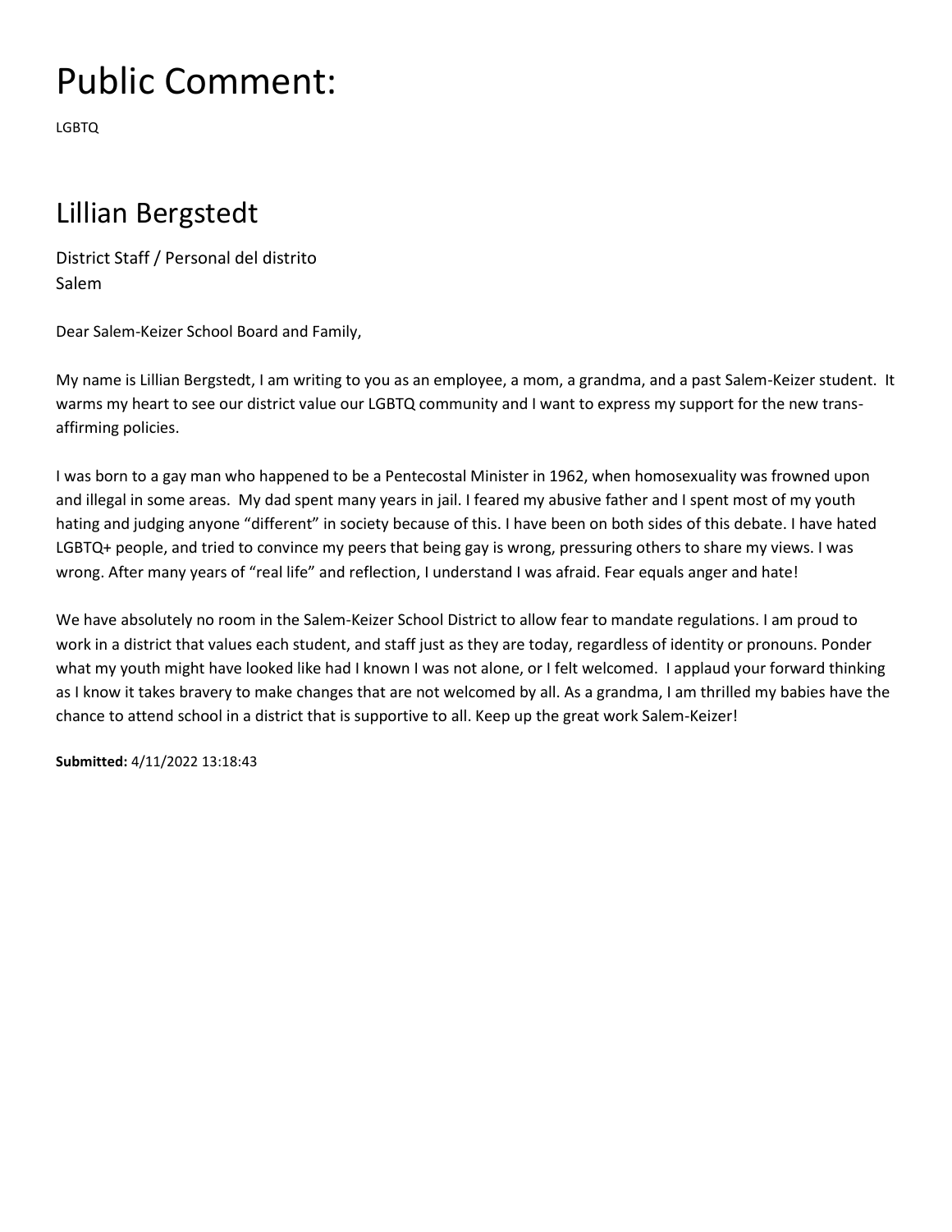# Public Comment:

LGBTQ

## Lillian Bergstedt

District Staff / Personal del distrito
Salem

Dear Salem-Keizer School Board and Family,

My name is Lillian Bergstedt, I am writing to you as an employee, a mom, a grandma, and a past Salem-Keizer student. It warms my heart to see our district value our LGBTQ community and I want to express my support for the new trans-affirming policies.

I was born to a gay man who happened to be a Pentecostal Minister in 1962, when homosexuality was frowned upon and illegal in some areas. My dad spent many years in jail. I feared my abusive father and I spent most of my youth hating and judging anyone "different" in society because of this. I have been on both sides of this debate. I have hated LGBTQ+ people, and tried to convince my peers that being gay is wrong, pressuring others to share my views. I was wrong. After many years of "real life" and reflection, I understand I was afraid. Fear equals anger and hate!

We have absolutely no room in the Salem-Keizer School District to allow fear to mandate regulations. I am proud to work in a district that values each student, and staff just as they are today, regardless of identity or pronouns. Ponder what my youth might have looked like had I known I was not alone, or I felt welcomed. I applaud your forward thinking as I know it takes bravery to make changes that are not welcomed by all. As a grandma, I am thrilled my babies have the chance to attend school in a district that is supportive to all. Keep up the great work Salem-Keizer!

**Submitted:** 4/11/2022 13:18:43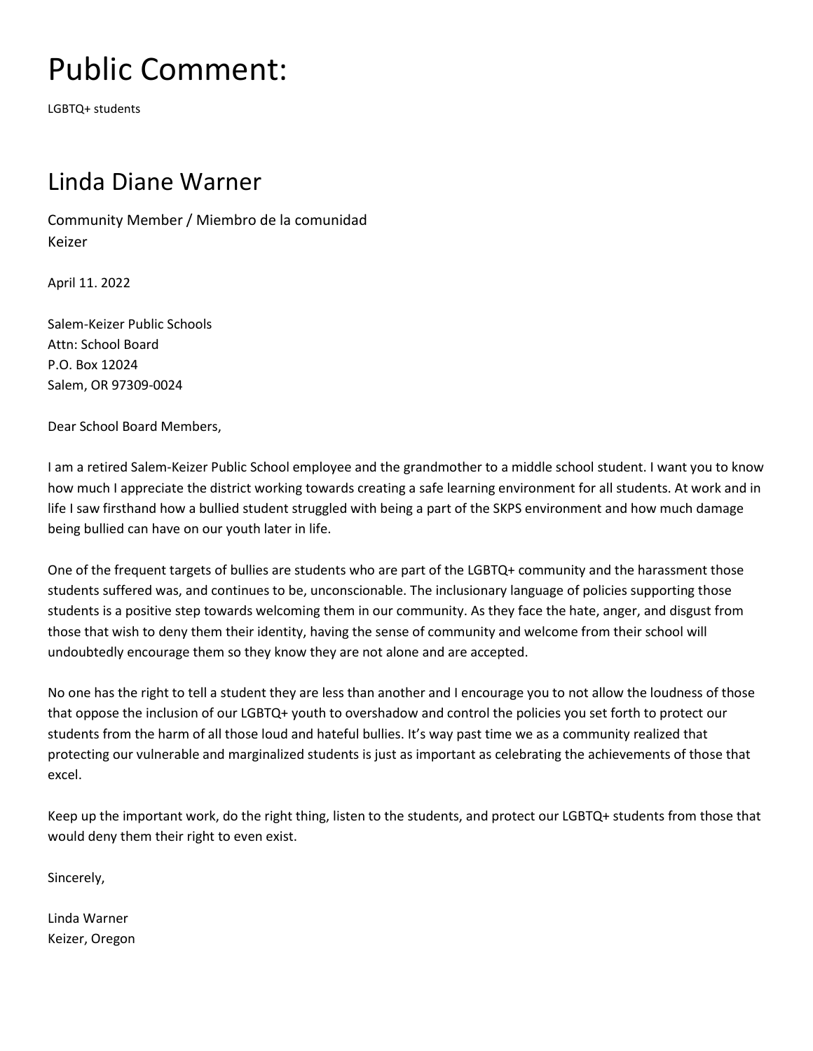# Public Comment:

LGBTQ+ students

## Linda Diane Warner

Community Member / Miembro de la comunidad
Keizer

April 11. 2022

Salem-Keizer Public Schools
Attn: School Board
P.O. Box 12024
Salem, OR 97309-0024

Dear School Board Members,

I am a retired Salem-Keizer Public School employee and the grandmother to a middle school student. I want you to know how much I appreciate the district working towards creating a safe learning environment for all students. At work and in life I saw firsthand how a bullied student struggled with being a part of the SKPS environment and how much damage being bullied can have on our youth later in life.

One of the frequent targets of bullies are students who are part of the LGBTQ+ community and the harassment those students suffered was, and continues to be, unconscionable. The inclusionary language of policies supporting those students is a positive step towards welcoming them in our community. As they face the hate, anger, and disgust from those that wish to deny them their identity, having the sense of community and welcome from their school will undoubtedly encourage them so they know they are not alone and are accepted.

No one has the right to tell a student they are less than another and I encourage you to not allow the loudness of those that oppose the inclusion of our LGBTQ+ youth to overshadow and control the policies you set forth to protect our students from the harm of all those loud and hateful bullies. It's way past time we as a community realized that protecting our vulnerable and marginalized students is just as important as celebrating the achievements of those that excel.

Keep up the important work, do the right thing, listen to the students, and protect our LGBTQ+ students from those that would deny them their right to even exist.

Sincerely,

Linda Warner
Keizer, Oregon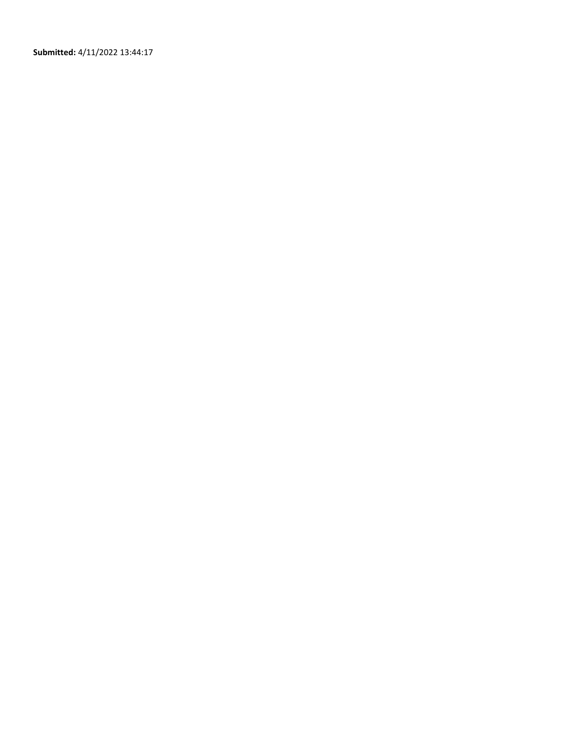**Submitted:** 4/11/2022 13:44:17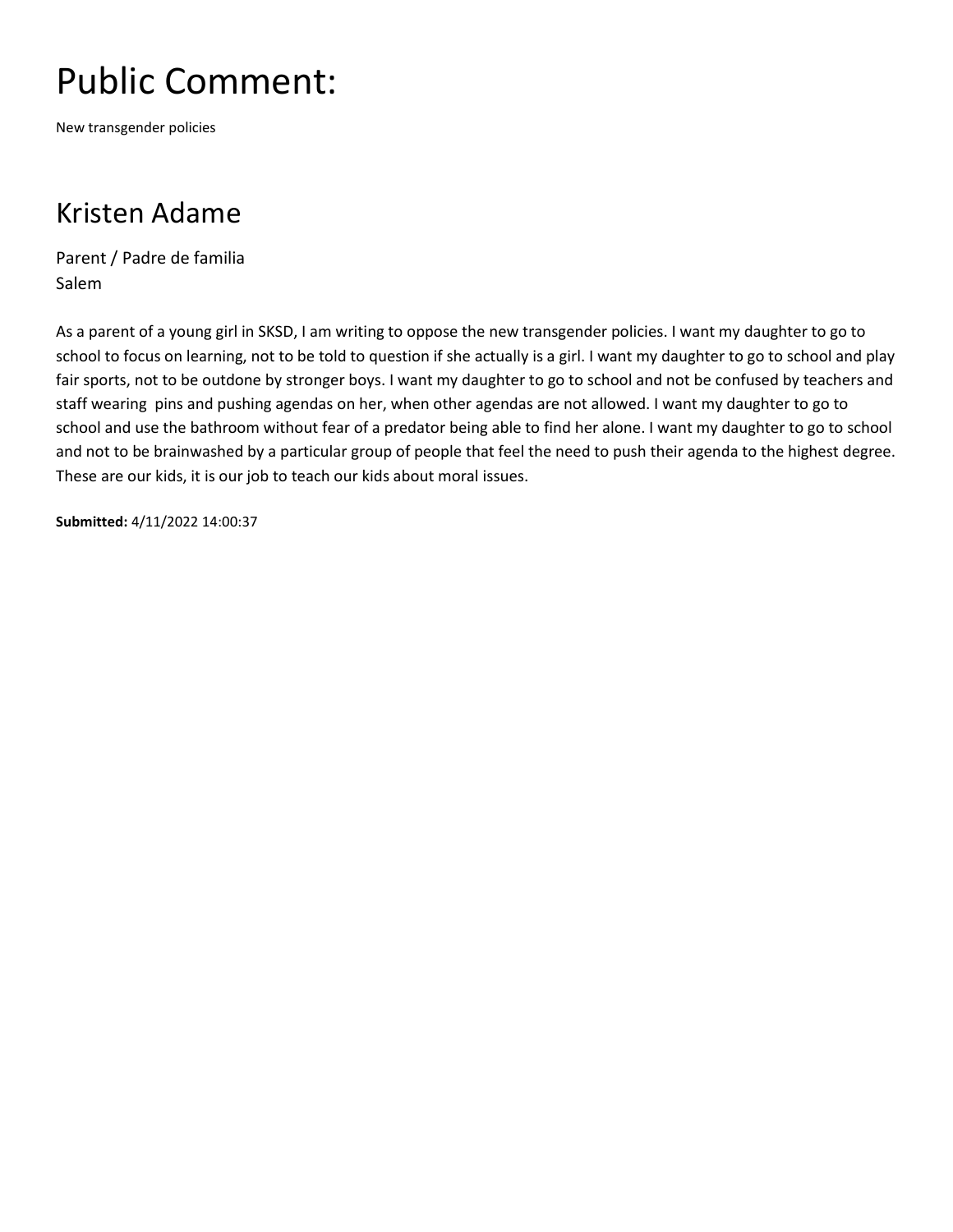# Public Comment:

New transgender policies

## Kristen Adame

Parent / Padre de familia
Salem

As a parent of a young girl in SKSD, I am writing to oppose the new transgender policies. I want my daughter to go to school to focus on learning, not to be told to question if she actually is a girl. I want my daughter to go to school and play fair sports, not to be outdone by stronger boys. I want my daughter to go to school and not be confused by teachers and staff wearing pins and pushing agendas on her, when other agendas are not allowed. I want my daughter to go to school and use the bathroom without fear of a predator being able to find her alone. I want my daughter to go to school and not to be brainwashed by a particular group of people that feel the need to push their agenda to the highest degree. These are our kids, it is our job to teach our kids about moral issues.

**Submitted:** 4/11/2022 14:00:37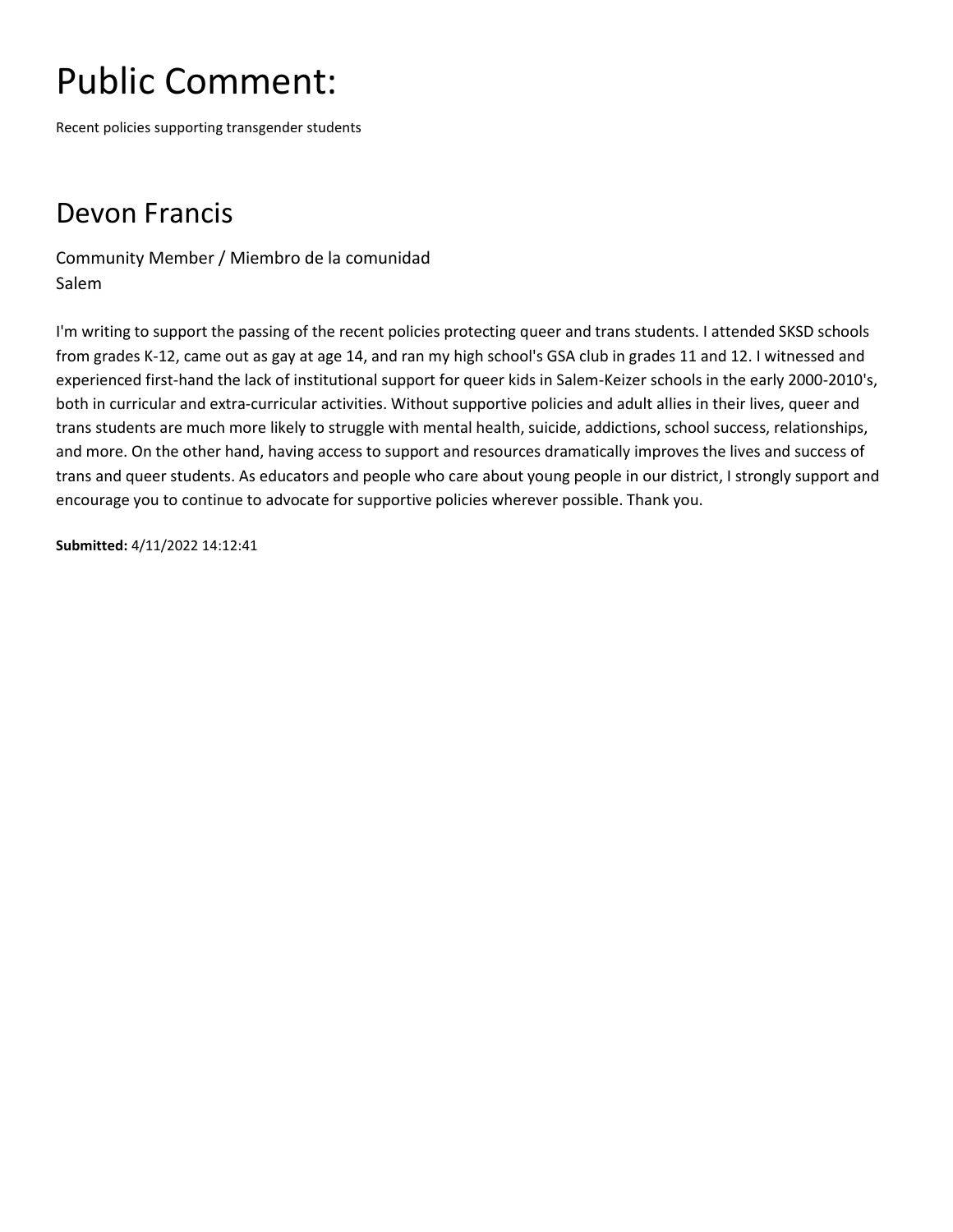# Public Comment:

Recent policies supporting transgender students

## Devon Francis

Community Member / Miembro de la comunidad
Salem

I'm writing to support the passing of the recent policies protecting queer and trans students. I attended SKSD schools from grades K-12, came out as gay at age 14, and ran my high school's GSA club in grades 11 and 12. I witnessed and experienced first-hand the lack of institutional support for queer kids in Salem-Keizer schools in the early 2000-2010's, both in curricular and extra-curricular activities. Without supportive policies and adult allies in their lives, queer and trans students are much more likely to struggle with mental health, suicide, addictions, school success, relationships, and more. On the other hand, having access to support and resources dramatically improves the lives and success of trans and queer students. As educators and people who care about young people in our district, I strongly support and encourage you to continue to advocate for supportive policies wherever possible. Thank you.

**Submitted:** 4/11/2022 14:12:41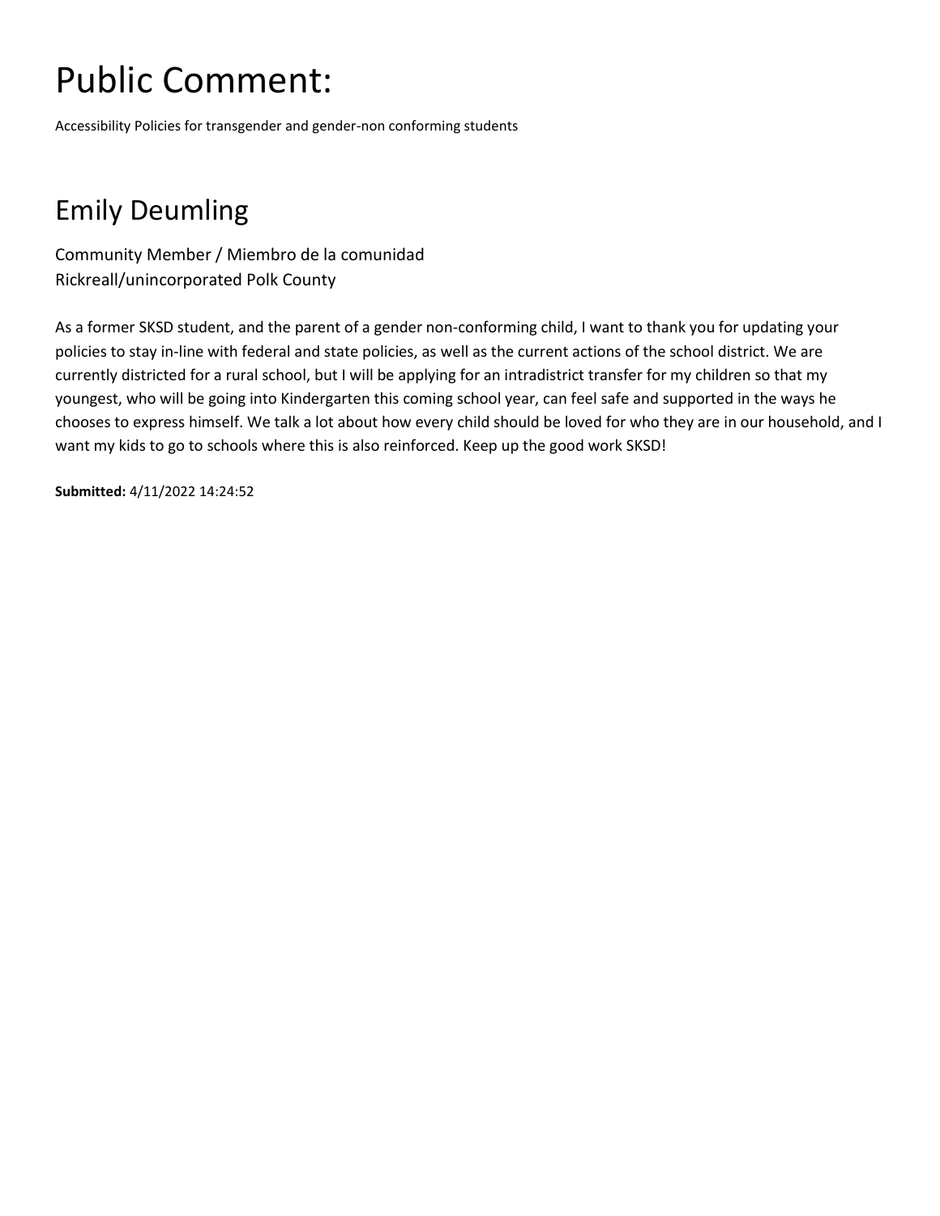# Public Comment:

Accessibility Policies for transgender and gender-non conforming students

## Emily Deumling

Community Member / Miembro de la comunidad
Rickreall/unincorporated Polk County

As a former SKSD student, and the parent of a gender non-conforming child, I want to thank you for updating your policies to stay in-line with federal and state policies, as well as the current actions of the school district. We are currently districted for a rural school, but I will be applying for an intradistrict transfer for my children so that my youngest, who will be going into Kindergarten this coming school year, can feel safe and supported in the ways he chooses to express himself. We talk a lot about how every child should be loved for who they are in our household, and I want my kids to go to schools where this is also reinforced. Keep up the good work SKSD!

**Submitted:** 4/11/2022 14:24:52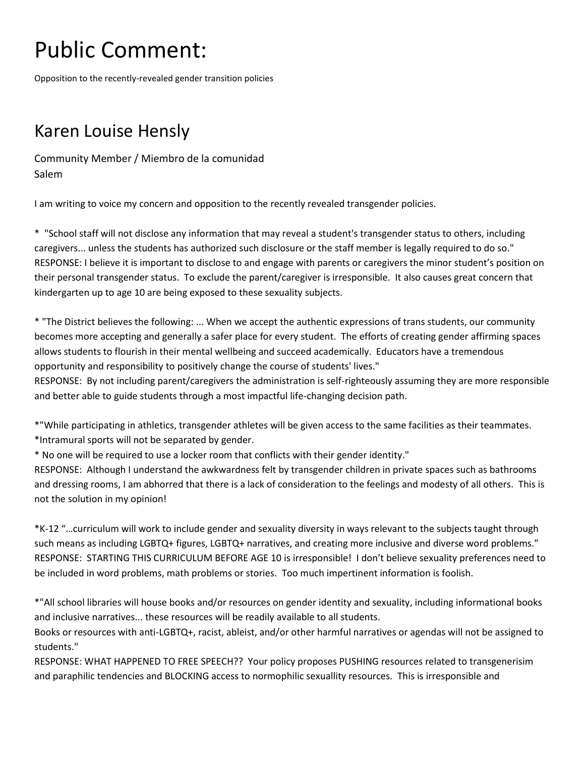# Public Comment:

Opposition to the recently-revealed gender transition policies

## Karen Louise Hensly

Community Member / Miembro de la comunidad
Salem

I am writing to voice my concern and opposition to the recently revealed transgender policies.

* "School staff will not disclose any information that may reveal a student's transgender status to others, including caregivers... unless the students has authorized such disclosure or the staff member is legally required to do so."
RESPONSE: I believe it is important to disclose to and engage with parents or caregivers the minor student's position on their personal transgender status. To exclude the parent/caregiver is irresponsible. It also causes great concern that kindergarten up to age 10 are being exposed to these sexuality subjects.

* "The District believes the following: ... When we accept the authentic expressions of trans students, our community becomes more accepting and generally a safer place for every student. The efforts of creating gender affirming spaces allows students to flourish in their mental wellbeing and succeed academically. Educators have a tremendous opportunity and responsibility to positively change the course of students' lives."
RESPONSE: By not including parent/caregivers the administration is self-righteously assuming they are more responsible and better able to guide students through a most impactful life-changing decision path.

*"While participating in athletics, transgender athletes will be given access to the same facilities as their teammates.
*Intramural sports will not be separated by gender.
* No one will be required to use a locker room that conflicts with their gender identity."
RESPONSE: Although I understand the awkwardness felt by transgender children in private spaces such as bathrooms and dressing rooms, I am abhorred that there is a lack of consideration to the feelings and modesty of all others. This is not the solution in my opinion!

*K-12 "…curriculum will work to include gender and sexuality diversity in ways relevant to the subjects taught through such means as including LGBTQ+ figures, LGBTQ+ narratives, and creating more inclusive and diverse word problems."
RESPONSE: STARTING THIS CURRICULUM BEFORE AGE 10 is irresponsible! I don't believe sexuality preferences need to be included in word problems, math problems or stories. Too much impertinent information is foolish.

*"All school libraries will house books and/or resources on gender identity and sexuality, including informational books and inclusive narratives... these resources will be readily available to all students.
Books or resources with anti-LGBTQ+, racist, ableist, and/or other harmful narratives or agendas will not be assigned to students."
RESPONSE: WHAT HAPPENED TO FREE SPEECH?? Your policy proposes PUSHING resources related to transgenerisim and paraphilic tendencies and BLOCKING access to normophilic sexuallity resources. This is irresponsible and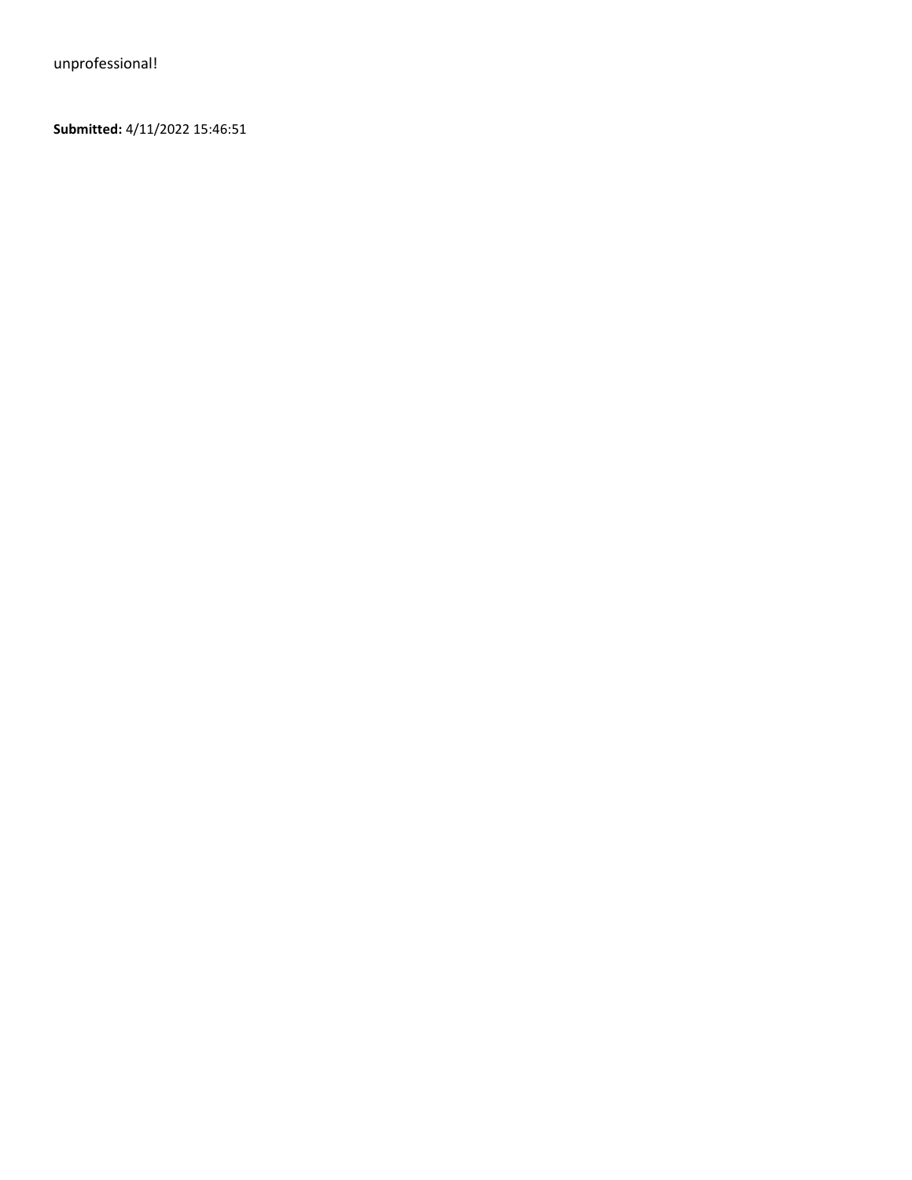unprofessional!

**Submitted:** 4/11/2022 15:46:51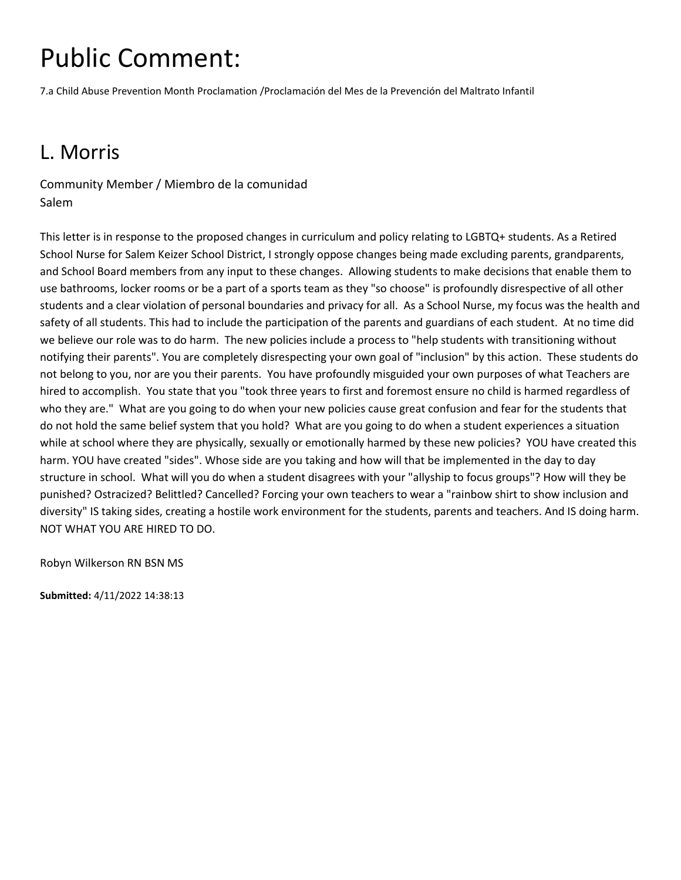# Public Comment:

7.a Child Abuse Prevention Month Proclamation /Proclamación del Mes de la Prevención del Maltrato Infantil

## L. Morris

Community Member / Miembro de la comunidad
Salem

This letter is in response to the proposed changes in curriculum and policy relating to LGBTQ+ students. As a Retired School Nurse for Salem Keizer School District, I strongly oppose changes being made excluding parents, grandparents, and School Board members from any input to these changes. Allowing students to make decisions that enable them to use bathrooms, locker rooms or be a part of a sports team as they "so choose" is profoundly disrespective of all other students and a clear violation of personal boundaries and privacy for all. As a School Nurse, my focus was the health and safety of all students. This had to include the participation of the parents and guardians of each student. At no time did we believe our role was to do harm. The new policies include a process to "help students with transitioning without notifying their parents". You are completely disrespecting your own goal of "inclusion" by this action. These students do not belong to you, nor are you their parents. You have profoundly misguided your own purposes of what Teachers are hired to accomplish. You state that you "took three years to first and foremost ensure no child is harmed regardless of who they are." What are you going to do when your new policies cause great confusion and fear for the students that do not hold the same belief system that you hold? What are you going to do when a student experiences a situation while at school where they are physically, sexually or emotionally harmed by these new policies? YOU have created this harm. YOU have created "sides". Whose side are you taking and how will that be implemented in the day to day structure in school. What will you do when a student disagrees with your "allyship to focus groups"? How will they be punished? Ostracized? Belittled? Cancelled? Forcing your own teachers to wear a "rainbow shirt to show inclusion and diversity" IS taking sides, creating a hostile work environment for the students, parents and teachers. And IS doing harm. NOT WHAT YOU ARE HIRED TO DO.

Robyn Wilkerson RN BSN MS

**Submitted:** 4/11/2022 14:38:13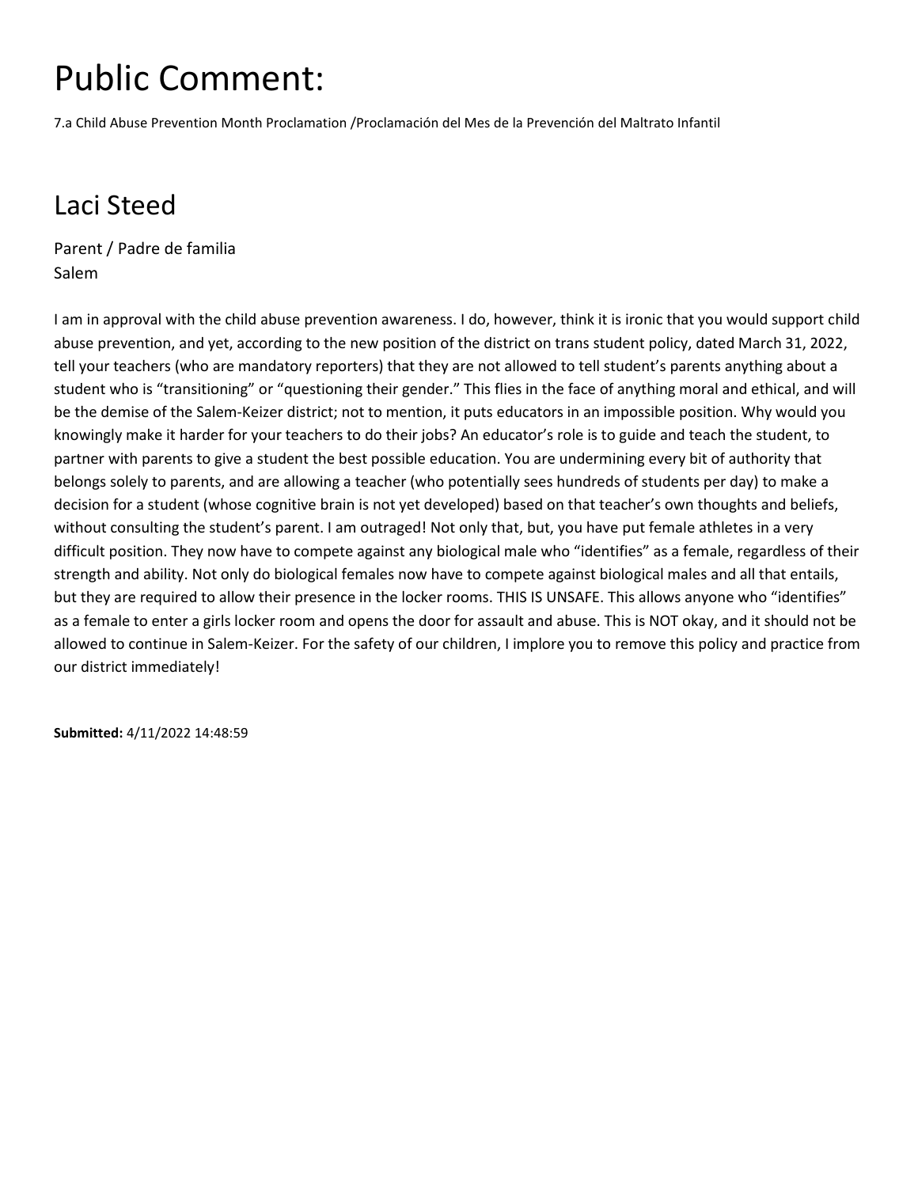# Public Comment:

7.a Child Abuse Prevention Month Proclamation /Proclamación del Mes de la Prevención del Maltrato Infantil

## Laci Steed

Parent / Padre de familia
Salem

I am in approval with the child abuse prevention awareness. I do, however, think it is ironic that you would support child abuse prevention, and yet, according to the new position of the district on trans student policy, dated March 31, 2022, tell your teachers (who are mandatory reporters) that they are not allowed to tell student's parents anything about a student who is "transitioning" or "questioning their gender." This flies in the face of anything moral and ethical, and will be the demise of the Salem-Keizer district; not to mention, it puts educators in an impossible position. Why would you knowingly make it harder for your teachers to do their jobs? An educator's role is to guide and teach the student, to partner with parents to give a student the best possible education. You are undermining every bit of authority that belongs solely to parents, and are allowing a teacher (who potentially sees hundreds of students per day) to make a decision for a student (whose cognitive brain is not yet developed) based on that teacher's own thoughts and beliefs, without consulting the student's parent. I am outraged! Not only that, but, you have put female athletes in a very difficult position. They now have to compete against any biological male who "identifies" as a female, regardless of their strength and ability. Not only do biological females now have to compete against biological males and all that entails, but they are required to allow their presence in the locker rooms. THIS IS UNSAFE. This allows anyone who "identifies" as a female to enter a girls locker room and opens the door for assault and abuse. This is NOT okay, and it should not be allowed to continue in Salem-Keizer. For the safety of our children, I implore you to remove this policy and practice from our district immediately!

**Submitted:** 4/11/2022 14:48:59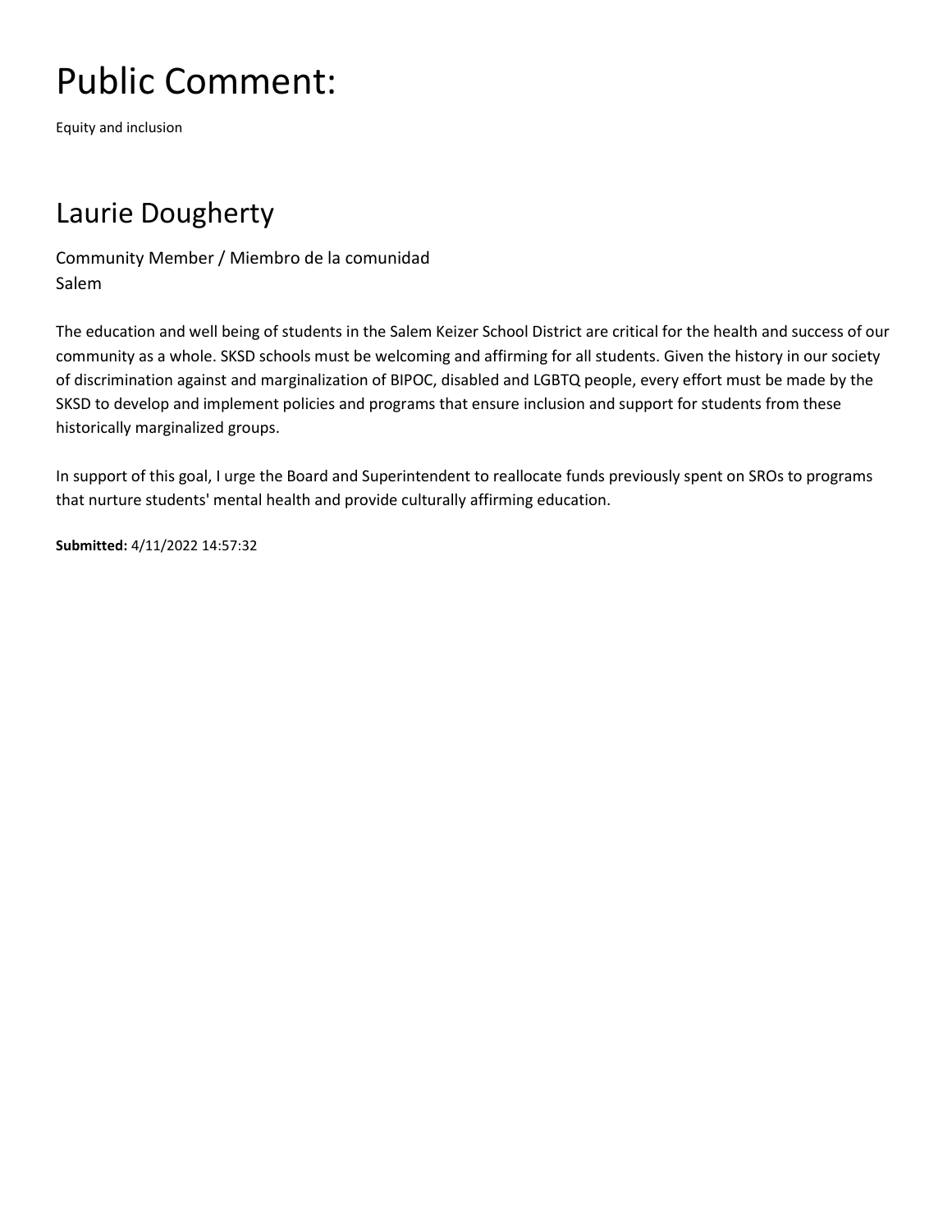# Public Comment:

Equity and inclusion

## Laurie Dougherty

Community Member / Miembro de la comunidad
Salem

The education and well being of students in the Salem Keizer School District are critical for the health and success of our community as a whole. SKSD schools must be welcoming and affirming for all students. Given the history in our society of discrimination against and marginalization of BIPOC, disabled and LGBTQ people, every effort must be made by the SKSD to develop and implement policies and programs that ensure inclusion and support for students from these historically marginalized groups.

In support of this goal, I urge the Board and Superintendent to reallocate funds previously spent on SROs to programs that nurture students' mental health and provide culturally affirming education.

**Submitted:** 4/11/2022 14:57:32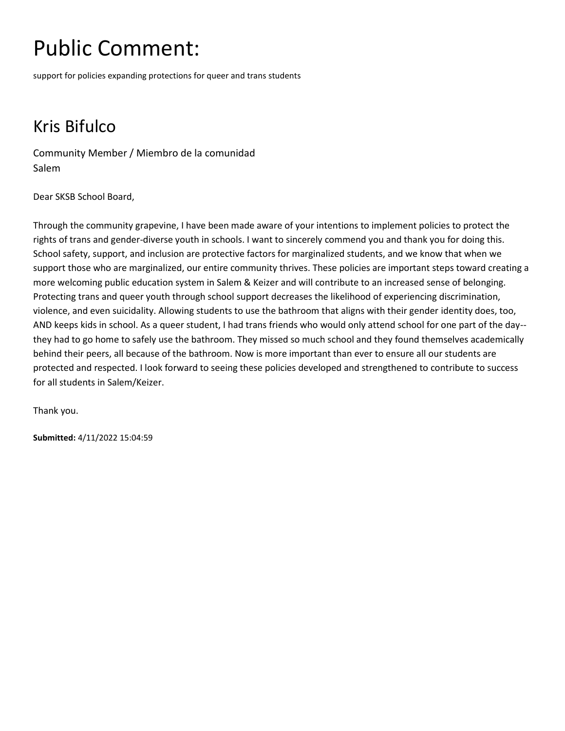# Public Comment:

support for policies expanding protections for queer and trans students

## Kris Bifulco

Community Member / Miembro de la comunidad
Salem

Dear SKSB School Board,

Through the community grapevine, I have been made aware of your intentions to implement policies to protect the rights of trans and gender-diverse youth in schools. I want to sincerely commend you and thank you for doing this. School safety, support, and inclusion are protective factors for marginalized students, and we know that when we support those who are marginalized, our entire community thrives. These policies are important steps toward creating a more welcoming public education system in Salem & Keizer and will contribute to an increased sense of belonging. Protecting trans and queer youth through school support decreases the likelihood of experiencing discrimination, violence, and even suicidality. Allowing students to use the bathroom that aligns with their gender identity does, too, AND keeps kids in school. As a queer student, I had trans friends who would only attend school for one part of the day--they had to go home to safely use the bathroom. They missed so much school and they found themselves academically behind their peers, all because of the bathroom. Now is more important than ever to ensure all our students are protected and respected. I look forward to seeing these policies developed and strengthened to contribute to success for all students in Salem/Keizer.

Thank you.

**Submitted:** 4/11/2022 15:04:59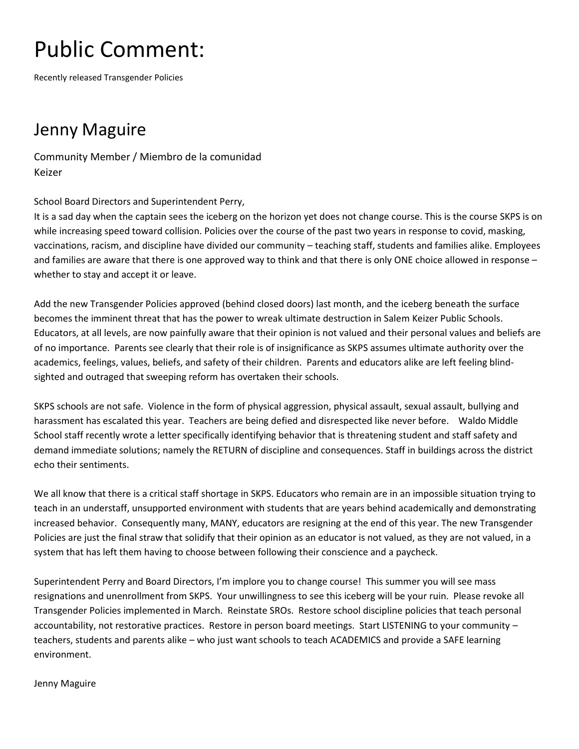# Public Comment:

Recently released Transgender Policies

## Jenny Maguire

Community Member / Miembro de la comunidad
Keizer

School Board Directors and Superintendent Perry,
It is a sad day when the captain sees the iceberg on the horizon yet does not change course. This is the course SKPS is on while increasing speed toward collision. Policies over the course of the past two years in response to covid, masking, vaccinations, racism, and discipline have divided our community – teaching staff, students and families alike. Employees and families are aware that there is one approved way to think and that there is only ONE choice allowed in response – whether to stay and accept it or leave.

Add the new Transgender Policies approved (behind closed doors) last month, and the iceberg beneath the surface becomes the imminent threat that has the power to wreak ultimate destruction in Salem Keizer Public Schools. Educators, at all levels, are now painfully aware that their opinion is not valued and their personal values and beliefs are of no importance. Parents see clearly that their role is of insignificance as SKPS assumes ultimate authority over the academics, feelings, values, beliefs, and safety of their children. Parents and educators alike are left feeling blind-sighted and outraged that sweeping reform has overtaken their schools.

SKPS schools are not safe. Violence in the form of physical aggression, physical assault, sexual assault, bullying and harassment has escalated this year. Teachers are being defied and disrespected like never before. Waldo Middle School staff recently wrote a letter specifically identifying behavior that is threatening student and staff safety and demand immediate solutions; namely the RETURN of discipline and consequences. Staff in buildings across the district echo their sentiments.

We all know that there is a critical staff shortage in SKPS. Educators who remain are in an impossible situation trying to teach in an understaff, unsupported environment with students that are years behind academically and demonstrating increased behavior. Consequently many, MANY, educators are resigning at the end of this year. The new Transgender Policies are just the final straw that solidify that their opinion as an educator is not valued, as they are not valued, in a system that has left them having to choose between following their conscience and a paycheck.

Superintendent Perry and Board Directors, I'm implore you to change course! This summer you will see mass resignations and unenrollment from SKPS. Your unwillingness to see this iceberg will be your ruin. Please revoke all Transgender Policies implemented in March. Reinstate SROs. Restore school discipline policies that teach personal accountability, not restorative practices. Restore in person board meetings. Start LISTENING to your community – teachers, students and parents alike – who just want schools to teach ACADEMICS and provide a SAFE learning environment.

Jenny Maguire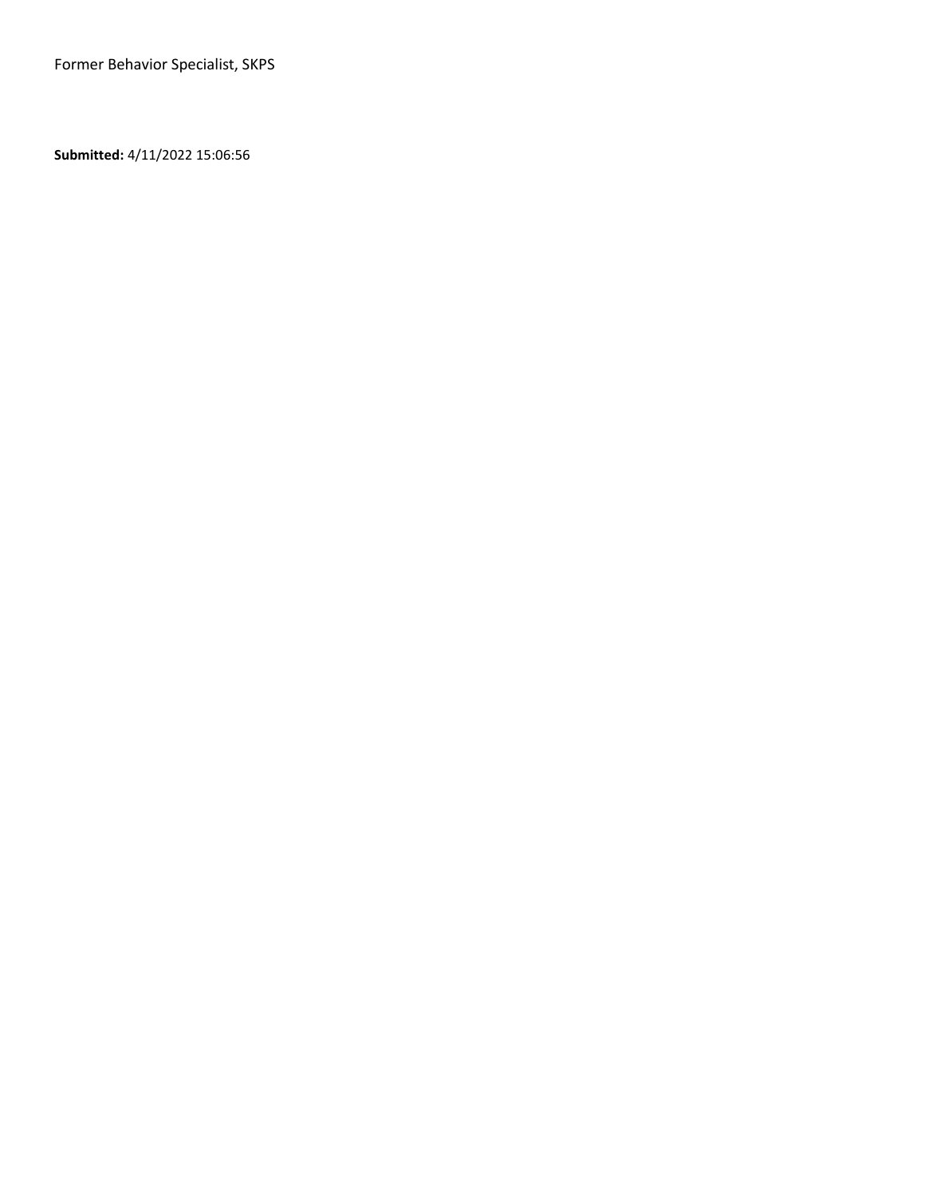Former Behavior Specialist, SKPS

**Submitted:** 4/11/2022 15:06:56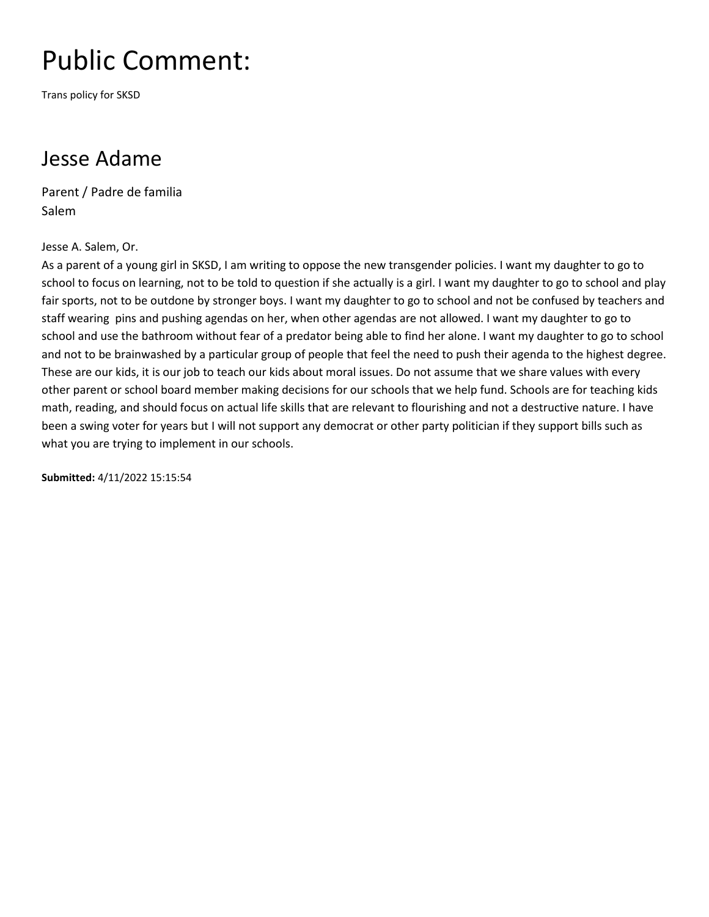# Public Comment:

Trans policy for SKSD

## Jesse Adame

Parent / Padre de familia
Salem

Jesse A. Salem, Or.
As a parent of a young girl in SKSD, I am writing to oppose the new transgender policies. I want my daughter to go to school to focus on learning, not to be told to question if she actually is a girl. I want my daughter to go to school and play fair sports, not to be outdone by stronger boys. I want my daughter to go to school and not be confused by teachers and staff wearing pins and pushing agendas on her, when other agendas are not allowed. I want my daughter to go to school and use the bathroom without fear of a predator being able to find her alone. I want my daughter to go to school and not to be brainwashed by a particular group of people that feel the need to push their agenda to the highest degree. These are our kids, it is our job to teach our kids about moral issues. Do not assume that we share values with every other parent or school board member making decisions for our schools that we help fund. Schools are for teaching kids math, reading, and should focus on actual life skills that are relevant to flourishing and not a destructive nature. I have been a swing voter for years but I will not support any democrat or other party politician if they support bills such as what you are trying to implement in our schools.

**Submitted:** 4/11/2022 15:15:54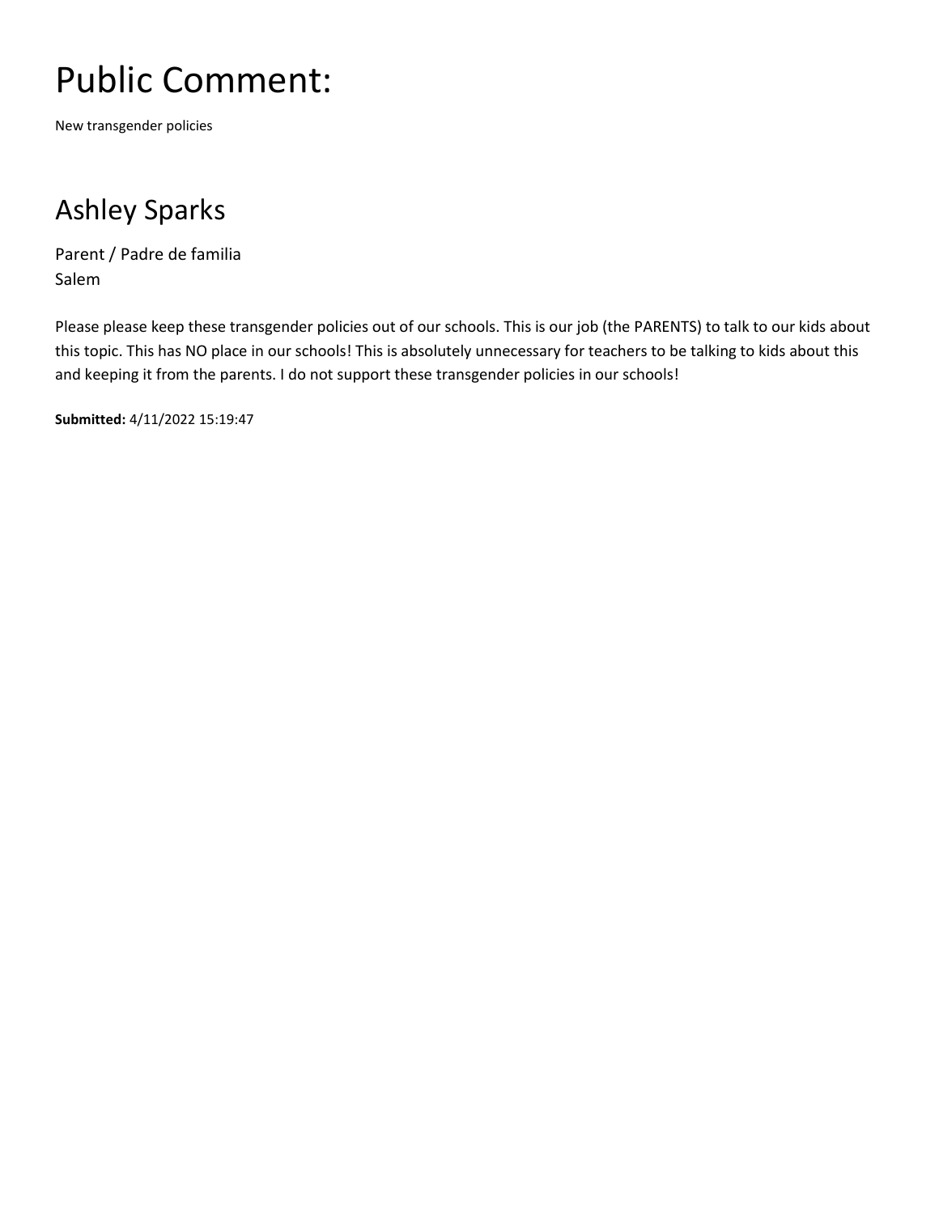# Public Comment:

New transgender policies

## Ashley Sparks

Parent / Padre de familia
Salem

Please please keep these transgender policies out of our schools. This is our job (the PARENTS) to talk to our kids about this topic. This has NO place in our schools! This is absolutely unnecessary for teachers to be talking to kids about this and keeping it from the parents. I do not support these transgender policies in our schools!

**Submitted:** 4/11/2022 15:19:47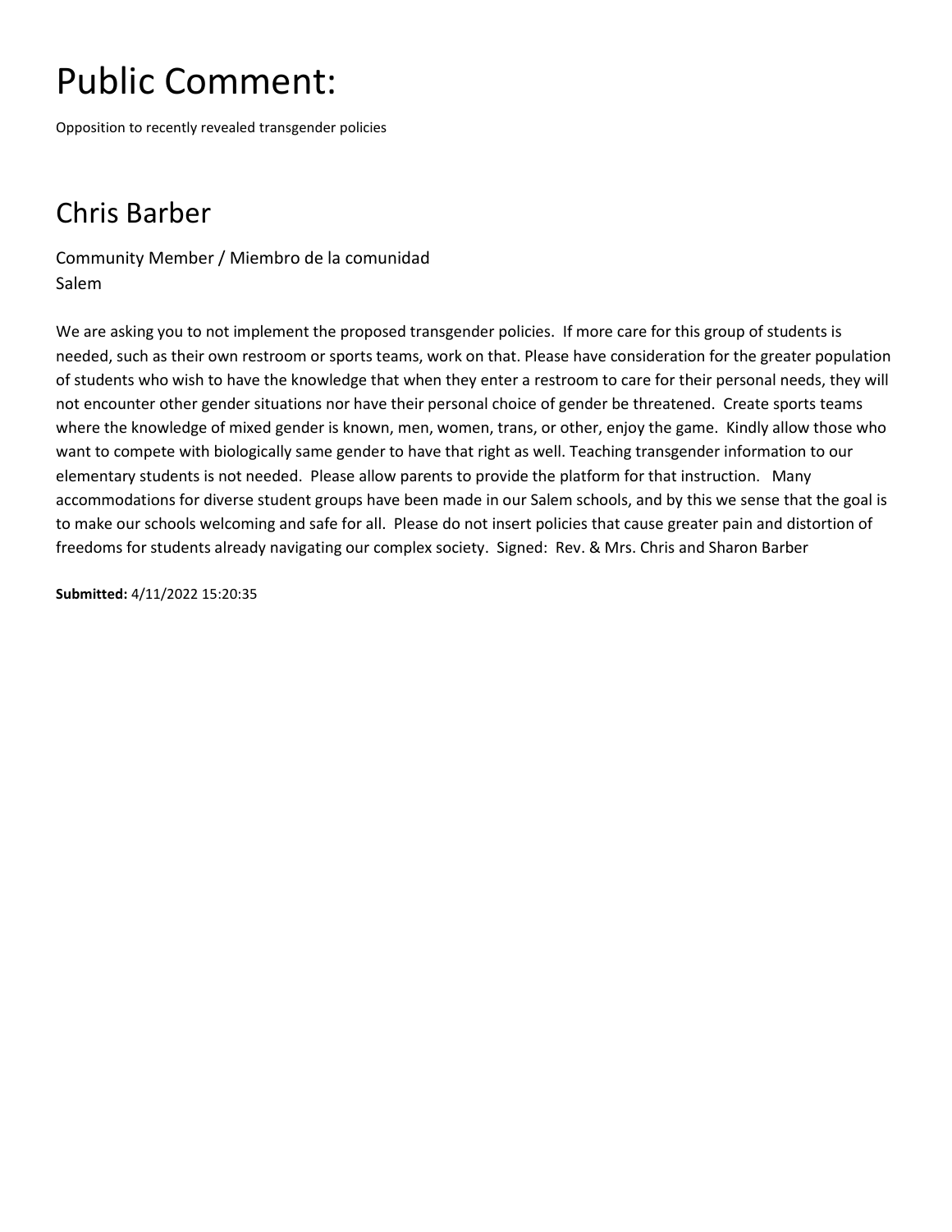# Public Comment:

Opposition to recently revealed transgender policies

## Chris Barber

Community Member / Miembro de la comunidad
Salem

We are asking you to not implement the proposed transgender policies.  If more care for this group of students is needed, such as their own restroom or sports teams, work on that. Please have consideration for the greater population of students who wish to have the knowledge that when they enter a restroom to care for their personal needs, they will not encounter other gender situations nor have their personal choice of gender be threatened.  Create sports teams where the knowledge of mixed gender is known, men, women, trans, or other, enjoy the game.  Kindly allow those who want to compete with biologically same gender to have that right as well. Teaching transgender information to our elementary students is not needed.  Please allow parents to provide the platform for that instruction.   Many accommodations for diverse student groups have been made in our Salem schools, and by this we sense that the goal is to make our schools welcoming and safe for all.  Please do not insert policies that cause greater pain and distortion of freedoms for students already navigating our complex society.  Signed:  Rev. & Mrs. Chris and Sharon Barber

**Submitted:** 4/11/2022 15:20:35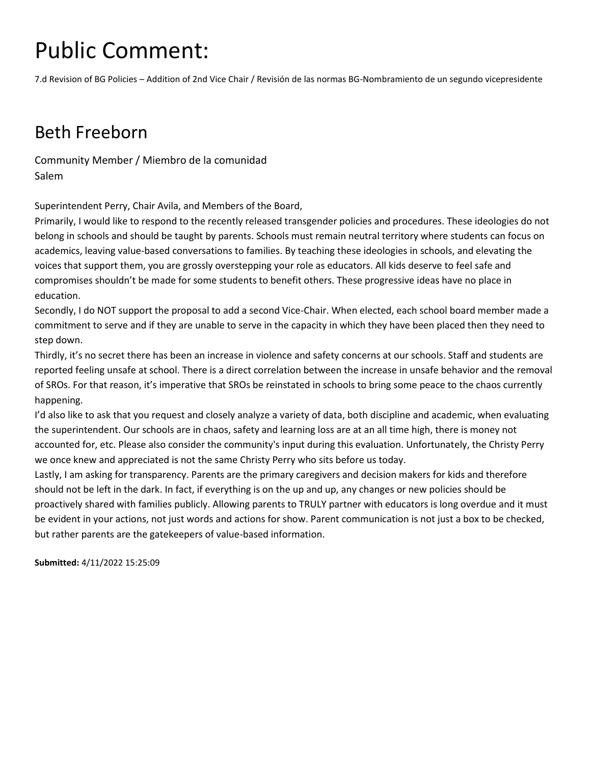# Public Comment:

7.d Revision of BG Policies – Addition of 2nd Vice Chair / Revisión de las normas BG-Nombramiento de un segundo vicepresidente

## Beth Freeborn

Community Member / Miembro de la comunidad
Salem

Superintendent Perry, Chair Avila, and Members of the Board,

Primarily, I would like to respond to the recently released transgender policies and procedures. These ideologies do not belong in schools and should be taught by parents. Schools must remain neutral territory where students can focus on academics, leaving value-based conversations to families. By teaching these ideologies in schools, and elevating the voices that support them, you are grossly overstepping your role as educators. All kids deserve to feel safe and compromises shouldn't be made for some students to benefit others. These progressive ideas have no place in education.

Secondly, I do NOT support the proposal to add a second Vice-Chair. When elected, each school board member made a commitment to serve and if they are unable to serve in the capacity in which they have been placed then they need to step down.

Thirdly, it's no secret there has been an increase in violence and safety concerns at our schools. Staff and students are reported feeling unsafe at school. There is a direct correlation between the increase in unsafe behavior and the removal of SROs. For that reason, it's imperative that SROs be reinstated in schools to bring some peace to the chaos currently happening.

I'd also like to ask that you request and closely analyze a variety of data, both discipline and academic, when evaluating the superintendent. Our schools are in chaos, safety and learning loss are at an all time high, there is money not accounted for, etc. Please also consider the community's input during this evaluation. Unfortunately, the Christy Perry we once knew and appreciated is not the same Christy Perry who sits before us today.

Lastly, I am asking for transparency. Parents are the primary caregivers and decision makers for kids and therefore should not be left in the dark. In fact, if everything is on the up and up, any changes or new policies should be proactively shared with families publicly. Allowing parents to TRULY partner with educators is long overdue and it must be evident in your actions, not just words and actions for show. Parent communication is not just a box to be checked, but rather parents are the gatekeepers of value-based information.

**Submitted:** 4/11/2022 15:25:09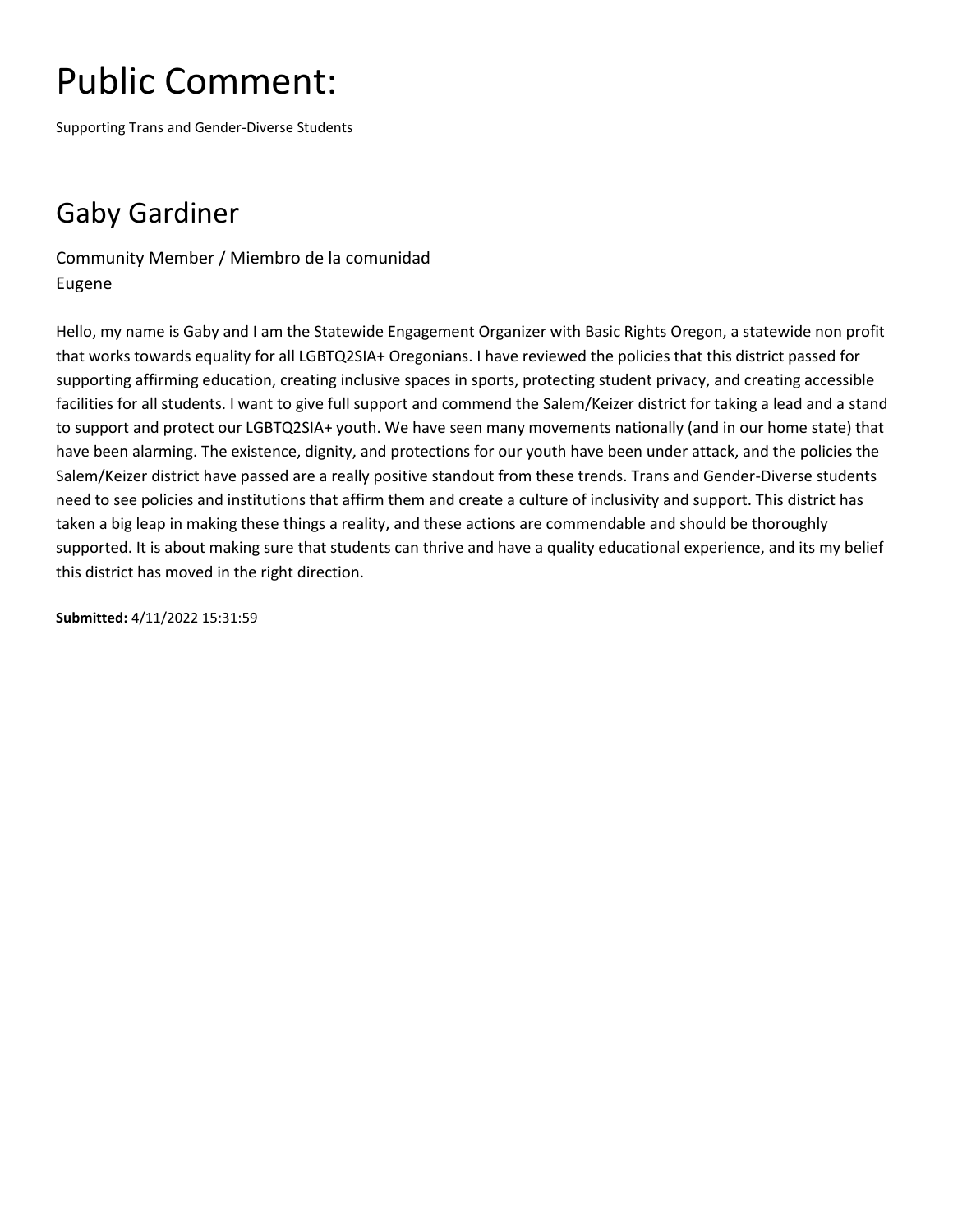# Public Comment:

Supporting Trans and Gender-Diverse Students

## Gaby Gardiner

Community Member / Miembro de la comunidad
Eugene

Hello, my name is Gaby and I am the Statewide Engagement Organizer with Basic Rights Oregon, a statewide non profit that works towards equality for all LGBTQ2SIA+ Oregonians. I have reviewed the policies that this district passed for supporting affirming education, creating inclusive spaces in sports, protecting student privacy, and creating accessible facilities for all students. I want to give full support and commend the Salem/Keizer district for taking a lead and a stand to support and protect our LGBTQ2SIA+ youth. We have seen many movements nationally (and in our home state) that have been alarming. The existence, dignity, and protections for our youth have been under attack, and the policies the Salem/Keizer district have passed are a really positive standout from these trends. Trans and Gender-Diverse students need to see policies and institutions that affirm them and create a culture of inclusivity and support. This district has taken a big leap in making these things a reality, and these actions are commendable and should be thoroughly supported. It is about making sure that students can thrive and have a quality educational experience, and its my belief this district has moved in the right direction.

**Submitted:** 4/11/2022 15:31:59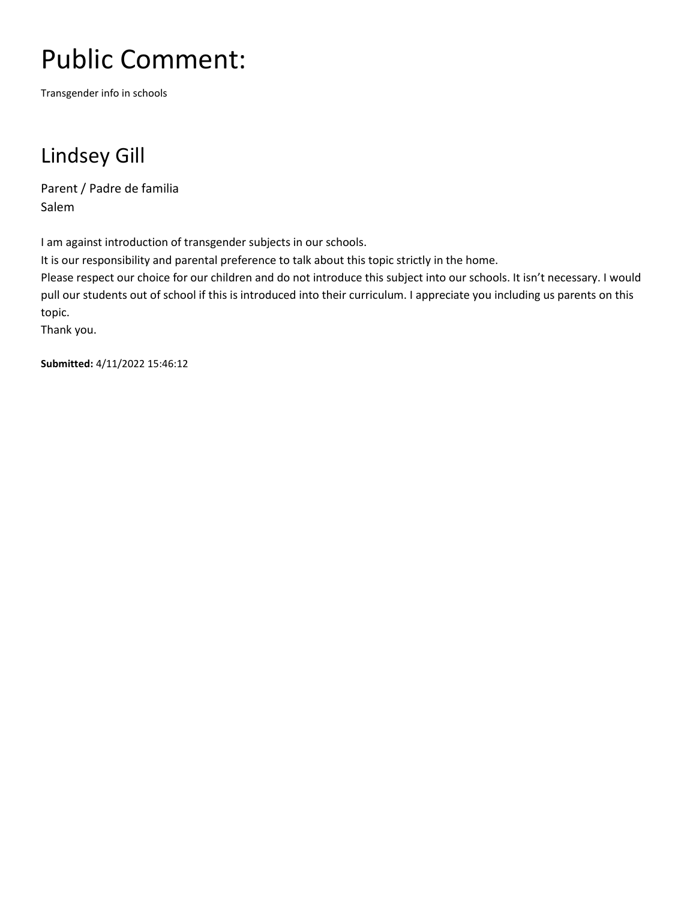# Public Comment:

Transgender info in schools

## Lindsey Gill

Parent / Padre de familia
Salem

I am against introduction of transgender subjects in our schools.
It is our responsibility and parental preference to talk about this topic strictly in the home.
Please respect our choice for our children and do not introduce this subject into our schools. It isn't necessary. I would pull our students out of school if this is introduced into their curriculum. I appreciate you including us parents on this topic.
Thank you.

**Submitted:** 4/11/2022 15:46:12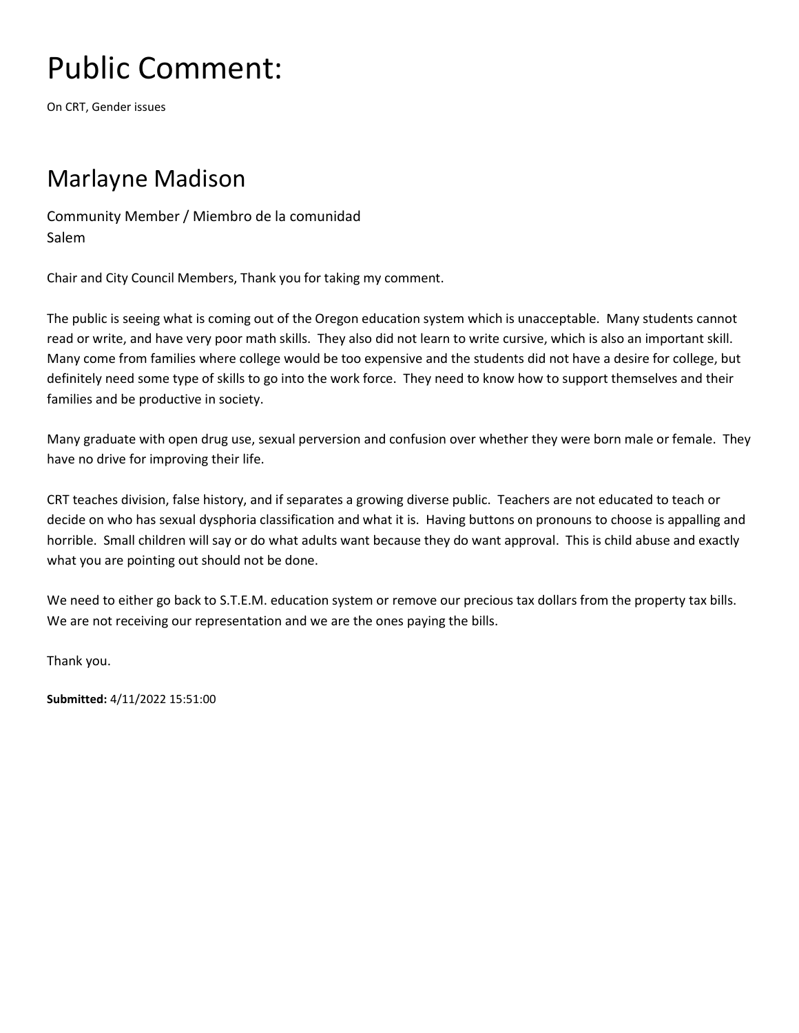# Public Comment:

On CRT, Gender issues

## Marlayne Madison

Community Member / Miembro de la comunidad
Salem

Chair and City Council Members, Thank you for taking my comment.

The public is seeing what is coming out of the Oregon education system which is unacceptable. Many students cannot read or write, and have very poor math skills. They also did not learn to write cursive, which is also an important skill. Many come from families where college would be too expensive and the students did not have a desire for college, but definitely need some type of skills to go into the work force. They need to know how to support themselves and their families and be productive in society.

Many graduate with open drug use, sexual perversion and confusion over whether they were born male or female. They have no drive for improving their life.

CRT teaches division, false history, and if separates a growing diverse public. Teachers are not educated to teach or decide on who has sexual dysphoria classification and what it is. Having buttons on pronouns to choose is appalling and horrible. Small children will say or do what adults want because they do want approval. This is child abuse and exactly what you are pointing out should not be done.

We need to either go back to S.T.E.M. education system or remove our precious tax dollars from the property tax bills. We are not receiving our representation and we are the ones paying the bills.

Thank you.

**Submitted:** 4/11/2022 15:51:00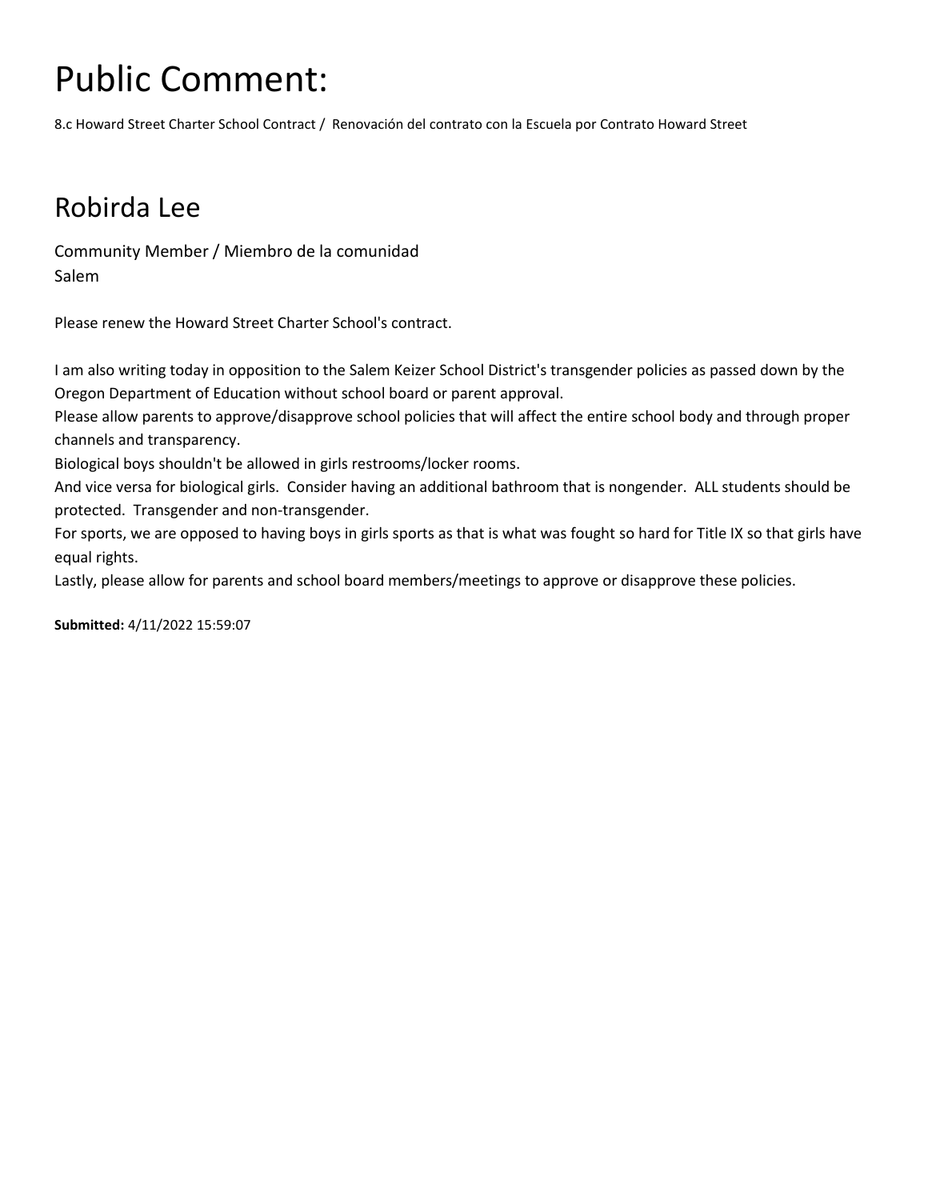# Public Comment:

8.c Howard Street Charter School Contract / Renovación del contrato con la Escuela por Contrato Howard Street

## Robirda Lee

Community Member / Miembro de la comunidad
Salem

Please renew the Howard Street Charter School's contract.

I am also writing today in opposition to the Salem Keizer School District's transgender policies as passed down by the Oregon Department of Education without school board or parent approval.
Please allow parents to approve/disapprove school policies that will affect the entire school body and through proper channels and transparency.
Biological boys shouldn't be allowed in girls restrooms/locker rooms.
And vice versa for biological girls. Consider having an additional bathroom that is nongender. ALL students should be protected. Transgender and non-transgender.
For sports, we are opposed to having boys in girls sports as that is what was fought so hard for Title IX so that girls have equal rights.
Lastly, please allow for parents and school board members/meetings to approve or disapprove these policies.

**Submitted:** 4/11/2022 15:59:07